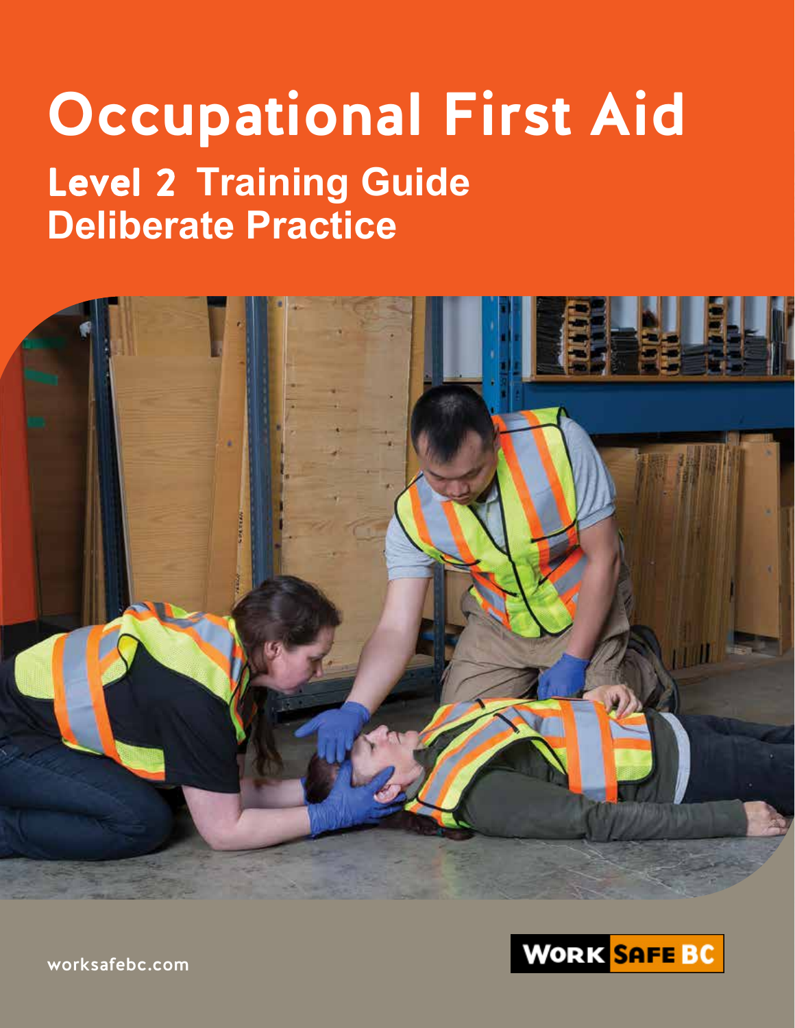# Occupational First Aid

## Level 2 Training Guide
## Deliberate Practice

worksafebc.com

WORK SAFE BC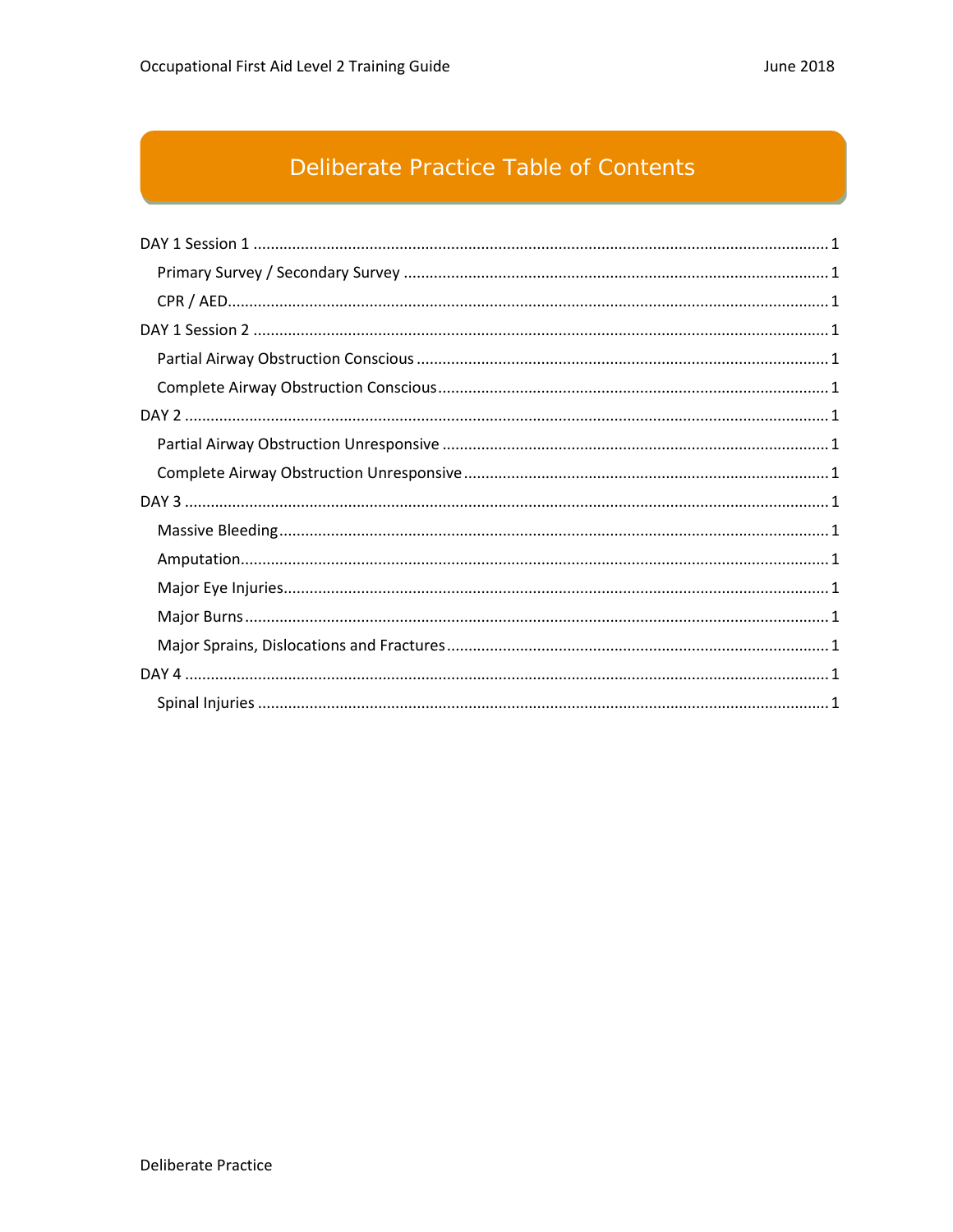# Deliberate Practice Table of Contents

DAY 1 Session 1 .......... 1

- Primary Survey / Secondary Survey .......... 1
- CPR / AED .......... 1

DAY 1 Session 2 .......... 1

- Partial Airway Obstruction Conscious .......... 1
- Complete Airway Obstruction Conscious .......... 1

DAY 2 .......... 1

- Partial Airway Obstruction Unresponsive .......... 1
- Complete Airway Obstruction Unresponsive .......... 1

DAY 3 .......... 1

- Massive Bleeding .......... 1
- Amputation .......... 1
- Major Eye Injuries .......... 1
- Major Burns .......... 1
- Major Sprains, Dislocations and Fractures .......... 1

DAY 4 .......... 1

- Spinal Injuries .......... 1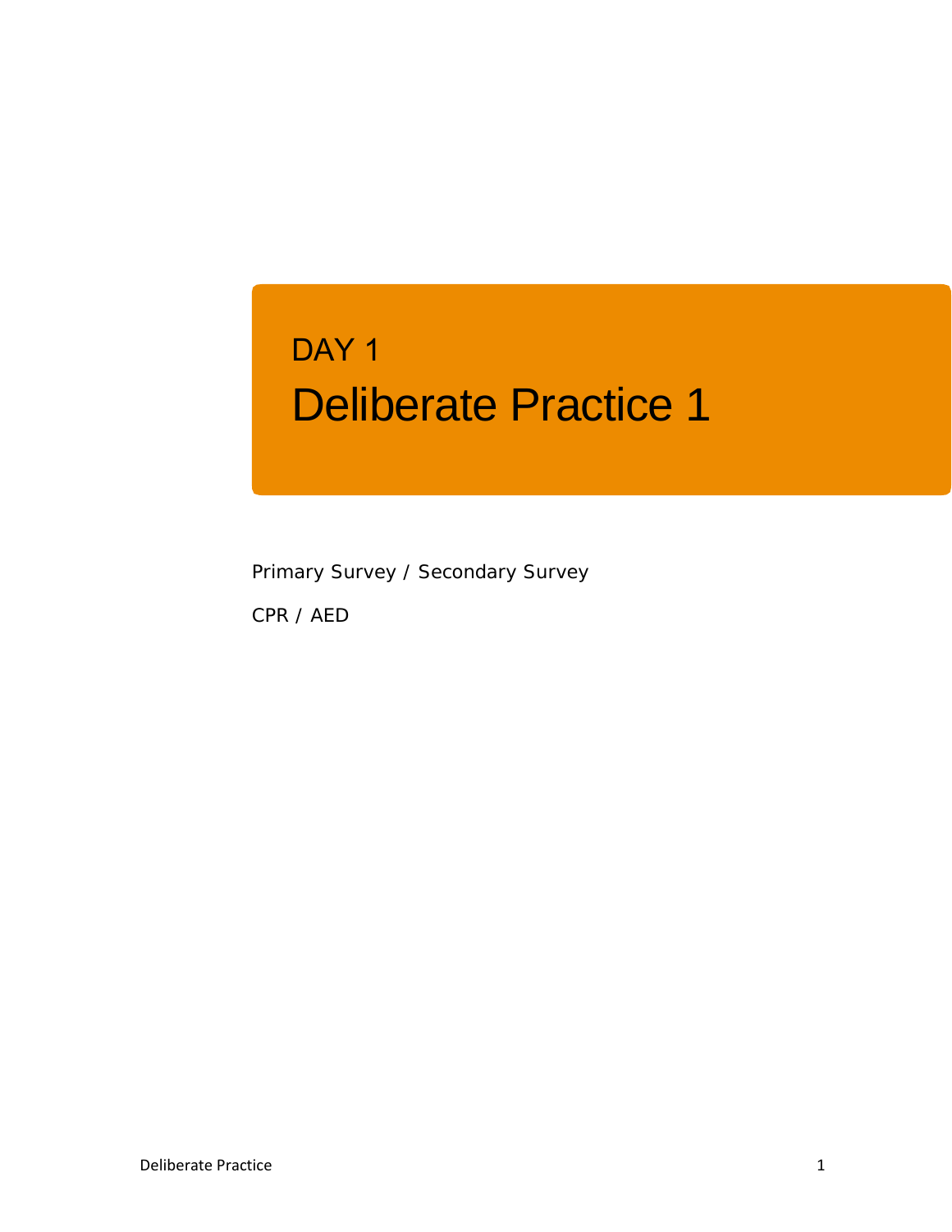DAY 1

# Deliberate Practice 1

Primary Survey / Secondary Survey

CPR / AED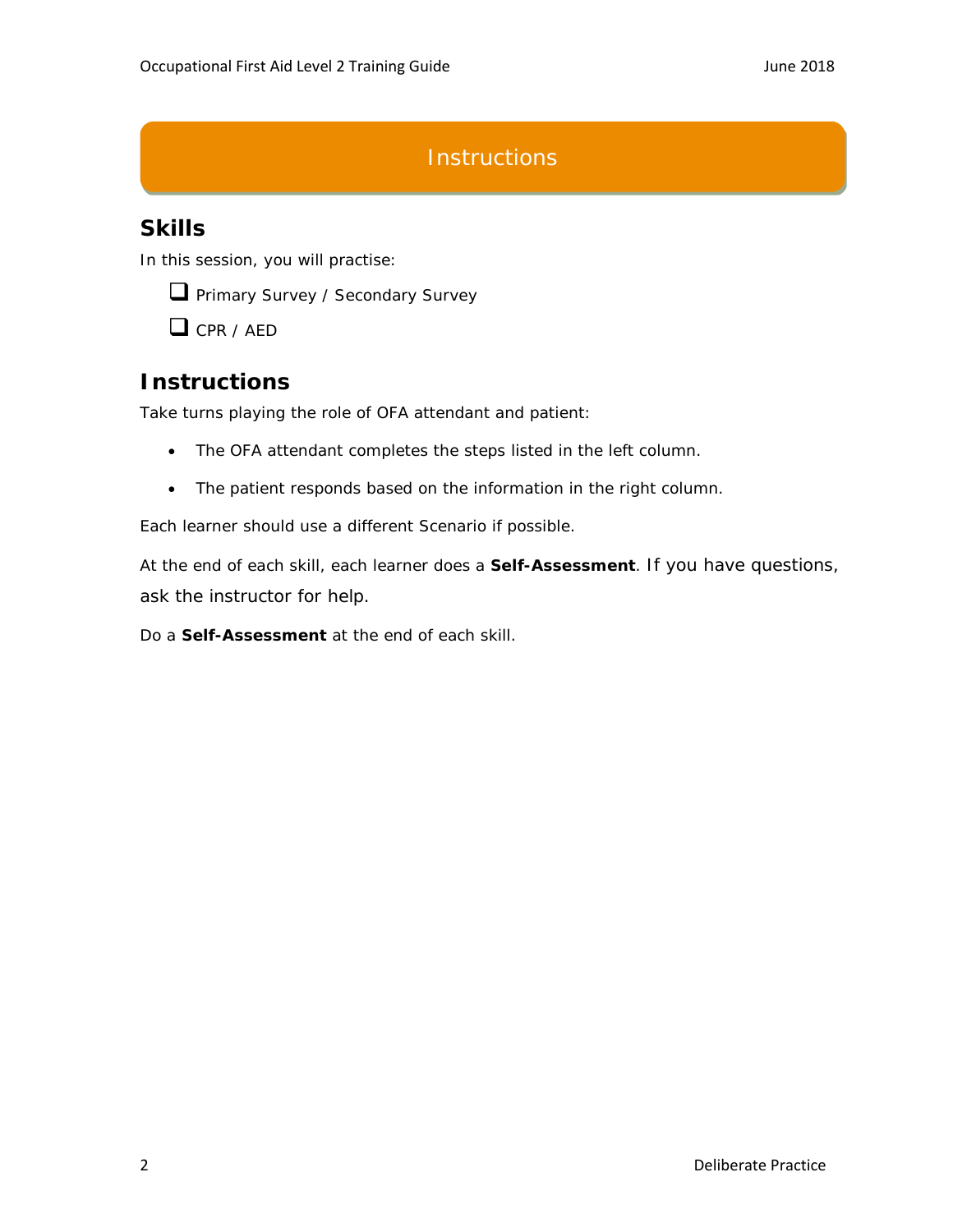# Instructions

## Skills

In this session, you will practise:

- [ ] Primary Survey / Secondary Survey
- [ ] CPR / AED

## Instructions

Take turns playing the role of OFA attendant and patient:

- The OFA attendant completes the steps listed in the left column.
- The patient responds based on the information in the right column.

Each learner should use a different Scenario if possible.

At the end of each skill, each learner does a **Self-Assessment**. If you have questions, ask the instructor for help.

Do a **Self-Assessment** at the end of each skill.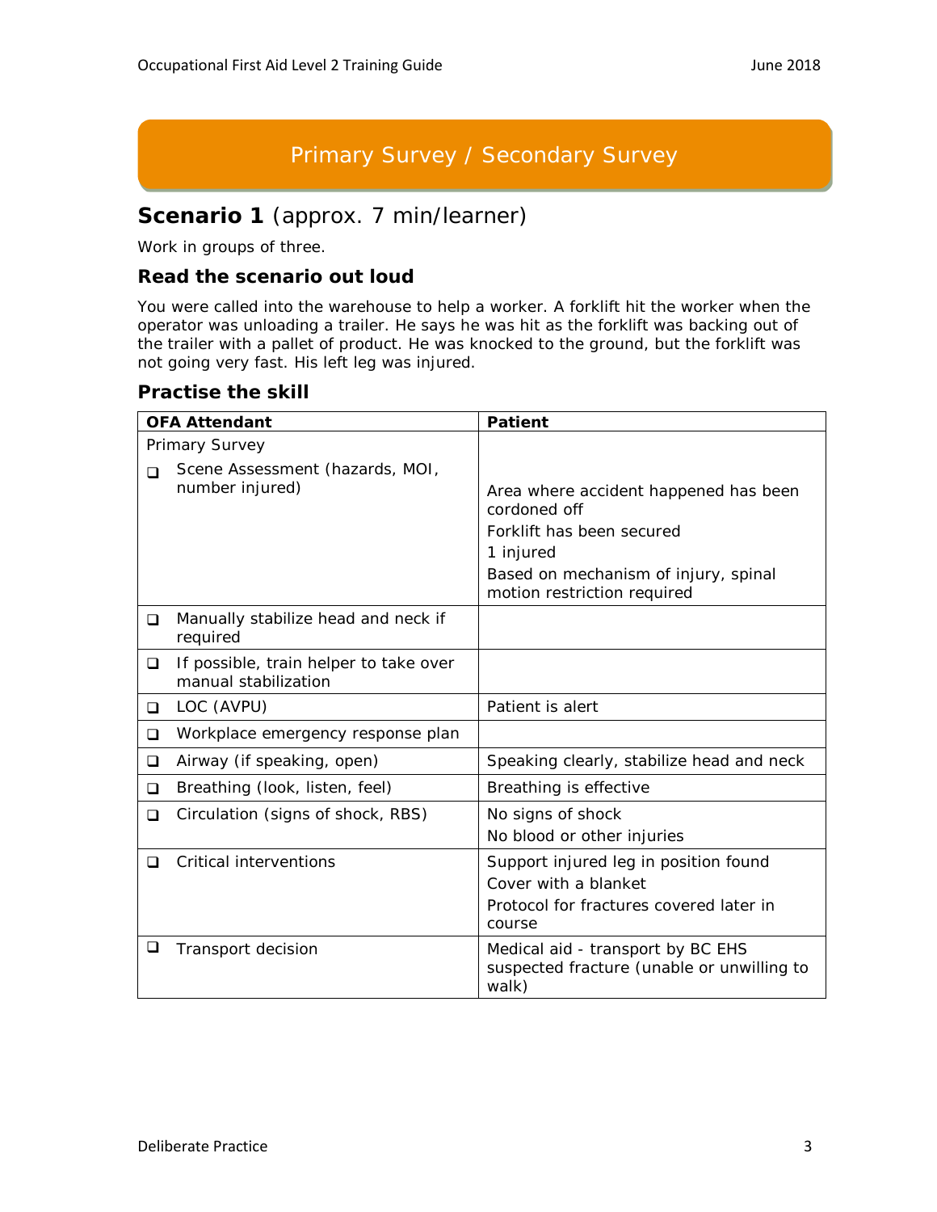## Primary Survey / Secondary Survey

## **Scenario 1** (approx. 7 min/learner)

Work in groups of three.

### Read the scenario out loud

You were called into the warehouse to help a worker. A forklift hit the worker when the operator was unloading a trailer. He says he was hit as the forklift was backing out of the trailer with a pallet of product. He was knocked to the ground, but the forklift was not going very fast. His left leg was injured.

### Practise the skill

| OFA Attendant | Patient |
| --- | --- |
| Primary Survey<br>❑ Scene Assessment (hazards, MOI, number injured) | Area where accident happened has been cordoned off<br>Forklift has been secured<br>1 injured<br>Based on mechanism of injury, spinal motion restriction required |
| ❑ Manually stabilize head and neck if required | |
| ❑ If possible, train helper to take over manual stabilization | |
| ❑ LOC (AVPU) | Patient is alert |
| ❑ Workplace emergency response plan | |
| ❑ Airway (if speaking, open) | Speaking clearly, stabilize head and neck |
| ❑ Breathing (look, listen, feel) | Breathing is effective |
| ❑ Circulation (signs of shock, RBS) | No signs of shock<br>No blood or other injuries |
| ❑ Critical interventions | Support injured leg in position found<br>Cover with a blanket<br>Protocol for fractures covered later in course |
| ❑ Transport decision | Medical aid - transport by BC EHS suspected fracture (unable or unwilling to walk) |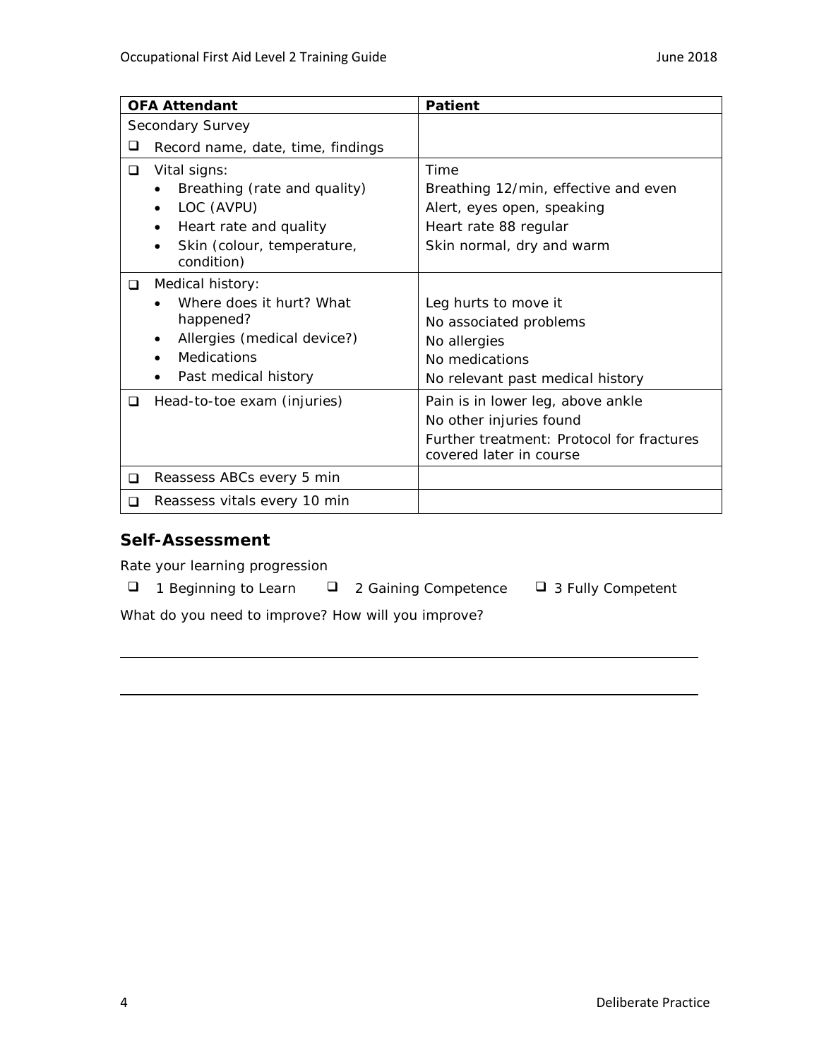| OFA Attendant | Patient |
|---|---|
| Secondary Survey<br>❑ Record name, date, time, findings | |
| ❑ Vital signs:<br>• Breathing (rate and quality)<br>• LOC (AVPU)<br>• Heart rate and quality<br>• Skin (colour, temperature, condition) | Time<br>Breathing 12/min, effective and even<br>Alert, eyes open, speaking<br>Heart rate 88 regular<br>Skin normal, dry and warm |
| ❑ Medical history:<br>• Where does it hurt? What happened?<br>• Allergies (medical device?)<br>• Medications<br>• Past medical history | <br>Leg hurts to move it<br>No associated problems<br>No allergies<br>No medications<br>No relevant past medical history |
| ❑ Head-to-toe exam (injuries) | Pain is in lower leg, above ankle<br>No other injuries found<br>Further treatment: Protocol for fractures covered later in course |
| ❑ Reassess ABCs every 5 min | |
| ❑ Reassess vitals every 10 min | |

## Self-Assessment

Rate your learning progression

❑ 1 Beginning to Learn ❑ 2 Gaining Competence ❑ 3 Fully Competent

What do you need to improve? How will you improve?

\_\_\_\_\_\_\_\_\_\_\_\_\_\_\_\_\_\_\_\_\_\_\_\_\_\_\_\_\_\_\_\_\_\_\_\_\_\_\_\_\_\_\_\_\_\_\_\_\_\_\_\_\_\_\_\_\_\_\_\_

\_\_\_\_\_\_\_\_\_\_\_\_\_\_\_\_\_\_\_\_\_\_\_\_\_\_\_\_\_\_\_\_\_\_\_\_\_\_\_\_\_\_\_\_\_\_\_\_\_\_\_\_\_\_\_\_\_\_\_\_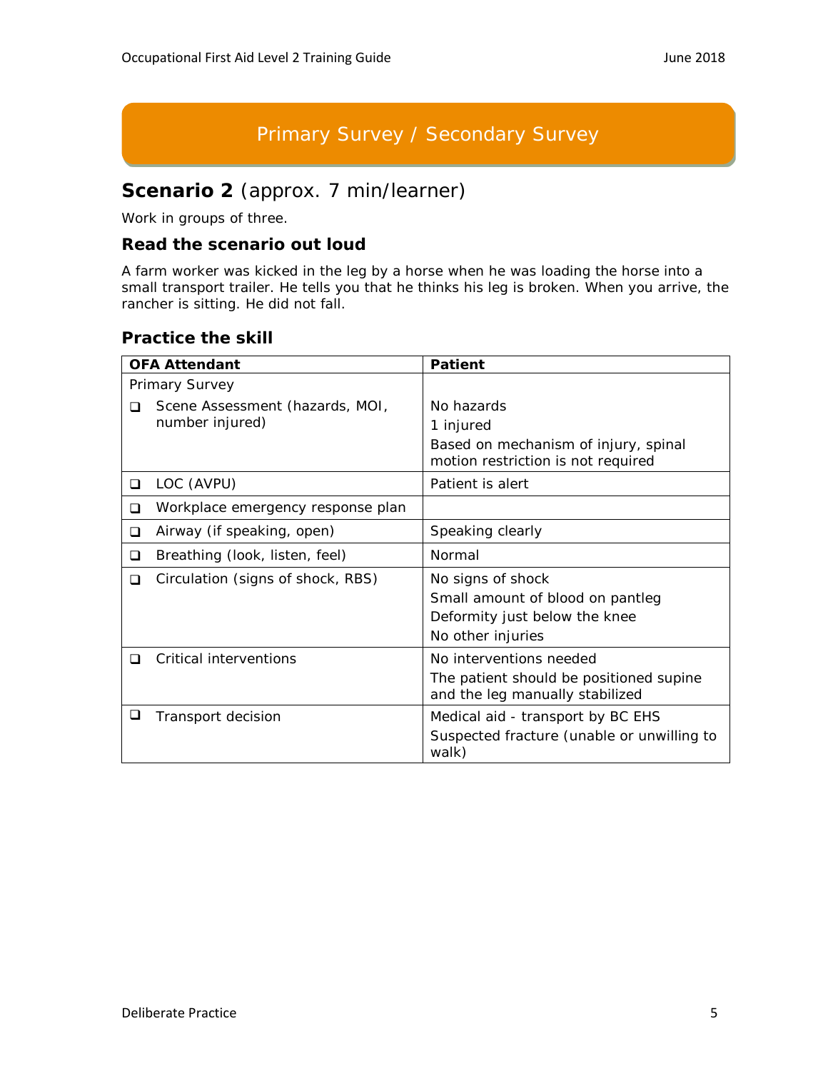## Primary Survey / Secondary Survey

### **Scenario 2** (approx. 7 min/learner)

Work in groups of three.

#### Read the scenario out loud

A farm worker was kicked in the leg by a horse when he was loading the horse into a small transport trailer. He tells you that he thinks his leg is broken. When you arrive, the rancher is sitting. He did not fall.

#### Practice the skill

| OFA Attendant | Patient |
|---|---|
| Primary Survey<br>❑ Scene Assessment (hazards, MOI, number injured) | No hazards<br>1 injured<br>Based on mechanism of injury, spinal motion restriction is not required |
| ❑ LOC (AVPU) | Patient is alert |
| ❑ Workplace emergency response plan | |
| ❑ Airway (if speaking, open) | Speaking clearly |
| ❑ Breathing (look, listen, feel) | Normal |
| ❑ Circulation (signs of shock, RBS) | No signs of shock<br>Small amount of blood on pantleg<br>Deformity just below the knee<br>No other injuries |
| ❑ Critical interventions | No interventions needed<br>The patient should be positioned supine and the leg manually stabilized |
| ❑ Transport decision | Medical aid - transport by BC EHS<br>Suspected fracture (unable or unwilling to walk) |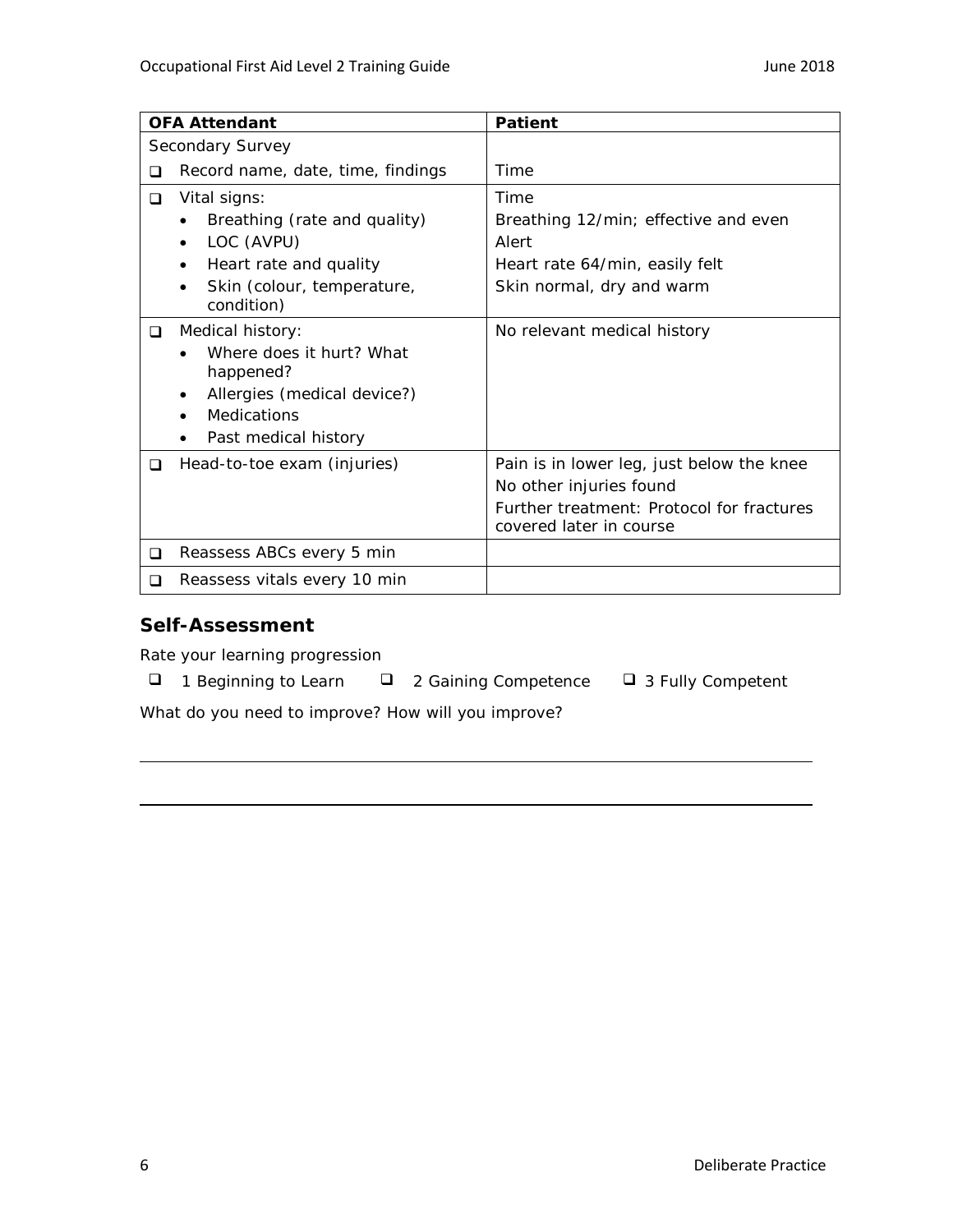| OFA Attendant | Patient |
|---|---|
| Secondary Survey | |
| ❑ Record name, date, time, findings | Time |
| ❑ Vital signs:<br>• Breathing (rate and quality)<br>• LOC (AVPU)<br>• Heart rate and quality<br>• Skin (colour, temperature, condition) | Time<br>Breathing 12/min; effective and even<br>Alert<br>Heart rate 64/min, easily felt<br>Skin normal, dry and warm |
| ❑ Medical history:<br>• Where does it hurt? What happened?<br>• Allergies (medical device?)<br>• Medications<br>• Past medical history | No relevant medical history |
| ❑ Head-to-toe exam (injuries) | Pain is in lower leg, just below the knee<br>No other injuries found<br>Further treatment: Protocol for fractures covered later in course |
| ❑ Reassess ABCs every 5 min | |
| ❑ Reassess vitals every 10 min | |

## Self-Assessment

Rate your learning progression

❑ 1 Beginning to Learn ❑ 2 Gaining Competence ❑ 3 Fully Competent

What do you need to improve? How will you improve?

\_\_\_\_\_\_\_\_\_\_\_\_\_\_\_\_\_\_\_\_\_\_\_\_\_\_\_\_\_\_\_\_\_\_\_\_\_\_\_\_\_\_\_\_\_\_\_\_\_\_\_\_\_\_\_\_\_\_\_\_\_\_\_\_\_\_\_\_\_\_\_\_

\_\_\_\_\_\_\_\_\_\_\_\_\_\_\_\_\_\_\_\_\_\_\_\_\_\_\_\_\_\_\_\_\_\_\_\_\_\_\_\_\_\_\_\_\_\_\_\_\_\_\_\_\_\_\_\_\_\_\_\_\_\_\_\_\_\_\_\_\_\_\_\_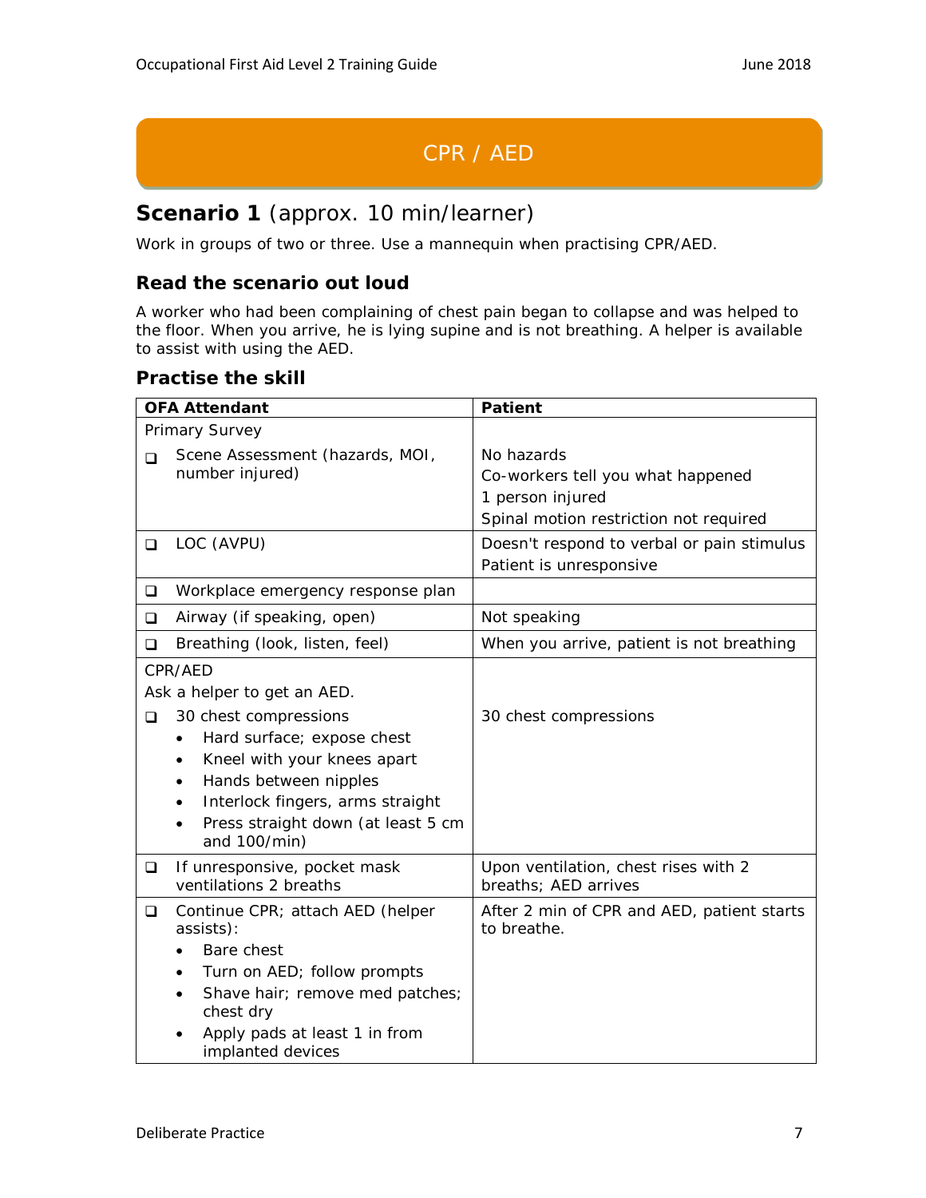# CPR / AED

## **Scenario 1** (approx. 10 min/learner)

Work in groups of two or three. Use a mannequin when practising CPR/AED.

### Read the scenario out loud

A worker who had been complaining of chest pain began to collapse and was helped to the floor. When you arrive, he is lying supine and is not breathing. A helper is available to assist with using the AED.

### Practise the skill

| OFA Attendant | Patient |
|---|---|
| Primary Survey<br>❑ Scene Assessment (hazards, MOI, number injured) | No hazards<br>Co-workers tell you what happened<br>1 person injured<br>Spinal motion restriction not required |
| ❑ LOC (AVPU) | Doesn't respond to verbal or pain stimulus<br>Patient is unresponsive |
| ❑ Workplace emergency response plan | |
| ❑ Airway (if speaking, open) | Not speaking |
| ❑ Breathing (look, listen, feel) | When you arrive, patient is not breathing |
| CPR/AED<br>Ask a helper to get an AED.<br>❑ 30 chest compressions<br>• Hard surface; expose chest<br>• Kneel with your knees apart<br>• Hands between nipples<br>• Interlock fingers, arms straight<br>• Press straight down (at least 5 cm and 100/min) | 30 chest compressions |
| ❑ If unresponsive, pocket mask ventilations 2 breaths | Upon ventilation, chest rises with 2 breaths; AED arrives |
| ❑ Continue CPR; attach AED (helper assists):<br>• Bare chest<br>• Turn on AED; follow prompts<br>• Shave hair; remove med patches; chest dry<br>• Apply pads at least 1 in from implanted devices | After 2 min of CPR and AED, patient starts to breathe. |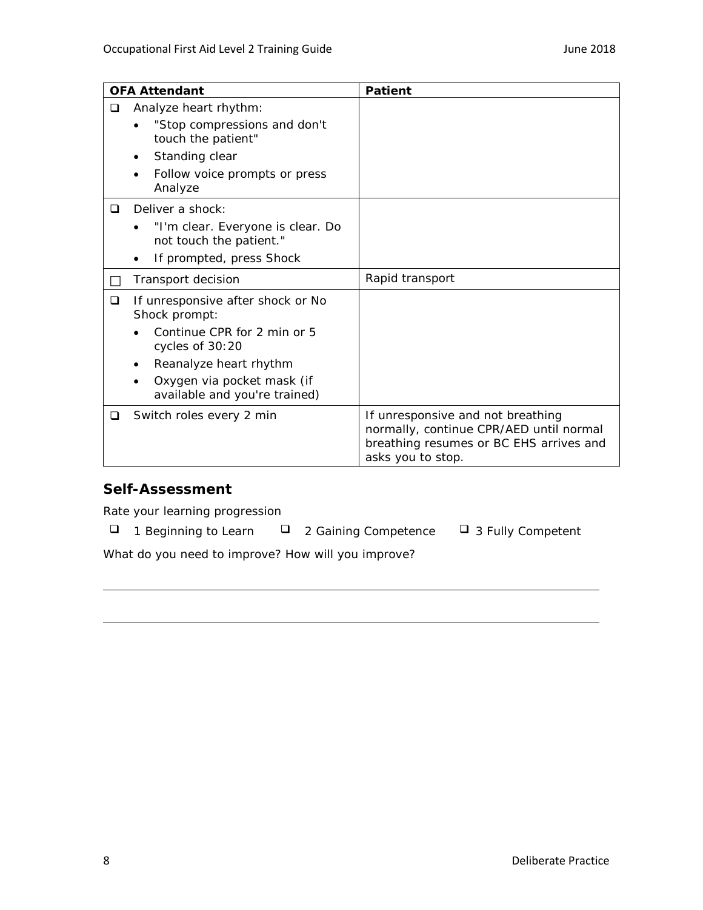| OFA Attendant | Patient |
|---|---|
| ❑ Analyze heart rhythm:<br>• "Stop compressions and don't touch the patient"<br>• Standing clear<br>• Follow voice prompts or press Analyze | |
| ❑ Deliver a shock:<br>• "I'm clear. Everyone is clear. Do not touch the patient."<br>• If prompted, press Shock | |
| ☐ Transport decision | Rapid transport |
| ❑ If unresponsive after shock or No Shock prompt:<br>• Continue CPR for 2 min or 5 cycles of 30:20<br>• Reanalyze heart rhythm<br>• Oxygen via pocket mask (if available and you're trained) | |
| ❑ Switch roles every 2 min | If unresponsive and not breathing normally, continue CPR/AED until normal breathing resumes or BC EHS arrives and asks you to stop. |

## Self-Assessment

Rate your learning progression

❑ 1 Beginning to Learn ❑ 2 Gaining Competence ❑ 3 Fully Competent

What do you need to improve? How will you improve?

\_\_\_\_\_\_\_\_\_\_\_\_\_\_\_\_\_\_\_\_\_\_\_\_\_\_\_\_\_\_\_\_\_\_\_\_\_\_\_\_\_\_\_\_\_\_\_\_\_\_\_\_\_\_\_\_\_\_\_\_

\_\_\_\_\_\_\_\_\_\_\_\_\_\_\_\_\_\_\_\_\_\_\_\_\_\_\_\_\_\_\_\_\_\_\_\_\_\_\_\_\_\_\_\_\_\_\_\_\_\_\_\_\_\_\_\_\_\_\_\_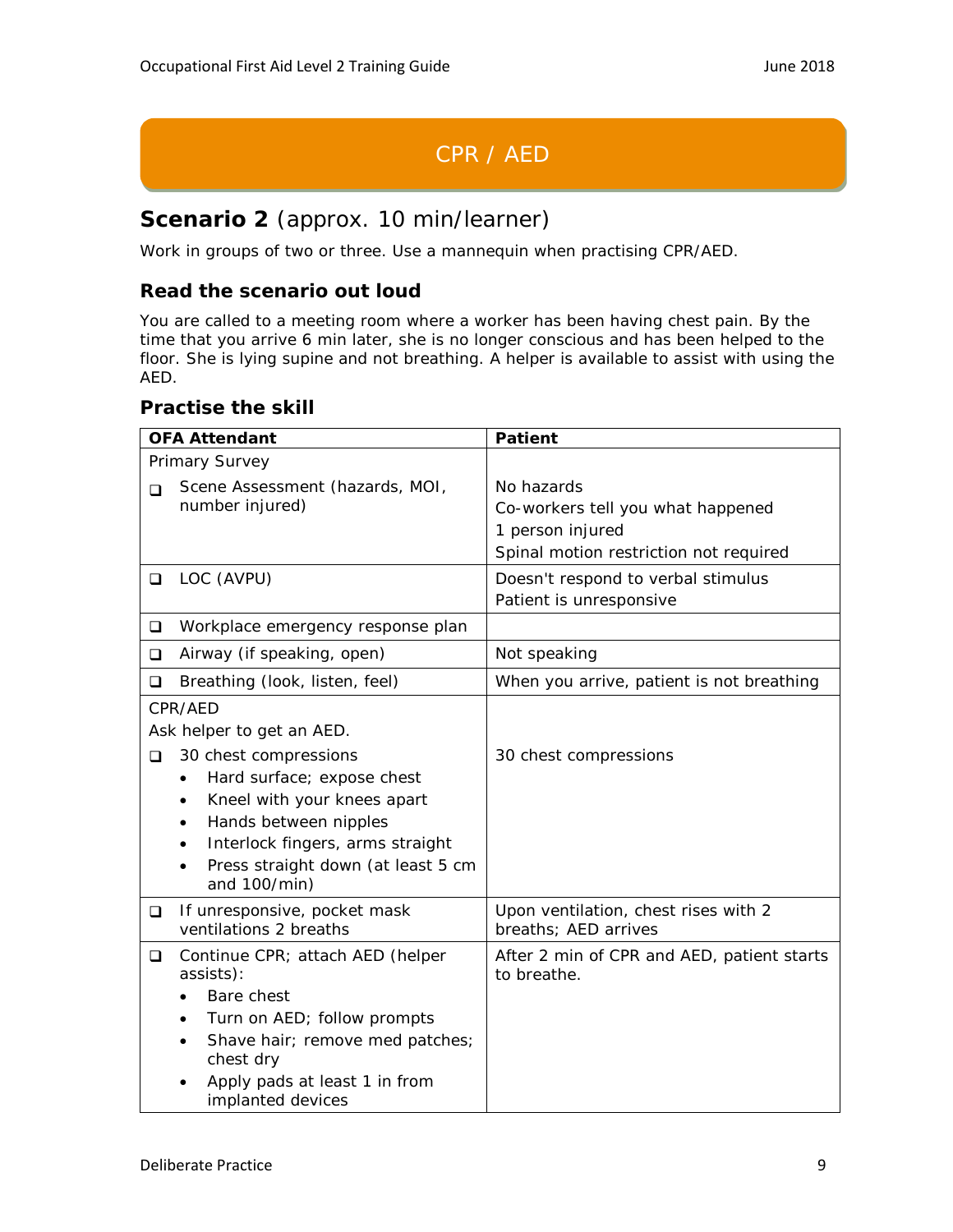# CPR / AED

## **Scenario 2** (approx. 10 min/learner)

Work in groups of two or three. Use a mannequin when practising CPR/AED.

### Read the scenario out loud

You are called to a meeting room where a worker has been having chest pain. By the time that you arrive 6 min later, she is no longer conscious and has been helped to the floor. She is lying supine and not breathing. A helper is available to assist with using the AED.

### Practise the skill

| OFA Attendant | Patient |
| --- | --- |
| Primary Survey<br>❑ Scene Assessment (hazards, MOI, number injured) | No hazards<br>Co-workers tell you what happened<br>1 person injured<br>Spinal motion restriction not required |
| ❑ LOC (AVPU) | Doesn't respond to verbal stimulus<br>Patient is unresponsive |
| ❑ Workplace emergency response plan | |
| ❑ Airway (if speaking, open) | Not speaking |
| ❑ Breathing (look, listen, feel) | When you arrive, patient is not breathing |
| CPR/AED<br>Ask helper to get an AED.<br>❑ 30 chest compressions<br>• Hard surface; expose chest<br>• Kneel with your knees apart<br>• Hands between nipples<br>• Interlock fingers, arms straight<br>• Press straight down (at least 5 cm and 100/min) | 30 chest compressions |
| ❑ If unresponsive, pocket mask ventilations 2 breaths | Upon ventilation, chest rises with 2 breaths; AED arrives |
| ❑ Continue CPR; attach AED (helper assists):<br>• Bare chest<br>• Turn on AED; follow prompts<br>• Shave hair; remove med patches; chest dry<br>• Apply pads at least 1 in from implanted devices | After 2 min of CPR and AED, patient starts to breathe. |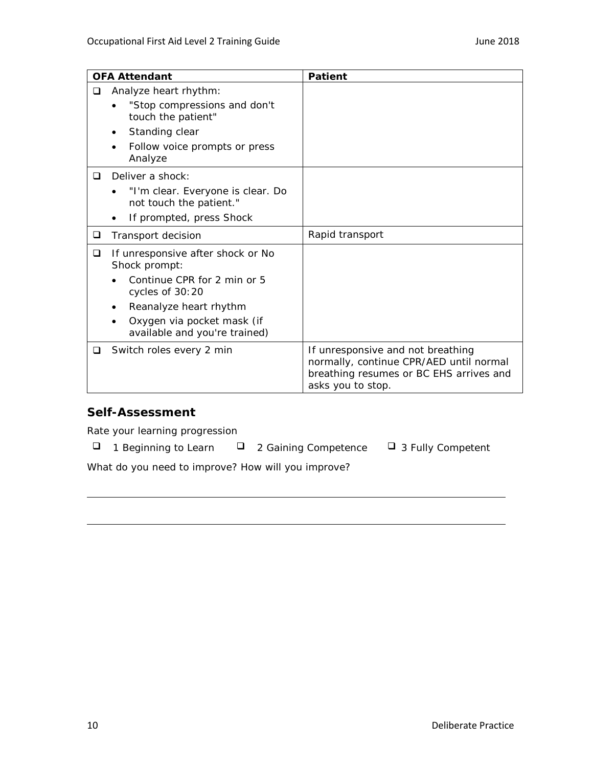| OFA Attendant | Patient |
|---|---|
| ❑ Analyze heart rhythm:<br>• "Stop compressions and don't touch the patient"<br>• Standing clear<br>• Follow voice prompts or press Analyze | |
| ❑ Deliver a shock:<br>• "I'm clear. Everyone is clear. Do not touch the patient."<br>• If prompted, press Shock | |
| ❑ Transport decision | Rapid transport |
| ❑ If unresponsive after shock or No Shock prompt:<br>• Continue CPR for 2 min or 5 cycles of 30:20<br>• Reanalyze heart rhythm<br>• Oxygen via pocket mask (if available and you're trained) | |
| ❑ Switch roles every 2 min | If unresponsive and not breathing normally, continue CPR/AED until normal breathing resumes or BC EHS arrives and asks you to stop. |

## Self-Assessment

Rate your learning progression

❑ 1 Beginning to Learn ❑ 2 Gaining Competence ❑ 3 Fully Competent

What do you need to improve? How will you improve?

\_\_\_\_\_\_\_\_\_\_\_\_\_\_\_\_\_\_\_\_\_\_\_\_\_\_\_\_\_\_\_\_\_\_\_\_\_\_\_\_\_\_\_\_\_\_\_\_\_\_\_\_\_\_\_\_\_\_\_\_

\_\_\_\_\_\_\_\_\_\_\_\_\_\_\_\_\_\_\_\_\_\_\_\_\_\_\_\_\_\_\_\_\_\_\_\_\_\_\_\_\_\_\_\_\_\_\_\_\_\_\_\_\_\_\_\_\_\_\_\_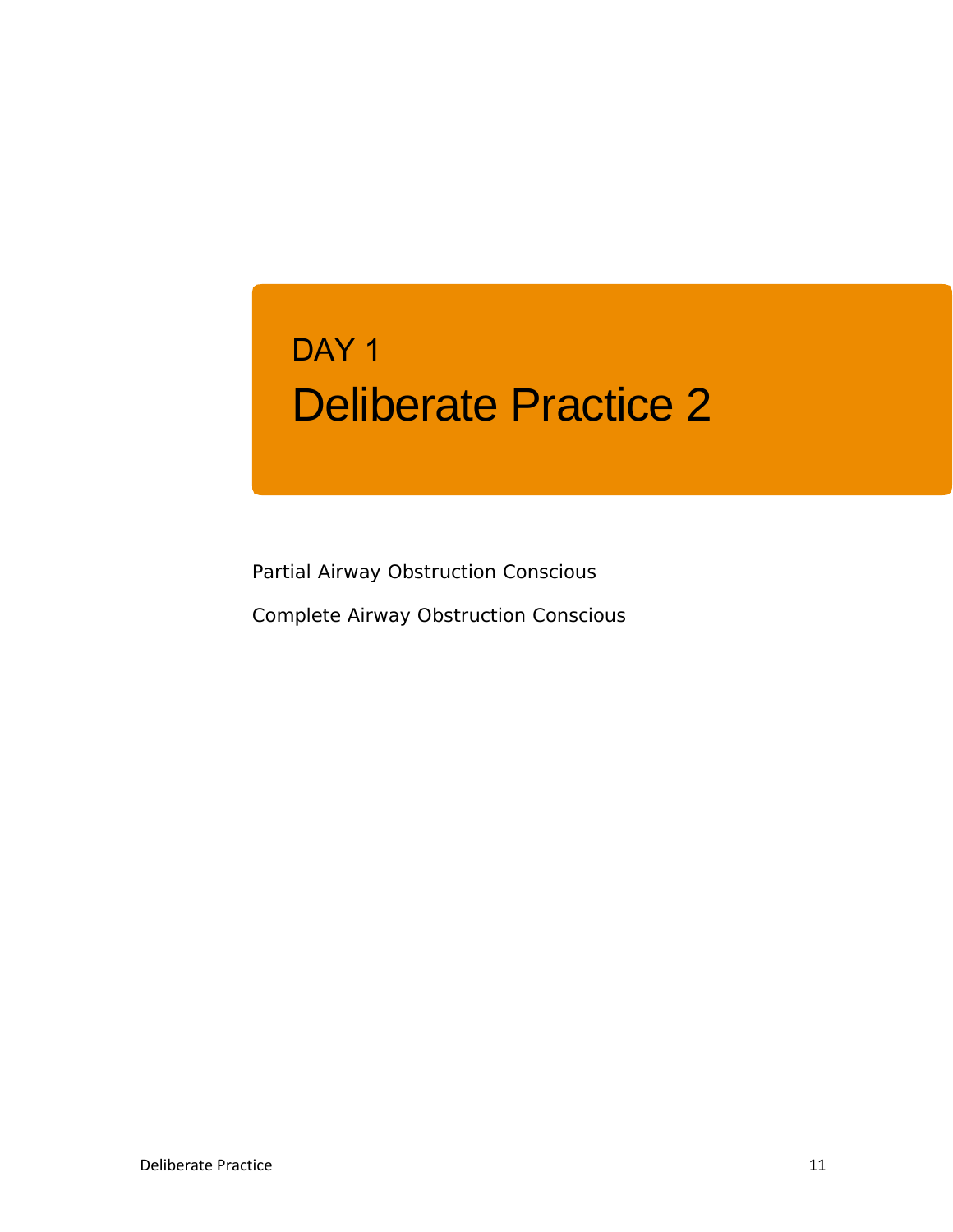DAY 1

# Deliberate Practice 2

Partial Airway Obstruction Conscious

Complete Airway Obstruction Conscious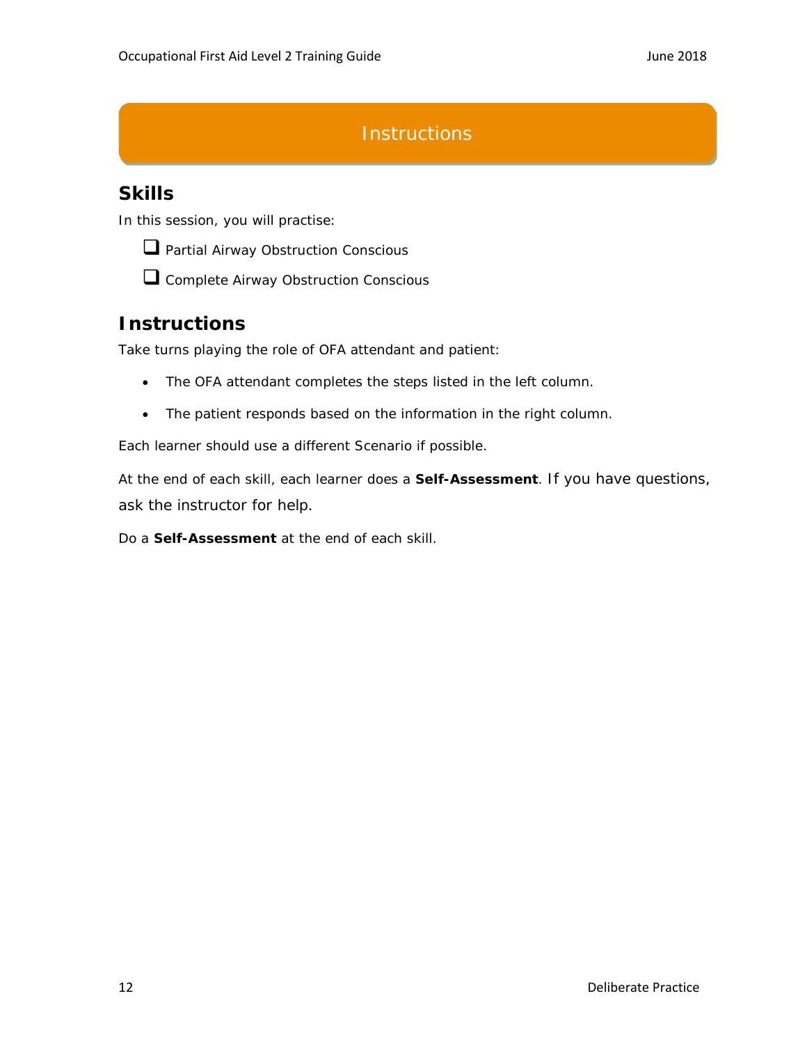# Instructions

## Skills

In this session, you will practise:

- [ ] Partial Airway Obstruction Conscious
- [ ] Complete Airway Obstruction Conscious

## Instructions

Take turns playing the role of OFA attendant and patient:

- The OFA attendant completes the steps listed in the left column.
- The patient responds based on the information in the right column.

Each learner should use a different Scenario if possible.

At the end of each skill, each learner does a **Self-Assessment**. If you have questions, ask the instructor for help.

Do a **Self-Assessment** at the end of each skill.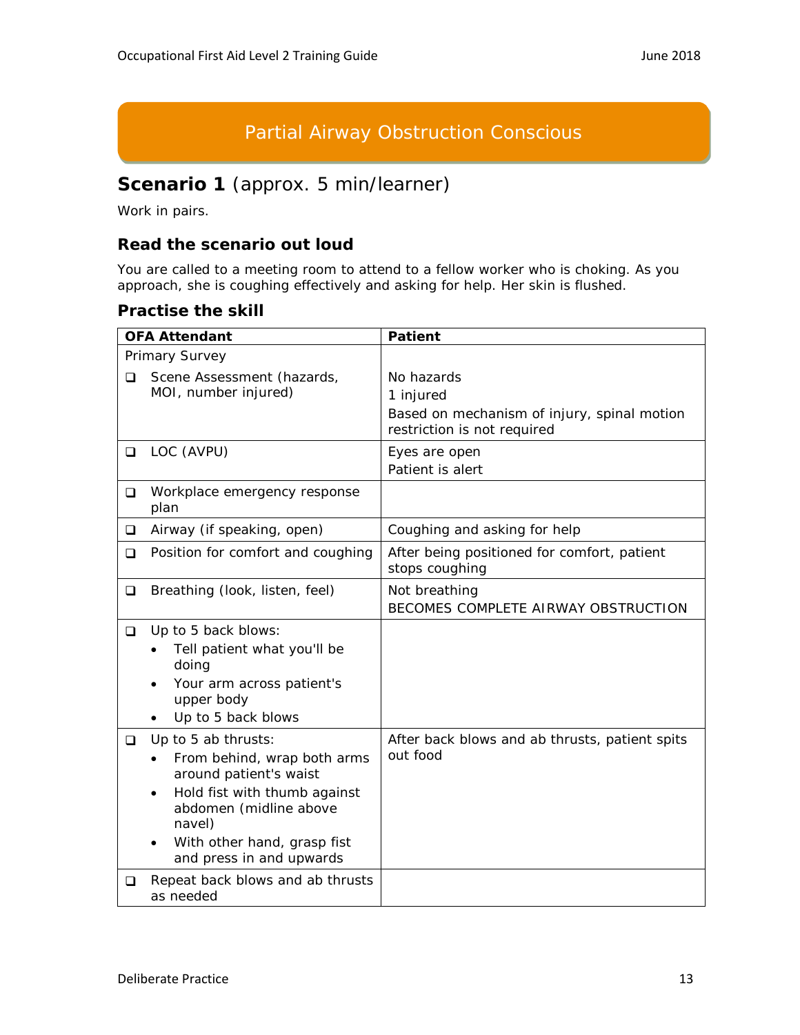# Partial Airway Obstruction Conscious

## **Scenario 1** (approx. 5 min/learner)

Work in pairs.

### Read the scenario out loud

You are called to a meeting room to attend to a fellow worker who is choking. As you approach, she is coughing effectively and asking for help. Her skin is flushed.

### Practise the skill

| OFA Attendant | Patient |
|---|---|
| Primary Survey<br>❑ Scene Assessment (hazards, MOI, number injured) | No hazards<br>1 injured<br>Based on mechanism of injury, spinal motion restriction is not required |
| ❑ LOC (AVPU) | Eyes are open<br>Patient is alert |
| ❑ Workplace emergency response plan | |
| ❑ Airway (if speaking, open) | Coughing and asking for help |
| ❑ Position for comfort and coughing | After being positioned for comfort, patient stops coughing |
| ❑ Breathing (look, listen, feel) | Not breathing<br>BECOMES COMPLETE AIRWAY OBSTRUCTION |
| ❑ Up to 5 back blows:<br>• Tell patient what you'll be doing<br>• Your arm across patient's upper body<br>• Up to 5 back blows | |
| ❑ Up to 5 ab thrusts:<br>• From behind, wrap both arms around patient's waist<br>• Hold fist with thumb against abdomen (midline above navel)<br>• With other hand, grasp fist and press in and upwards | After back blows and ab thrusts, patient spits out food |
| ❑ Repeat back blows and ab thrusts as needed | |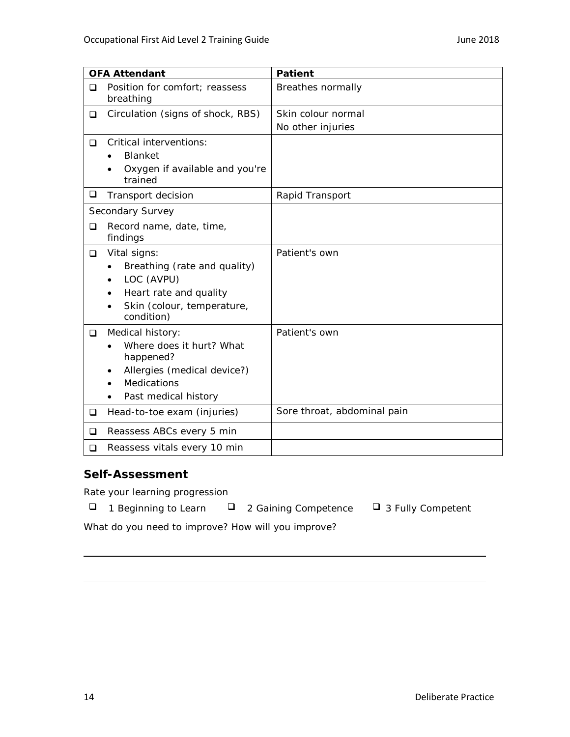| OFA Attendant | Patient |
|---|---|
| ❑ Position for comfort; reassess breathing | Breathes normally |
| ❑ Circulation (signs of shock, RBS) | Skin colour normal<br>No other injuries |
| ❑ Critical interventions:<br>• Blanket<br>• Oxygen if available and you're trained | |
| ❑ Transport decision | Rapid Transport |
| Secondary Survey<br>❑ Record name, date, time, findings | |
| ❑ Vital signs:<br>• Breathing (rate and quality)<br>• LOC (AVPU)<br>• Heart rate and quality<br>• Skin (colour, temperature, condition) | Patient's own |
| ❑ Medical history:<br>• Where does it hurt? What happened?<br>• Allergies (medical device?)<br>• Medications<br>• Past medical history | Patient's own |
| ❑ Head-to-toe exam (injuries) | Sore throat, abdominal pain |
| ❑ Reassess ABCs every 5 min | |
| ❑ Reassess vitals every 10 min | |

### Self-Assessment

Rate your learning progression

❑ 1 Beginning to Learn ❑ 2 Gaining Competence ❑ 3 Fully Competent

What do you need to improve? How will you improve?

___

___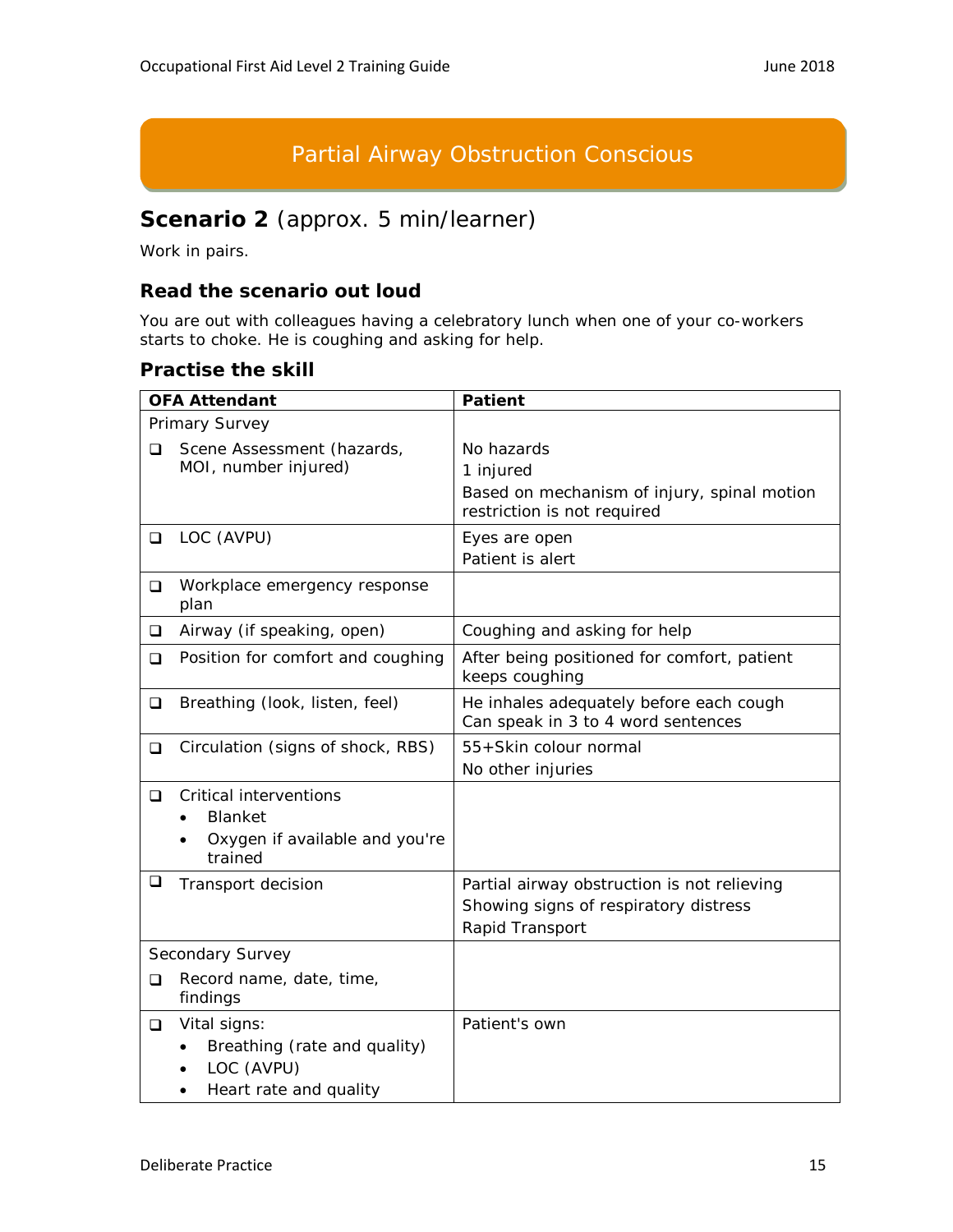## Partial Airway Obstruction Conscious

## **Scenario 2** (approx. 5 min/learner)

Work in pairs.

### Read the scenario out loud

You are out with colleagues having a celebratory lunch when one of your co-workers starts to choke. He is coughing and asking for help.

### Practise the skill

| OFA Attendant | Patient |
|---|---|
| Primary Survey<br>❑ Scene Assessment (hazards, MOI, number injured) | No hazards<br>1 injured<br>Based on mechanism of injury, spinal motion restriction is not required |
| ❑ LOC (AVPU) | Eyes are open<br>Patient is alert |
| ❑ Workplace emergency response plan | |
| ❑ Airway (if speaking, open) | Coughing and asking for help |
| ❑ Position for comfort and coughing | After being positioned for comfort, patient keeps coughing |
| ❑ Breathing (look, listen, feel) | He inhales adequately before each cough<br>Can speak in 3 to 4 word sentences |
| ❑ Circulation (signs of shock, RBS) | 55+Skin colour normal<br>No other injuries |
| ❑ Critical interventions<br>• Blanket<br>• Oxygen if available and you're trained | |
| ❑ Transport decision | Partial airway obstruction is not relieving<br>Showing signs of respiratory distress<br>Rapid Transport |
| Secondary Survey<br>❑ Record name, date, time, findings | |
| ❑ Vital signs:<br>• Breathing (rate and quality)<br>• LOC (AVPU)<br>• Heart rate and quality | Patient's own |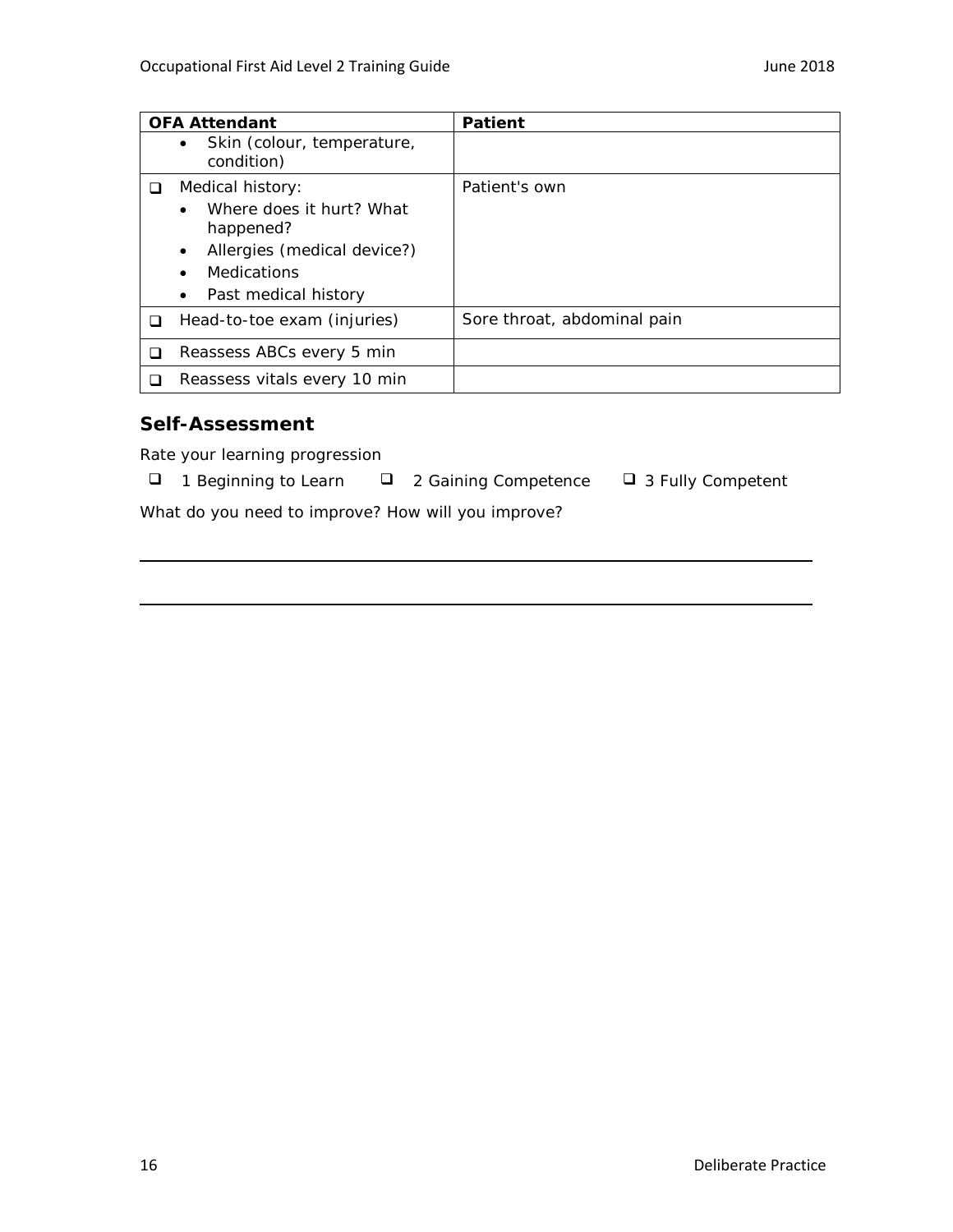| OFA Attendant | Patient |
|---|---|
| • Skin (colour, temperature, condition) | |
| ❑ Medical history:<br>• Where does it hurt? What happened?<br>• Allergies (medical device?)<br>• Medications<br>• Past medical history | Patient's own |
| ❑ Head-to-toe exam (injuries) | Sore throat, abdominal pain |
| ❑ Reassess ABCs every 5 min | |
| ❑ Reassess vitals every 10 min | |

### Self-Assessment

Rate your learning progression

❑ 1 Beginning to Learn ❑ 2 Gaining Competence ❑ 3 Fully Competent

What do you need to improve? How will you improve?

______________________________________________________________________

______________________________________________________________________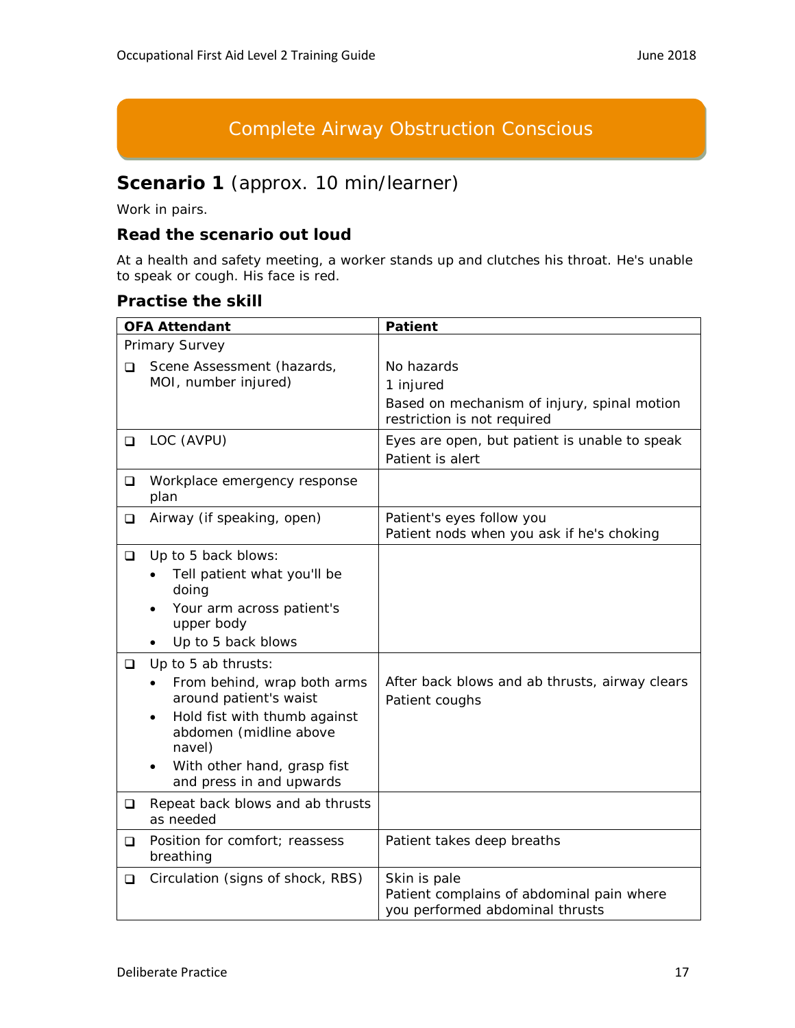# Complete Airway Obstruction Conscious

## Scenario 1 (approx. 10 min/learner)

Work in pairs.

### Read the scenario out loud

At a health and safety meeting, a worker stands up and clutches his throat. He's unable to speak or cough. His face is red.

### Practise the skill

| OFA Attendant | Patient |
|---|---|
| Primary Survey<br>❑ Scene Assessment (hazards, MOI, number injured) | No hazards<br>1 injured<br>Based on mechanism of injury, spinal motion restriction is not required |
| ❑ LOC (AVPU) | Eyes are open, but patient is unable to speak<br>Patient is alert |
| ❑ Workplace emergency response plan | |
| ❑ Airway (if speaking, open) | Patient's eyes follow you<br>Patient nods when you ask if he's choking |
| ❑ Up to 5 back blows:<br>• Tell patient what you'll be doing<br>• Your arm across patient's upper body<br>• Up to 5 back blows | |
| ❑ Up to 5 ab thrusts:<br>• From behind, wrap both arms around patient's waist<br>• Hold fist with thumb against abdomen (midline above navel)<br>• With other hand, grasp fist and press in and upwards | After back blows and ab thrusts, airway clears<br>Patient coughs |
| ❑ Repeat back blows and ab thrusts as needed | |
| ❑ Position for comfort; reassess breathing | Patient takes deep breaths |
| ❑ Circulation (signs of shock, RBS) | Skin is pale<br>Patient complains of abdominal pain where you performed abdominal thrusts |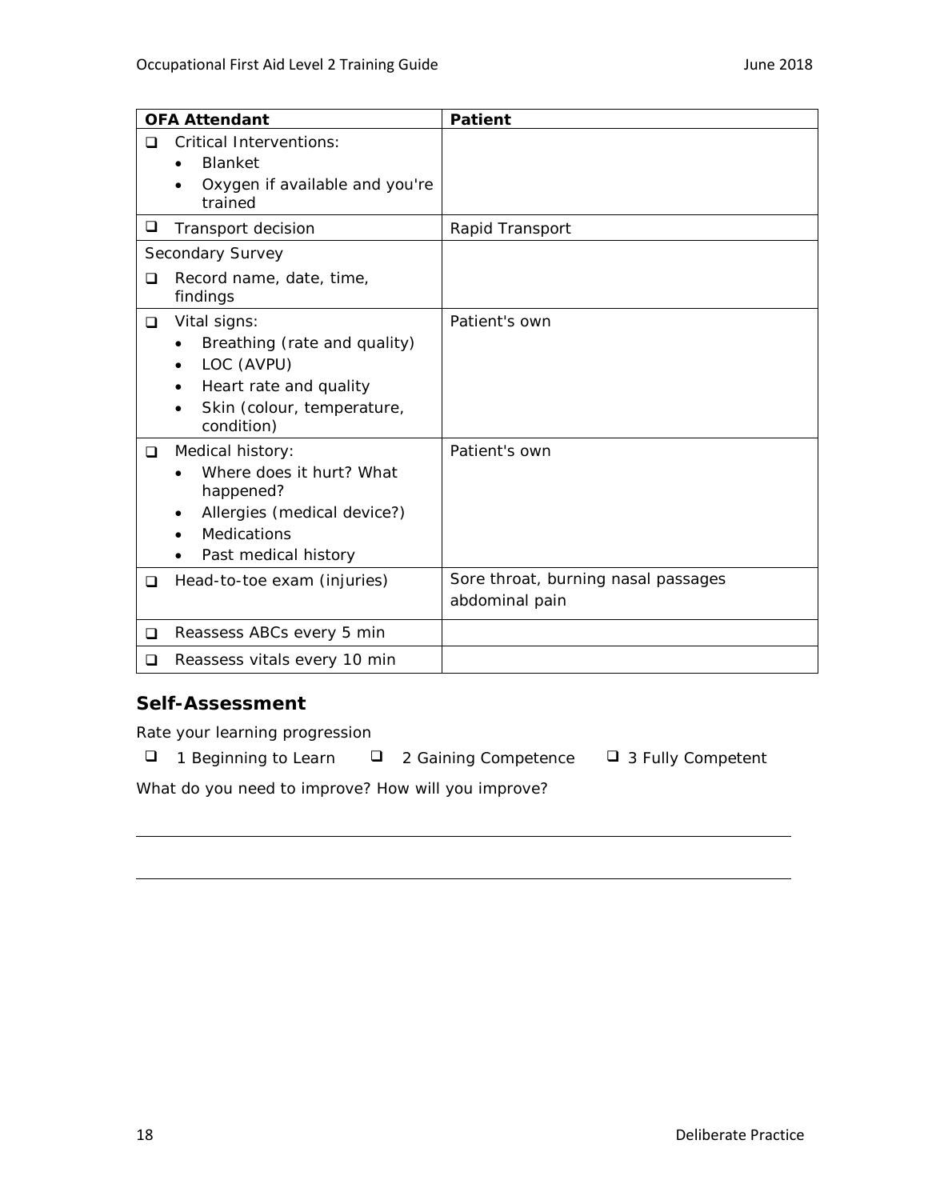| OFA Attendant | Patient |
| --- | --- |
| ❑ Critical Interventions:<br>• Blanket<br>• Oxygen if available and you're trained | |
| ❑ Transport decision | Rapid Transport |
| Secondary Survey<br>❑ Record name, date, time, findings | |
| ❑ Vital signs:<br>• Breathing (rate and quality)<br>• LOC (AVPU)<br>• Heart rate and quality<br>• Skin (colour, temperature, condition) | Patient's own |
| ❑ Medical history:<br>• Where does it hurt? What happened?<br>• Allergies (medical device?)<br>• Medications<br>• Past medical history | Patient's own |
| ❑ Head-to-toe exam (injuries) | Sore throat, burning nasal passages<br>abdominal pain |
| ❑ Reassess ABCs every 5 min | |
| ❑ Reassess vitals every 10 min | |

## Self-Assessment

Rate your learning progression

❑ 1 Beginning to Learn ❑ 2 Gaining Competence ❑ 3 Fully Competent

What do you need to improve? How will you improve?

______________________________________________________________________

______________________________________________________________________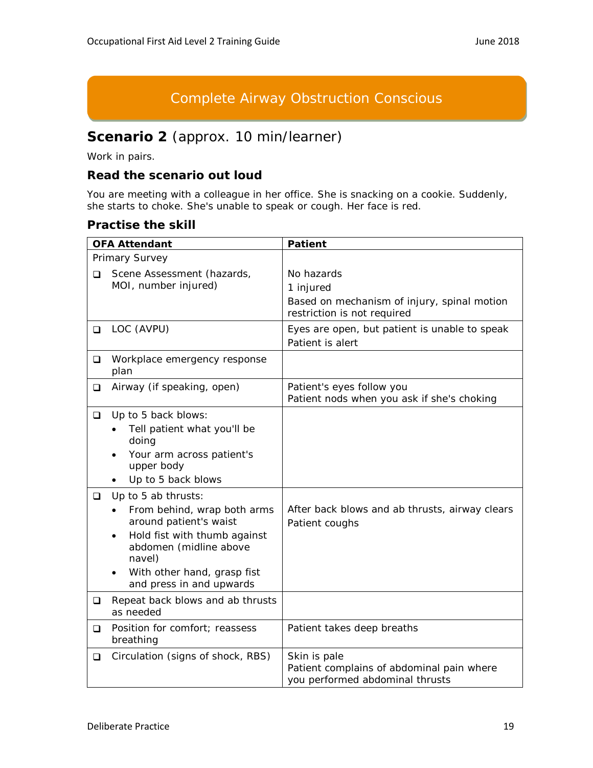# Complete Airway Obstruction Conscious

## **Scenario 2** (approx. 10 min/learner)

Work in pairs.

### Read the scenario out loud

You are meeting with a colleague in her office. She is snacking on a cookie. Suddenly, she starts to choke. She's unable to speak or cough. Her face is red.

### Practise the skill

| OFA Attendant | Patient |
|---|---|
| Primary Survey<br>❑ Scene Assessment (hazards, MOI, number injured) | No hazards<br>1 injured<br>Based on mechanism of injury, spinal motion restriction is not required |
| ❑ LOC (AVPU) | Eyes are open, but patient is unable to speak<br>Patient is alert |
| ❑ Workplace emergency response plan | |
| ❑ Airway (if speaking, open) | Patient's eyes follow you<br>Patient nods when you ask if she's choking |
| ❑ Up to 5 back blows:<br>• Tell patient what you'll be doing<br>• Your arm across patient's upper body<br>• Up to 5 back blows | |
| ❑ Up to 5 ab thrusts:<br>• From behind, wrap both arms around patient's waist<br>• Hold fist with thumb against abdomen (midline above navel)<br>• With other hand, grasp fist and press in and upwards | After back blows and ab thrusts, airway clears<br>Patient coughs |
| ❑ Repeat back blows and ab thrusts as needed | |
| ❑ Position for comfort; reassess breathing | Patient takes deep breaths |
| ❑ Circulation (signs of shock, RBS) | Skin is pale<br>Patient complains of abdominal pain where you performed abdominal thrusts |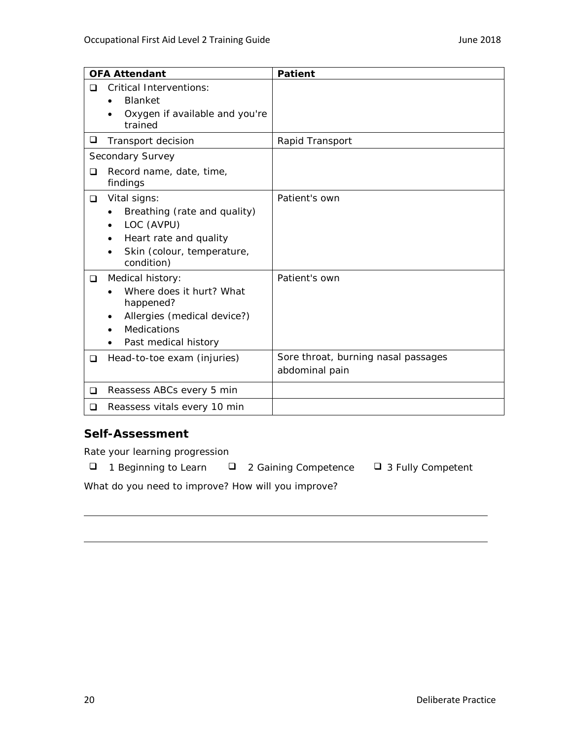| OFA Attendant | Patient |
| --- | --- |
| ❑ Critical Interventions:<br>• Blanket<br>• Oxygen if available and you're trained | |
| ❑ Transport decision | Rapid Transport |
| Secondary Survey<br>❑ Record name, date, time, findings | |
| ❑ Vital signs:<br>• Breathing (rate and quality)<br>• LOC (AVPU)<br>• Heart rate and quality<br>• Skin (colour, temperature, condition) | Patient's own |
| ❑ Medical history:<br>• Where does it hurt? What happened?<br>• Allergies (medical device?)<br>• Medications<br>• Past medical history | Patient's own |
| ❑ Head-to-toe exam (injuries) | Sore throat, burning nasal passages<br>abdominal pain |
| ❑ Reassess ABCs every 5 min | |
| ❑ Reassess vitals every 10 min | |

## Self-Assessment

Rate your learning progression

❑ 1 Beginning to Learn ❑ 2 Gaining Competence ❑ 3 Fully Competent

What do you need to improve? How will you improve?

\_\_\_\_\_\_\_\_\_\_\_\_\_\_\_\_\_\_\_\_\_\_\_\_\_\_\_\_\_\_\_\_\_\_\_\_\_\_\_\_\_\_\_\_\_\_\_\_\_\_\_\_\_\_\_\_\_\_\_\_\_\_\_\_\_\_\_\_\_\_\_\_\_\_\_\_

\_\_\_\_\_\_\_\_\_\_\_\_\_\_\_\_\_\_\_\_\_\_\_\_\_\_\_\_\_\_\_\_\_\_\_\_\_\_\_\_\_\_\_\_\_\_\_\_\_\_\_\_\_\_\_\_\_\_\_\_\_\_\_\_\_\_\_\_\_\_\_\_\_\_\_\_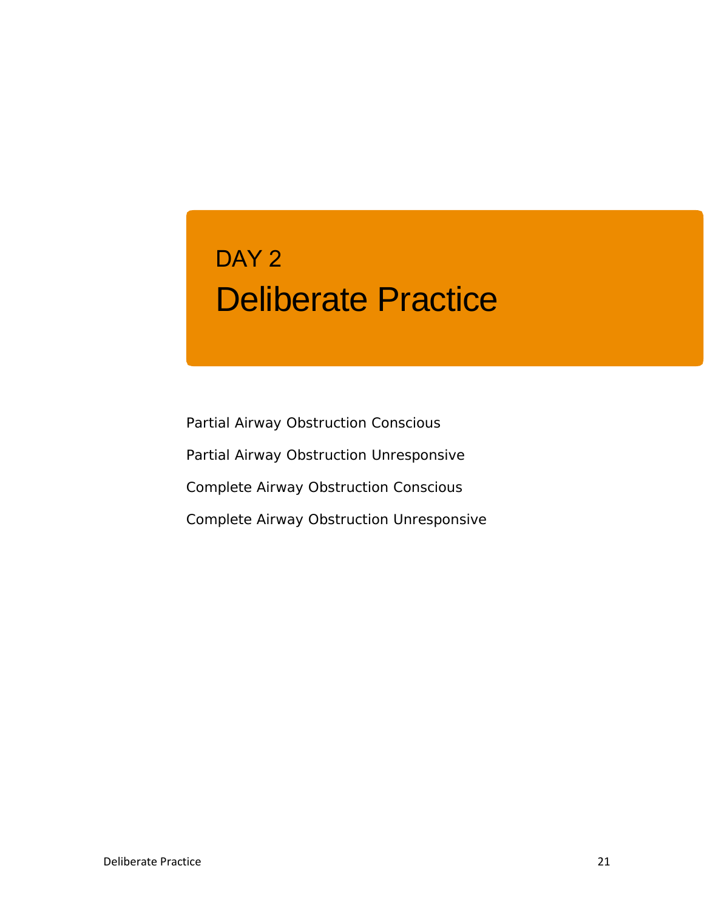# DAY 2

# Deliberate Practice

Partial Airway Obstruction Conscious

Partial Airway Obstruction Unresponsive

Complete Airway Obstruction Conscious

Complete Airway Obstruction Unresponsive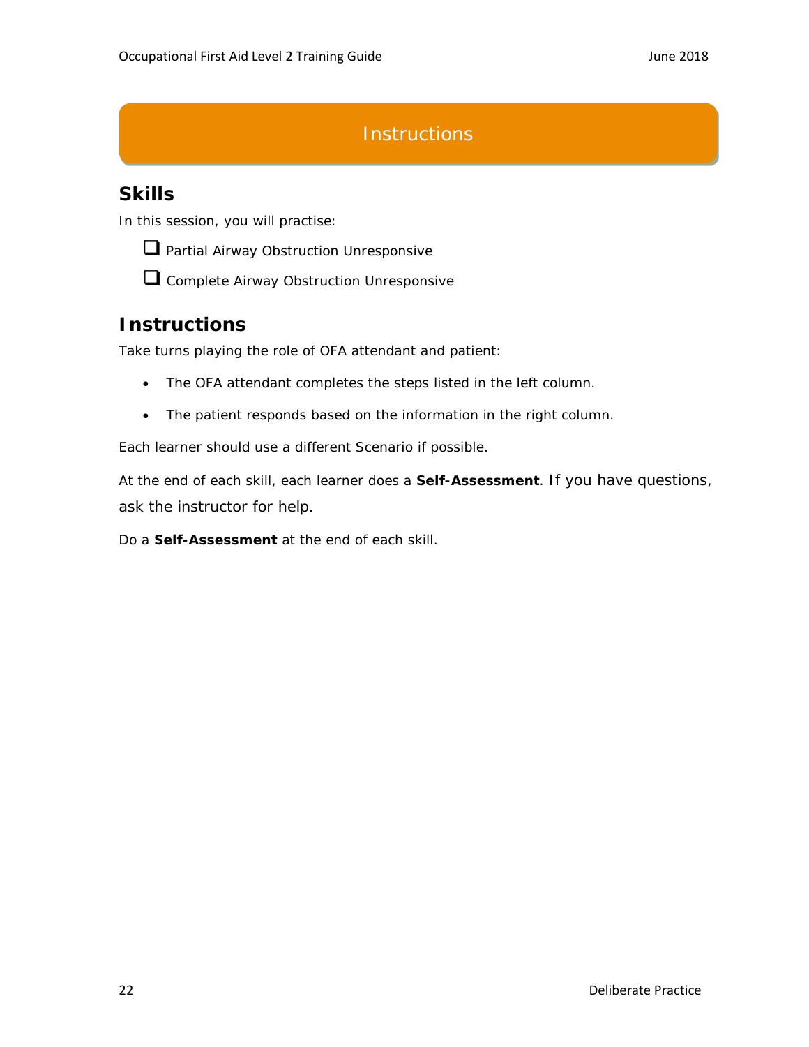# Instructions

## Skills

In this session, you will practise:

- ☐ Partial Airway Obstruction Unresponsive
- ☐ Complete Airway Obstruction Unresponsive

## Instructions

Take turns playing the role of OFA attendant and patient:

- The OFA attendant completes the steps listed in the left column.
- The patient responds based on the information in the right column.

Each learner should use a different Scenario if possible.

At the end of each skill, each learner does a **Self-Assessment**. If you have questions, ask the instructor for help.

Do a **Self-Assessment** at the end of each skill.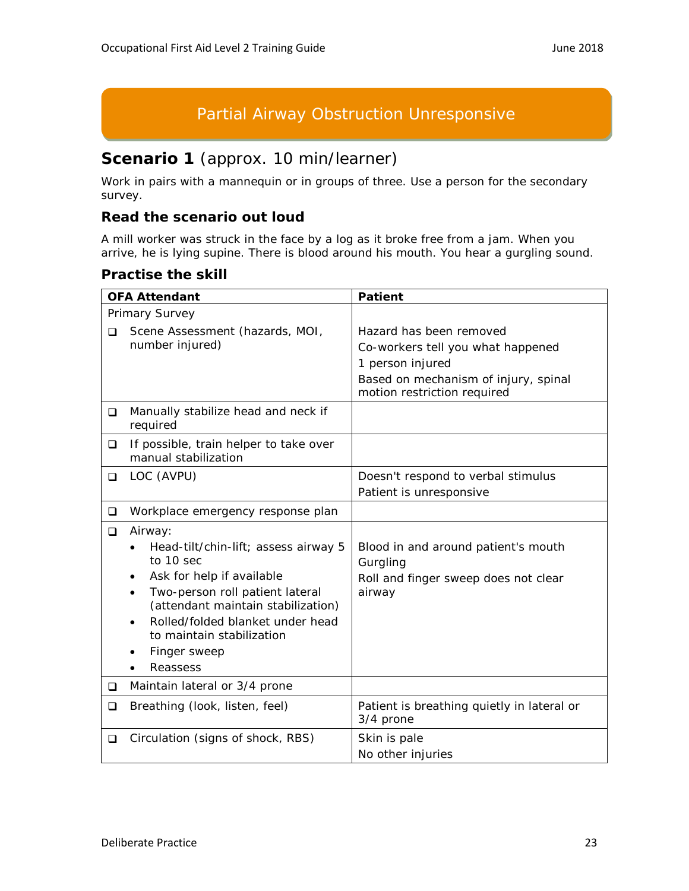# Partial Airway Obstruction Unresponsive

## **Scenario 1** (approx. 10 min/learner)

Work in pairs with a mannequin or in groups of three. Use a person for the secondary survey.

### Read the scenario out loud

A mill worker was struck in the face by a log as it broke free from a jam. When you arrive, he is lying supine. There is blood around his mouth. You hear a gurgling sound.

### Practise the skill

| OFA Attendant | Patient |
|---|---|
| Primary Survey<br>❑ Scene Assessment (hazards, MOI, number injured) | Hazard has been removed<br>Co-workers tell you what happened<br>1 person injured<br>Based on mechanism of injury, spinal motion restriction required |
| ❑ Manually stabilize head and neck if required | |
| ❑ If possible, train helper to take over manual stabilization | |
| ❑ LOC (AVPU) | Doesn't respond to verbal stimulus<br>Patient is unresponsive |
| ❑ Workplace emergency response plan | |
| ❑ Airway:<br>• Head-tilt/chin-lift; assess airway 5 to 10 sec<br>• Ask for help if available<br>• Two-person roll patient lateral (attendant maintain stabilization)<br>• Rolled/folded blanket under head to maintain stabilization<br>• Finger sweep<br>• Reassess | Blood in and around patient's mouth<br>Gurgling<br>Roll and finger sweep does not clear airway |
| ❑ Maintain lateral or 3/4 prone | |
| ❑ Breathing (look, listen, feel) | Patient is breathing quietly in lateral or 3/4 prone |
| ❑ Circulation (signs of shock, RBS) | Skin is pale<br>No other injuries |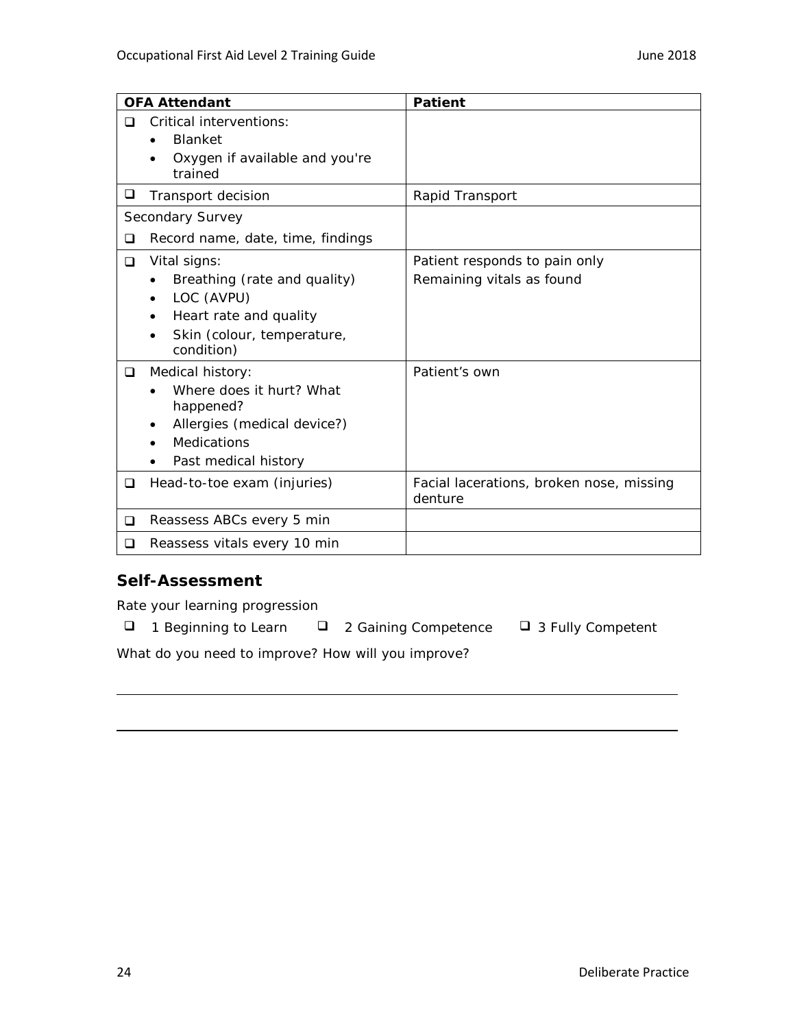| OFA Attendant | Patient |
|---|---|
| ❑ Critical interventions:<br>• Blanket<br>• Oxygen if available and you're trained | |
| ❑ Transport decision | Rapid Transport |
| Secondary Survey<br>❑ Record name, date, time, findings | |
| ❑ Vital signs:<br>• Breathing (rate and quality)<br>• LOC (AVPU)<br>• Heart rate and quality<br>• Skin (colour, temperature, condition) | Patient responds to pain only<br>Remaining vitals as found |
| ❑ Medical history:<br>• Where does it hurt? What happened?<br>• Allergies (medical device?)<br>• Medications<br>• Past medical history | Patient's own |
| ❑ Head-to-toe exam (injuries) | Facial lacerations, broken nose, missing denture |
| ❑ Reassess ABCs every 5 min | |
| ❑ Reassess vitals every 10 min | |

### Self-Assessment

Rate your learning progression

❑ 1 Beginning to Learn ❑ 2 Gaining Competence ❑ 3 Fully Competent

What do you need to improve? How will you improve?

______________________________________________________________________

______________________________________________________________________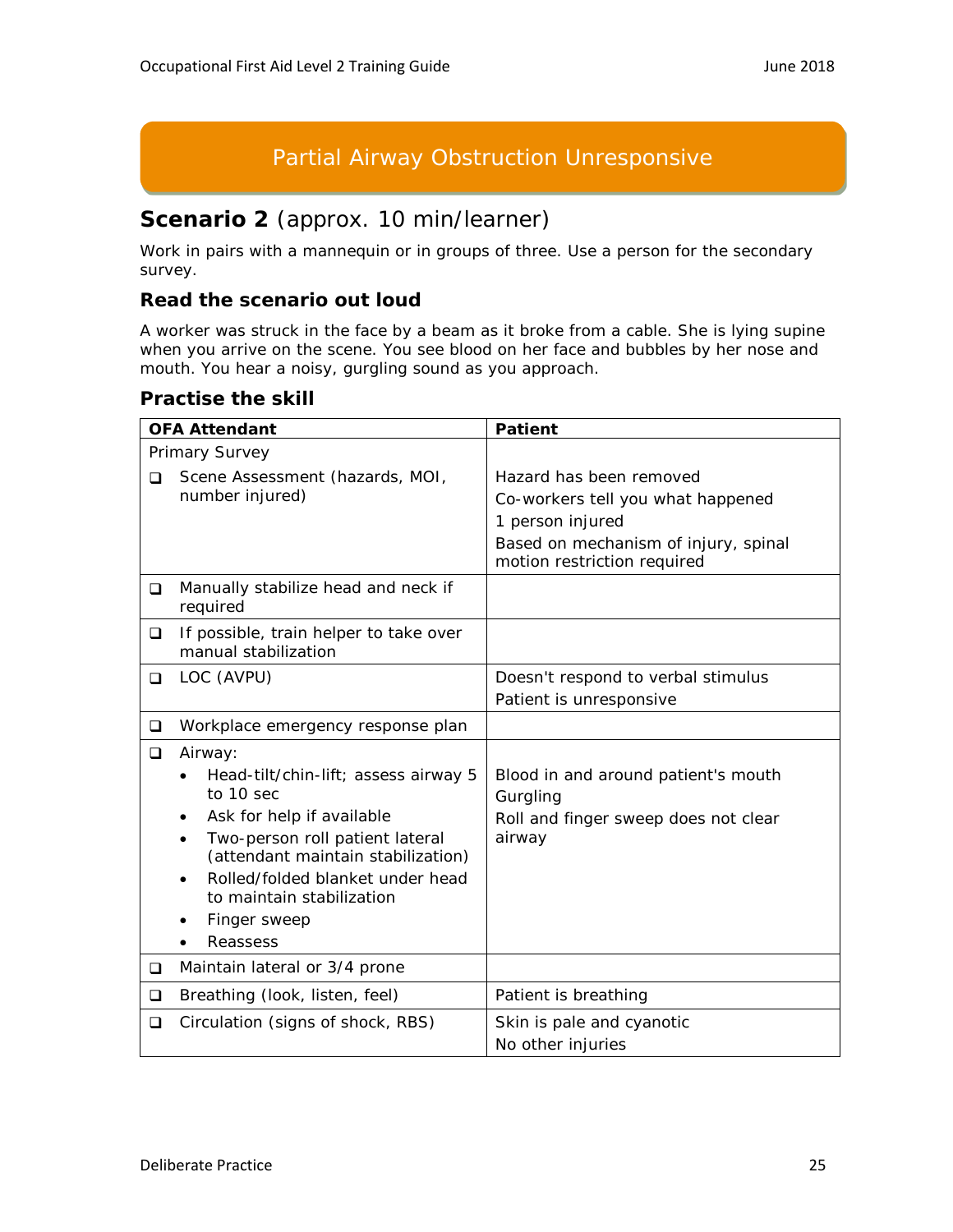## Partial Airway Obstruction Unresponsive

### **Scenario 2** (approx. 10 min/learner)

Work in pairs with a mannequin or in groups of three. Use a person for the secondary survey.

### Read the scenario out loud

A worker was struck in the face by a beam as it broke from a cable. She is lying supine when you arrive on the scene. You see blood on her face and bubbles by her nose and mouth. You hear a noisy, gurgling sound as you approach.

### Practise the skill

| OFA Attendant | Patient |
|---|---|
| Primary Survey<br>❑ Scene Assessment (hazards, MOI, number injured) | Hazard has been removed<br>Co-workers tell you what happened<br>1 person injured<br>Based on mechanism of injury, spinal motion restriction required |
| ❑ Manually stabilize head and neck if required | |
| ❑ If possible, train helper to take over manual stabilization | |
| ❑ LOC (AVPU) | Doesn't respond to verbal stimulus<br>Patient is unresponsive |
| ❑ Workplace emergency response plan | |
| ❑ Airway:<br>• Head-tilt/chin-lift; assess airway 5 to 10 sec<br>• Ask for help if available<br>• Two-person roll patient lateral (attendant maintain stabilization)<br>• Rolled/folded blanket under head to maintain stabilization<br>• Finger sweep<br>• Reassess | Blood in and around patient's mouth<br>Gurgling<br>Roll and finger sweep does not clear airway |
| ❑ Maintain lateral or 3/4 prone | |
| ❑ Breathing (look, listen, feel) | Patient is breathing |
| ❑ Circulation (signs of shock, RBS) | Skin is pale and cyanotic<br>No other injuries |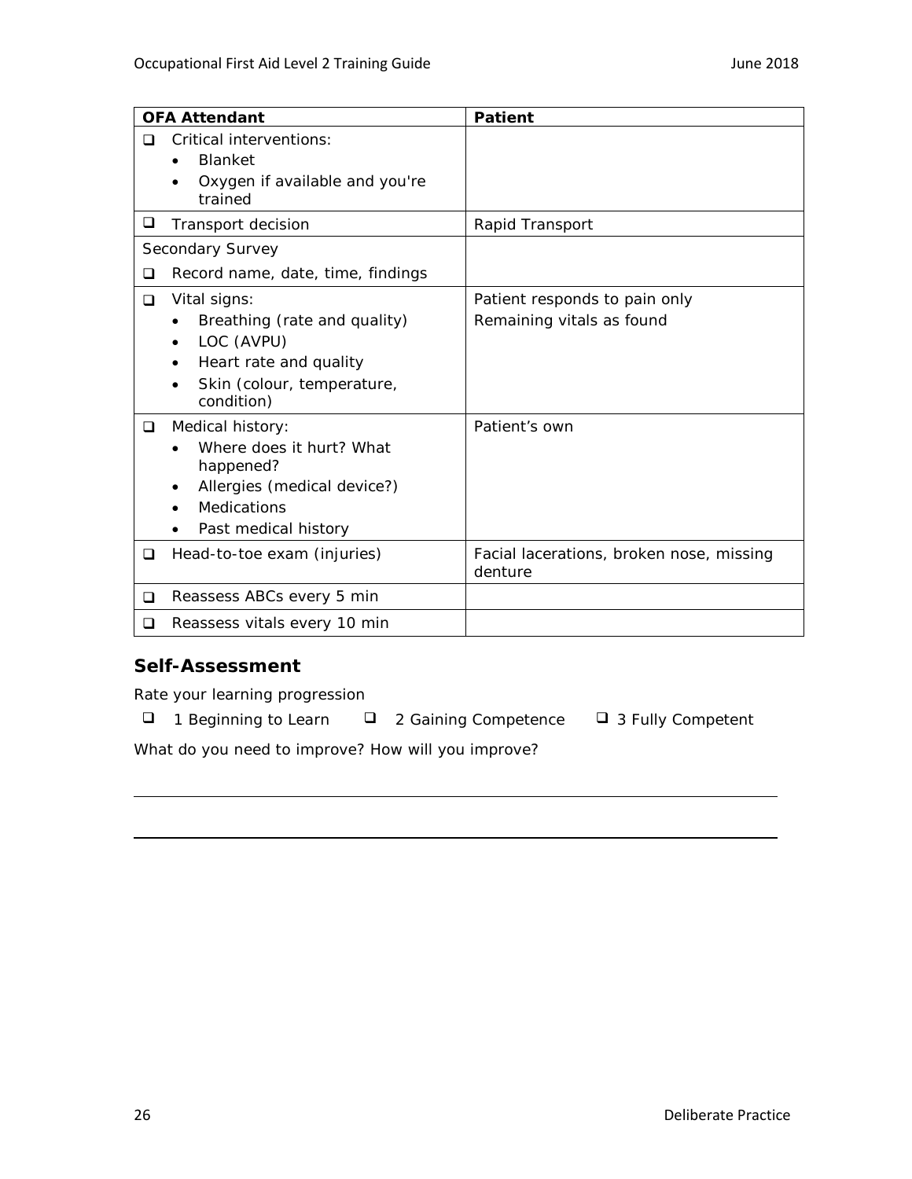| OFA Attendant | Patient |
| --- | --- |
| ❑ Critical interventions:<br>• Blanket<br>• Oxygen if available and you're trained | |
| ❑ Transport decision | Rapid Transport |
| Secondary Survey<br>❑ Record name, date, time, findings | |
| ❑ Vital signs:<br>• Breathing (rate and quality)<br>• LOC (AVPU)<br>• Heart rate and quality<br>• Skin (colour, temperature, condition) | Patient responds to pain only<br>Remaining vitals as found |
| ❑ Medical history:<br>• Where does it hurt? What happened?<br>• Allergies (medical device?)<br>• Medications<br>• Past medical history | Patient's own |
| ❑ Head-to-toe exam (injuries) | Facial lacerations, broken nose, missing denture |
| ❑ Reassess ABCs every 5 min | |
| ❑ Reassess vitals every 10 min | |

## Self-Assessment

Rate your learning progression

❑ 1 Beginning to Learn ❑ 2 Gaining Competence ❑ 3 Fully Competent

What do you need to improve? How will you improve?

______________________________________________________________________

______________________________________________________________________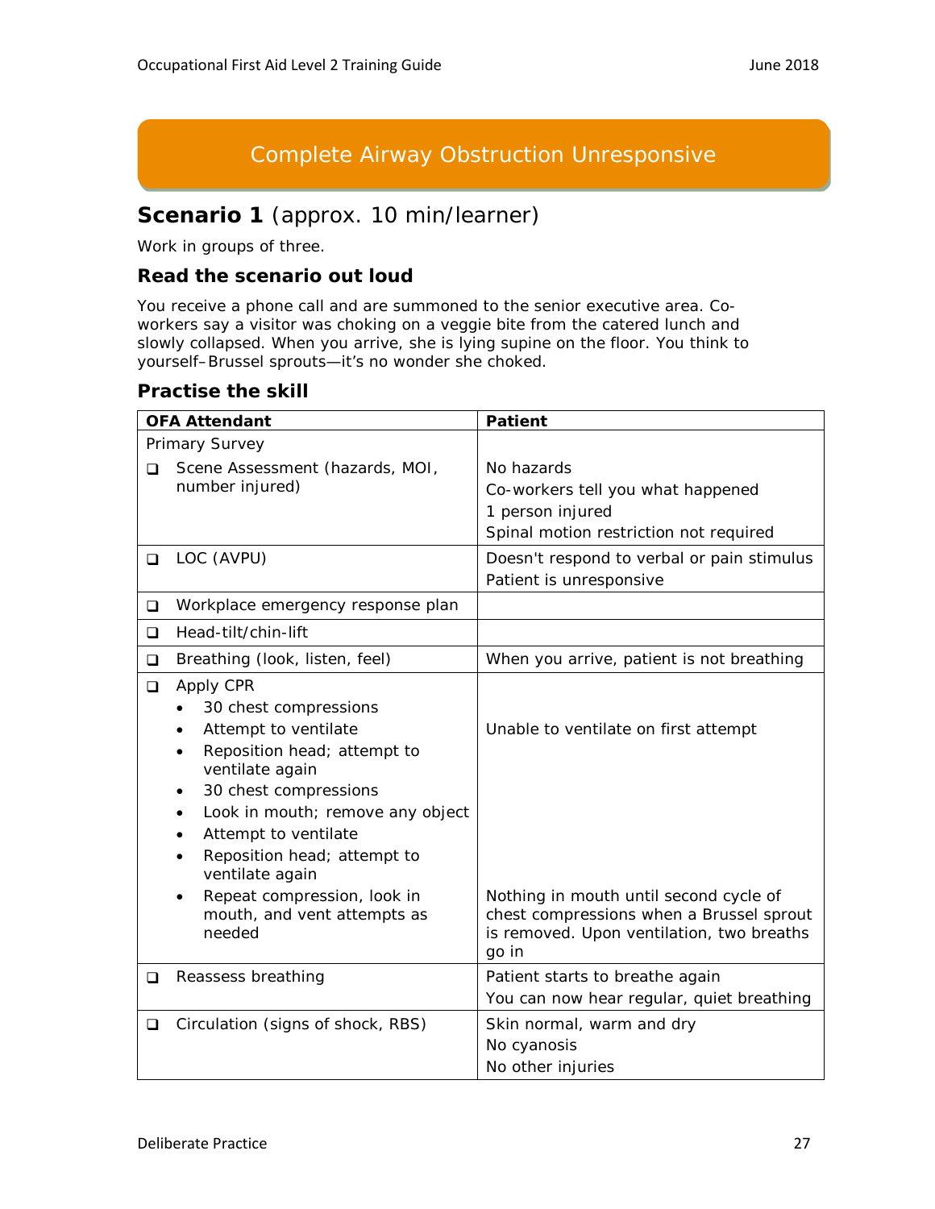# Complete Airway Obstruction Unresponsive

## **Scenario 1** (approx. 10 min/learner)

Work in groups of three.

### Read the scenario out loud

You receive a phone call and are summoned to the senior executive area. Co-workers say a visitor was choking on a veggie bite from the catered lunch and slowly collapsed. When you arrive, she is lying supine on the floor. You think to yourself–Brussel sprouts—it's no wonder she choked.

### Practise the skill

| OFA Attendant | Patient |
|---|---|
| Primary Survey<br>❑ Scene Assessment (hazards, MOI, number injured) | No hazards<br>Co-workers tell you what happened<br>1 person injured<br>Spinal motion restriction not required |
| ❑ LOC (AVPU) | Doesn't respond to verbal or pain stimulus<br>Patient is unresponsive |
| ❑ Workplace emergency response plan | |
| ❑ Head-tilt/chin-lift | |
| ❑ Breathing (look, listen, feel) | When you arrive, patient is not breathing |
| ❑ Apply CPR<br>• 30 chest compressions<br>• Attempt to ventilate<br>• Reposition head; attempt to ventilate again<br>• 30 chest compressions<br>• Look in mouth; remove any object<br>• Attempt to ventilate<br>• Reposition head; attempt to ventilate again<br>• Repeat compression, look in mouth, and vent attempts as needed | Unable to ventilate on first attempt<br><br>Nothing in mouth until second cycle of chest compressions when a Brussel sprout is removed. Upon ventilation, two breaths go in |
| ❑ Reassess breathing | Patient starts to breathe again<br>You can now hear regular, quiet breathing |
| ❑ Circulation (signs of shock, RBS) | Skin normal, warm and dry<br>No cyanosis<br>No other injuries |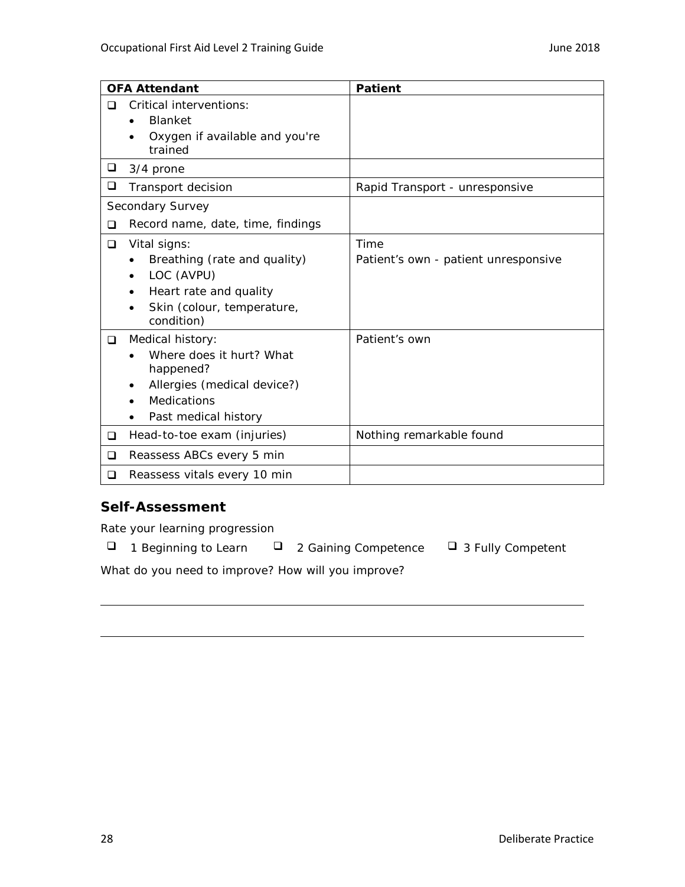| OFA Attendant | Patient |
| --- | --- |
| ❑ Critical interventions:<br>• Blanket<br>• Oxygen if available and you're trained | |
| ❑ 3/4 prone | |
| ❑ Transport decision | Rapid Transport - unresponsive |
| Secondary Survey<br>❑ Record name, date, time, findings | |
| ❑ Vital signs:<br>• Breathing (rate and quality)<br>• LOC (AVPU)<br>• Heart rate and quality<br>• Skin (colour, temperature, condition) | Time<br>Patient's own - patient unresponsive |
| ❑ Medical history:<br>• Where does it hurt? What happened?<br>• Allergies (medical device?)<br>• Medications<br>• Past medical history | Patient's own |
| ❑ Head-to-toe exam (injuries) | Nothing remarkable found |
| ❑ Reassess ABCs every 5 min | |
| ❑ Reassess vitals every 10 min | |

## Self-Assessment

Rate your learning progression

❑ 1 Beginning to Learn ❑ 2 Gaining Competence ❑ 3 Fully Competent

What do you need to improve? How will you improve?

\_\_\_\_\_\_\_\_\_\_\_\_\_\_\_\_\_\_\_\_\_\_\_\_\_\_\_\_\_\_\_\_\_\_\_\_\_\_\_\_\_\_\_\_\_\_\_\_\_\_\_\_\_\_\_\_\_\_\_\_

\_\_\_\_\_\_\_\_\_\_\_\_\_\_\_\_\_\_\_\_\_\_\_\_\_\_\_\_\_\_\_\_\_\_\_\_\_\_\_\_\_\_\_\_\_\_\_\_\_\_\_\_\_\_\_\_\_\_\_\_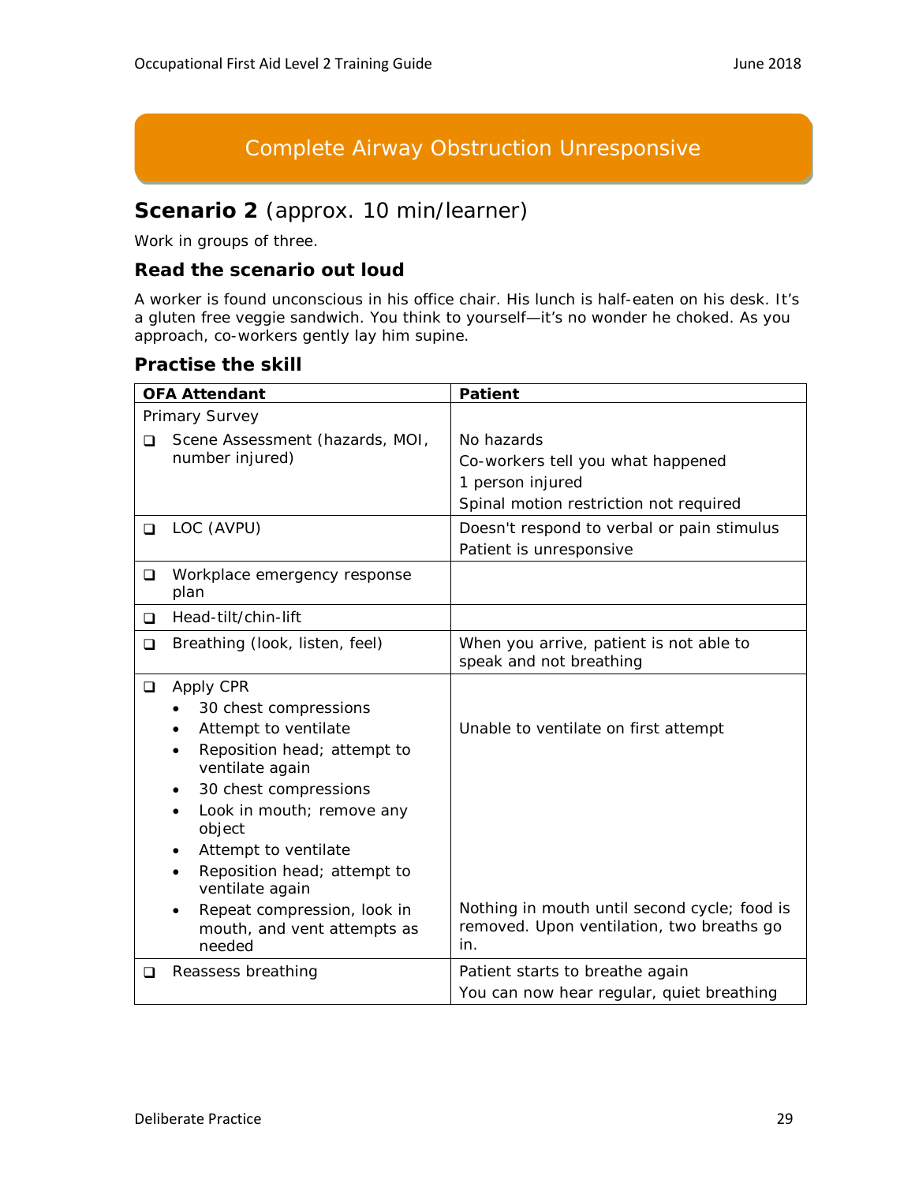## Complete Airway Obstruction Unresponsive

### **Scenario 2** (approx. 10 min/learner)

Work in groups of three.

#### Read the scenario out loud

A worker is found unconscious in his office chair. His lunch is half-eaten on his desk. It's a gluten free veggie sandwich. You think to yourself—it's no wonder he choked. As you approach, co-workers gently lay him supine.

#### Practise the skill

| OFA Attendant | Patient |
|---|---|
| Primary Survey<br>❑ Scene Assessment (hazards, MOI, number injured) | No hazards<br>Co-workers tell you what happened<br>1 person injured<br>Spinal motion restriction not required |
| ❑ LOC (AVPU) | Doesn't respond to verbal or pain stimulus<br>Patient is unresponsive |
| ❑ Workplace emergency response plan | |
| ❑ Head-tilt/chin-lift | |
| ❑ Breathing (look, listen, feel) | When you arrive, patient is not able to speak and not breathing |
| ❑ Apply CPR<br>• 30 chest compressions<br>• Attempt to ventilate<br>• Reposition head; attempt to ventilate again<br>• 30 chest compressions<br>• Look in mouth; remove any object<br>• Attempt to ventilate<br>• Reposition head; attempt to ventilate again<br>• Repeat compression, look in mouth, and vent attempts as needed | Unable to ventilate on first attempt<br><br>Nothing in mouth until second cycle; food is removed. Upon ventilation, two breaths go in. |
| ❑ Reassess breathing | Patient starts to breathe again<br>You can now hear regular, quiet breathing |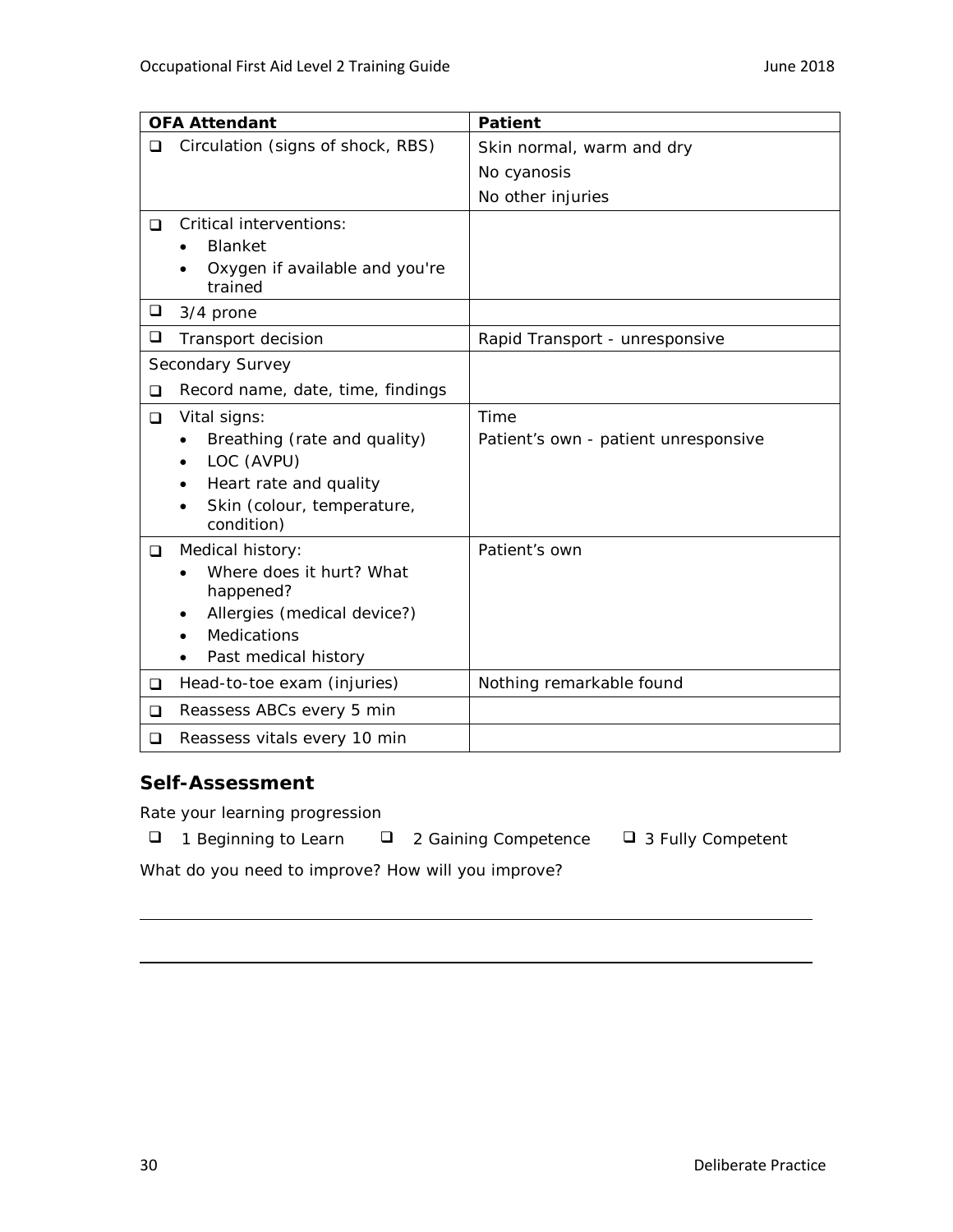| OFA Attendant | Patient |
| --- | --- |
| ❑ Circulation (signs of shock, RBS) | Skin normal, warm and dry<br>No cyanosis<br>No other injuries |
| ❑ Critical interventions:<br>• Blanket<br>• Oxygen if available and you're trained | |
| ❑ 3/4 prone | |
| ❑ Transport decision | Rapid Transport - unresponsive |
| Secondary Survey<br>❑ Record name, date, time, findings | |
| ❑ Vital signs:<br>• Breathing (rate and quality)<br>• LOC (AVPU)<br>• Heart rate and quality<br>• Skin (colour, temperature, condition) | Time<br>Patient's own - patient unresponsive |
| ❑ Medical history:<br>• Where does it hurt? What happened?<br>• Allergies (medical device?)<br>• Medications<br>• Past medical history | Patient's own |
| ❑ Head-to-toe exam (injuries) | Nothing remarkable found |
| ❑ Reassess ABCs every 5 min | |
| ❑ Reassess vitals every 10 min | |

## Self-Assessment

Rate your learning progression

❑ 1 Beginning to Learn ❑ 2 Gaining Competence ❑ 3 Fully Competent

What do you need to improve? How will you improve?

___________________________________________________________

___________________________________________________________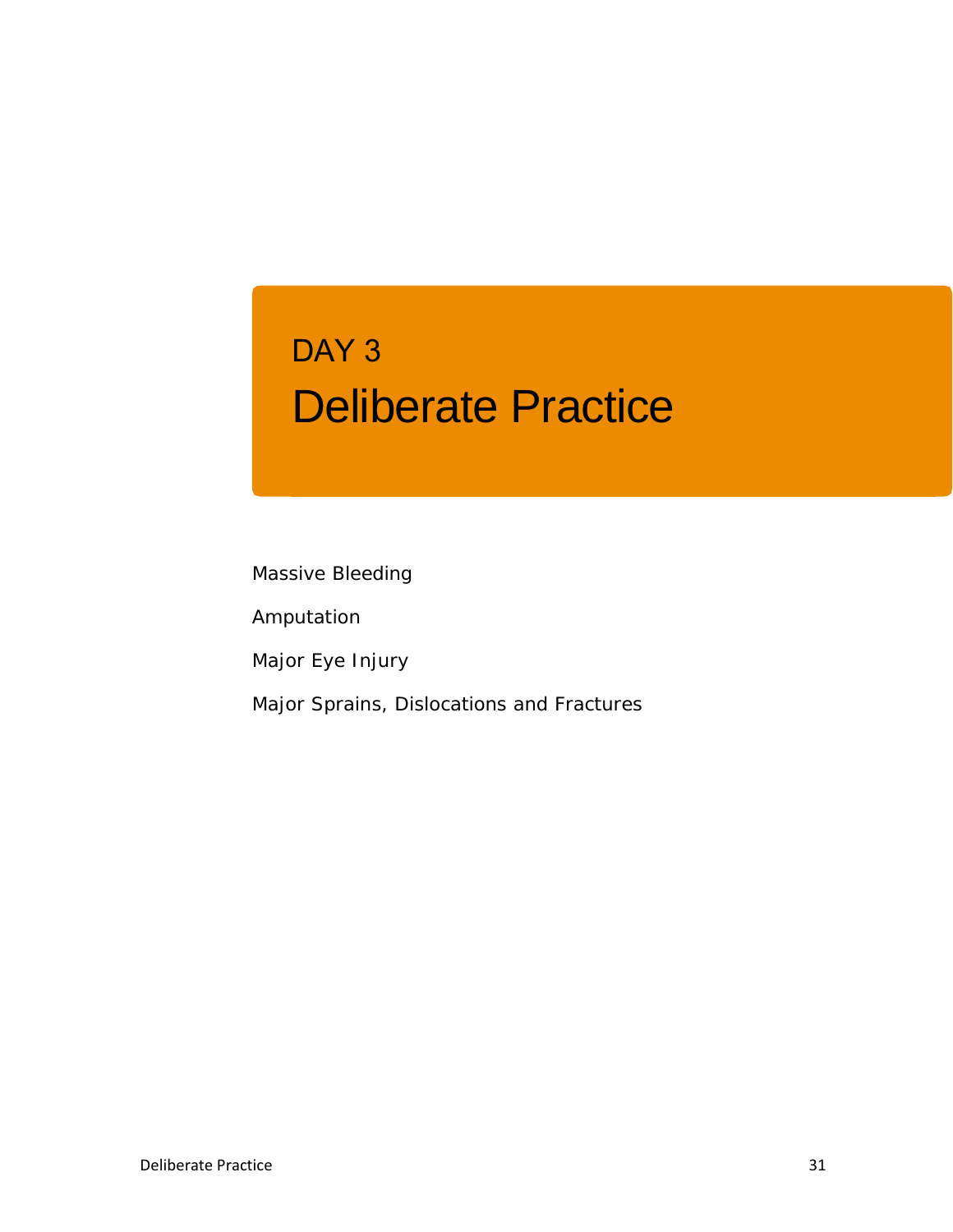# DAY 3

# Deliberate Practice

Massive Bleeding

Amputation

Major Eye Injury

Major Sprains, Dislocations and Fractures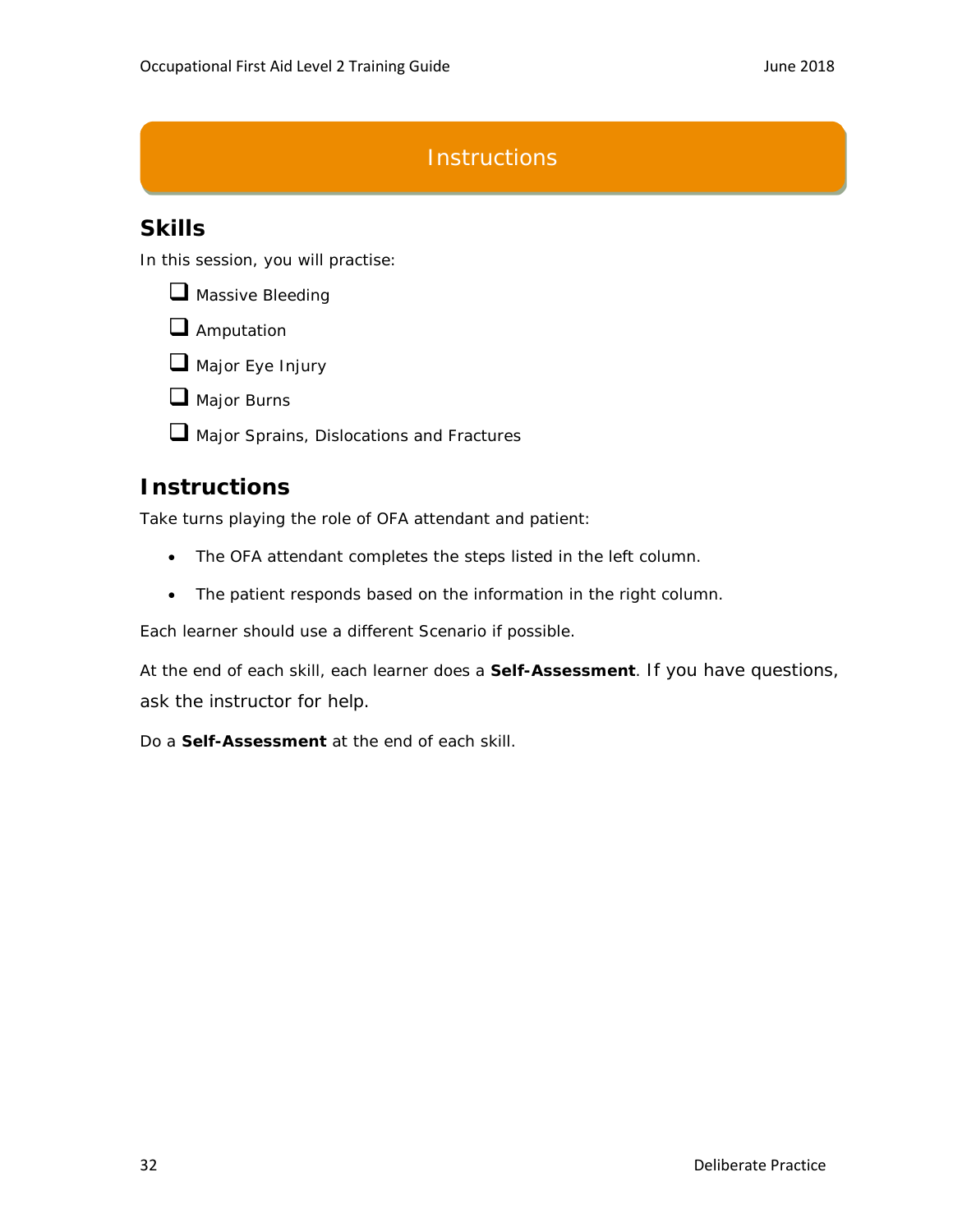# Instructions

## Skills

In this session, you will practise:

- [ ] Massive Bleeding
- [ ] Amputation
- [ ] Major Eye Injury
- [ ] Major Burns
- [ ] Major Sprains, Dislocations and Fractures

## Instructions

Take turns playing the role of OFA attendant and patient:

- The OFA attendant completes the steps listed in the left column.
- The patient responds based on the information in the right column.

Each learner should use a different Scenario if possible.

At the end of each skill, each learner does a **Self-Assessment**. If you have questions, ask the instructor for help.

Do a **Self-Assessment** at the end of each skill.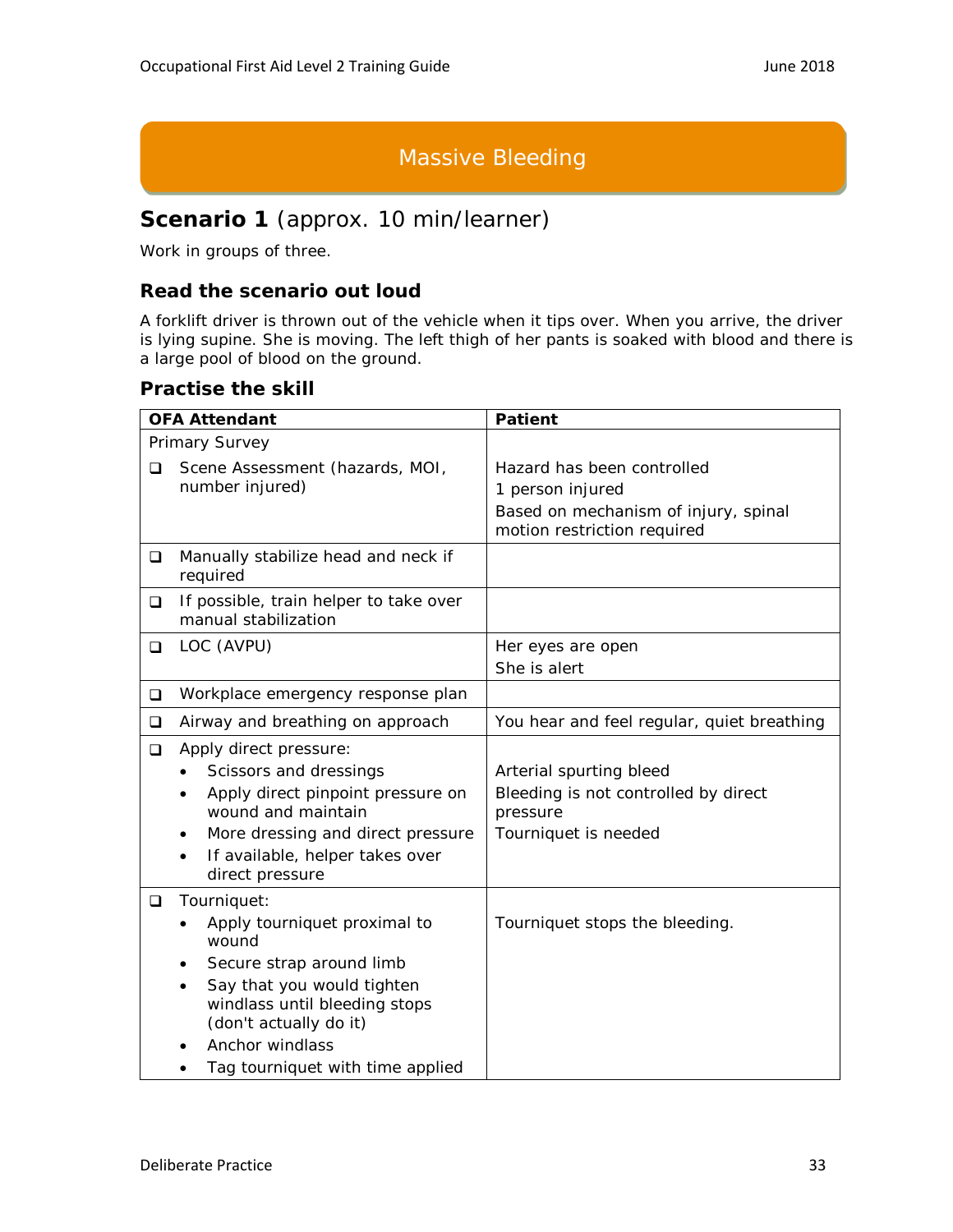# Massive Bleeding

## Scenario 1 (approx. 10 min/learner)

Work in groups of three.

### Read the scenario out loud

A forklift driver is thrown out of the vehicle when it tips over. When you arrive, the driver is lying supine. She is moving. The left thigh of her pants is soaked with blood and there is a large pool of blood on the ground.

### Practise the skill

| OFA Attendant | Patient |
|---|---|
| Primary Survey<br>❑ Scene Assessment (hazards, MOI, number injured) | Hazard has been controlled<br>1 person injured<br>Based on mechanism of injury, spinal motion restriction required |
| ❑ Manually stabilize head and neck if required | |
| ❑ If possible, train helper to take over manual stabilization | |
| ❑ LOC (AVPU) | Her eyes are open<br>She is alert |
| ❑ Workplace emergency response plan | |
| ❑ Airway and breathing on approach | You hear and feel regular, quiet breathing |
| ❑ Apply direct pressure:<br>• Scissors and dressings<br>• Apply direct pinpoint pressure on wound and maintain<br>• More dressing and direct pressure<br>• If available, helper takes over direct pressure | Arterial spurting bleed<br>Bleeding is not controlled by direct pressure<br>Tourniquet is needed |
| ❑ Tourniquet:<br>• Apply tourniquet proximal to wound<br>• Secure strap around limb<br>• Say that you would tighten windlass until bleeding stops (don't actually do it)<br>• Anchor windlass<br>• Tag tourniquet with time applied | Tourniquet stops the bleeding. |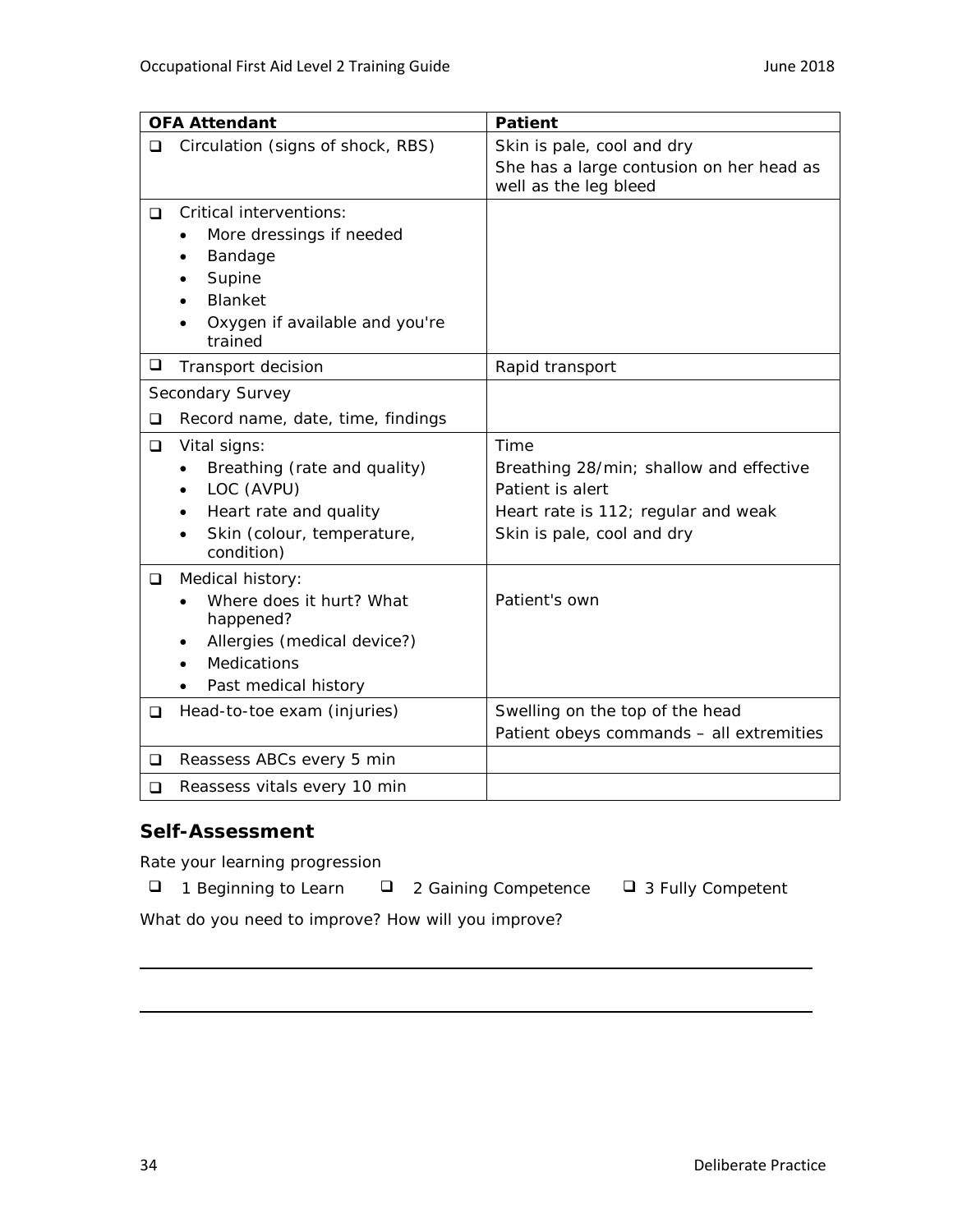| OFA Attendant | Patient |
|---|---|
| ❑ Circulation (signs of shock, RBS) | Skin is pale, cool and dry<br>She has a large contusion on her head as well as the leg bleed |
| ❑ Critical interventions:<br>• More dressings if needed<br>• Bandage<br>• Supine<br>• Blanket<br>• Oxygen if available and you're trained | |
| ❑ Transport decision | Rapid transport |
| Secondary Survey<br>❑ Record name, date, time, findings | |
| ❑ Vital signs:<br>• Breathing (rate and quality)<br>• LOC (AVPU)<br>• Heart rate and quality<br>• Skin (colour, temperature, condition) | Time<br>Breathing 28/min; shallow and effective<br>Patient is alert<br>Heart rate is 112; regular and weak<br>Skin is pale, cool and dry |
| ❑ Medical history:<br>• Where does it hurt? What happened?<br>• Allergies (medical device?)<br>• Medications<br>• Past medical history | Patient's own |
| ❑ Head-to-toe exam (injuries) | Swelling on the top of the head<br>Patient obeys commands – all extremities |
| ❑ Reassess ABCs every 5 min | |
| ❑ Reassess vitals every 10 min | |

## Self-Assessment

Rate your learning progression

❑ 1 Beginning to Learn ❑ 2 Gaining Competence ❑ 3 Fully Competent

What do you need to improve? How will you improve?

______________________________________________________________________

______________________________________________________________________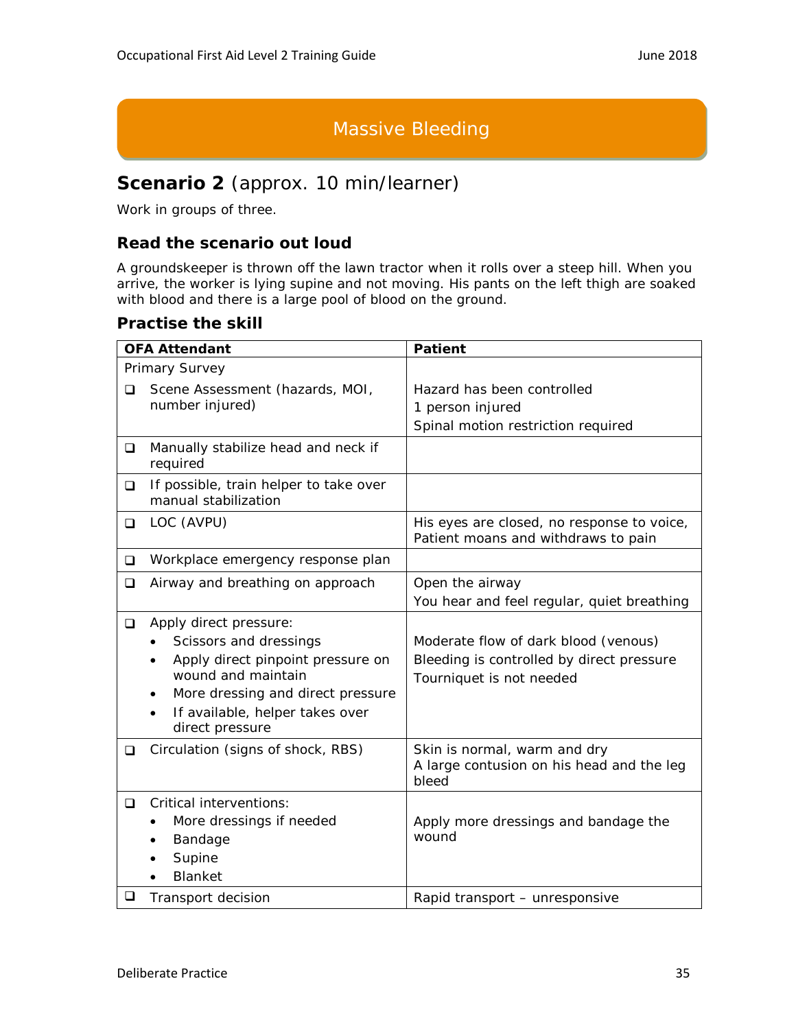# Massive Bleeding

## Scenario 2 (approx. 10 min/learner)

Work in groups of three.

### Read the scenario out loud

A groundskeeper is thrown off the lawn tractor when it rolls over a steep hill. When you arrive, the worker is lying supine and not moving. His pants on the left thigh are soaked with blood and there is a large pool of blood on the ground.

### Practise the skill

| **OFA Attendant** | **Patient** |
|---|---|
| Primary Survey<br>❑ Scene Assessment (hazards, MOI, number injured) | Hazard has been controlled<br>1 person injured<br>Spinal motion restriction required |
| ❑ Manually stabilize head and neck if required | |
| ❑ If possible, train helper to take over manual stabilization | |
| ❑ LOC (AVPU) | His eyes are closed, no response to voice, Patient moans and withdraws to pain |
| ❑ Workplace emergency response plan | |
| ❑ Airway and breathing on approach | Open the airway<br>You hear and feel regular, quiet breathing |
| ❑ Apply direct pressure:<br>• Scissors and dressings<br>• Apply direct pinpoint pressure on wound and maintain<br>• More dressing and direct pressure<br>• If available, helper takes over direct pressure | Moderate flow of dark blood (venous)<br>Bleeding is controlled by direct pressure<br>Tourniquet is not needed |
| ❑ Circulation (signs of shock, RBS) | Skin is normal, warm and dry<br>A large contusion on his head and the leg bleed |
| ❑ Critical interventions:<br>• More dressings if needed<br>• Bandage<br>• Supine<br>• Blanket | Apply more dressings and bandage the wound |
| ❑ Transport decision | Rapid transport – unresponsive |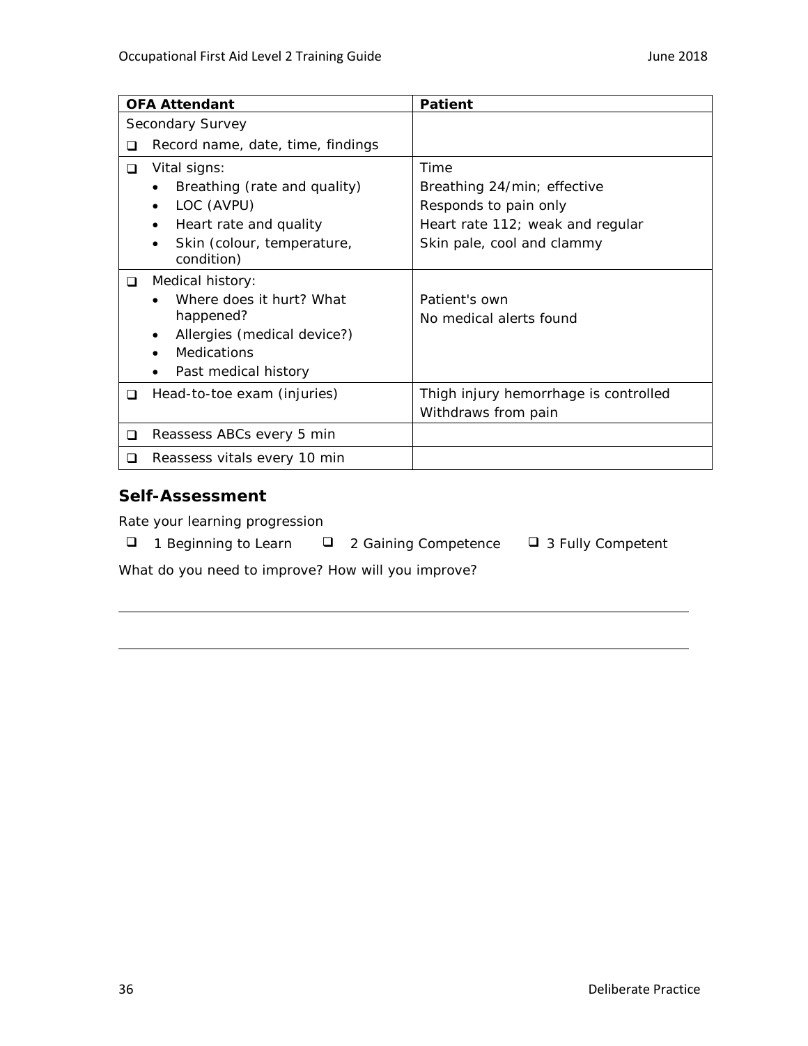| OFA Attendant | Patient |
|---|---|
| Secondary Survey<br>❑ Record name, date, time, findings | |
| ❑ Vital signs:<br>• Breathing (rate and quality)<br>• LOC (AVPU)<br>• Heart rate and quality<br>• Skin (colour, temperature, condition) | Time<br>Breathing 24/min; effective<br>Responds to pain only<br>Heart rate 112; weak and regular<br>Skin pale, cool and clammy |
| ❑ Medical history:<br>• Where does it hurt? What happened?<br>• Allergies (medical device?)<br>• Medications<br>• Past medical history | Patient's own<br>No medical alerts found |
| ❑ Head-to-toe exam (injuries) | Thigh injury hemorrhage is controlled<br>Withdraws from pain |
| ❑ Reassess ABCs every 5 min | |
| ❑ Reassess vitals every 10 min | |

### Self-Assessment

Rate your learning progression

❑ 1 Beginning to Learn ❑ 2 Gaining Competence ❑ 3 Fully Competent

What do you need to improve? How will you improve?

___

___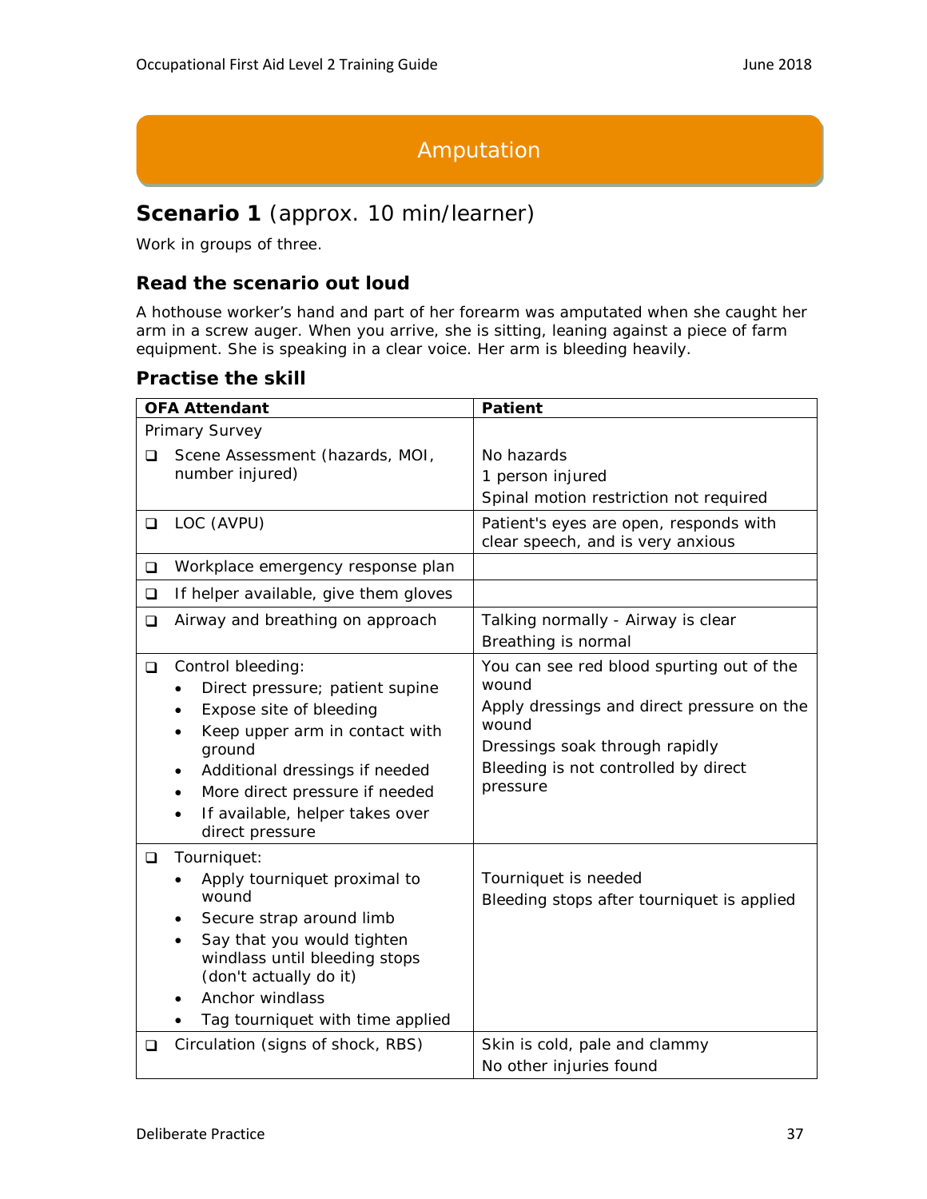# Amputation

## Scenario 1 (approx. 10 min/learner)

Work in groups of three.

### Read the scenario out loud

A hothouse worker's hand and part of her forearm was amputated when she caught her arm in a screw auger. When you arrive, she is sitting, leaning against a piece of farm equipment. She is speaking in a clear voice. Her arm is bleeding heavily.

### Practise the skill

| OFA Attendant | Patient |
|---|---|
| Primary Survey<br>❑ Scene Assessment (hazards, MOI, number injured) | No hazards<br>1 person injured<br>Spinal motion restriction not required |
| ❑ LOC (AVPU) | Patient's eyes are open, responds with clear speech, and is very anxious |
| ❑ Workplace emergency response plan | |
| ❑ If helper available, give them gloves | |
| ❑ Airway and breathing on approach | Talking normally - Airway is clear<br>Breathing is normal |
| ❑ Control bleeding:<br>• Direct pressure; patient supine<br>• Expose site of bleeding<br>• Keep upper arm in contact with ground<br>• Additional dressings if needed<br>• More direct pressure if needed<br>• If available, helper takes over direct pressure | You can see red blood spurting out of the wound<br>Apply dressings and direct pressure on the wound<br>Dressings soak through rapidly<br>Bleeding is not controlled by direct pressure |
| ❑ Tourniquet:<br>• Apply tourniquet proximal to wound<br>• Secure strap around limb<br>• Say that you would tighten windlass until bleeding stops (don't actually do it)<br>• Anchor windlass<br>• Tag tourniquet with time applied | Tourniquet is needed<br>Bleeding stops after tourniquet is applied |
| ❑ Circulation (signs of shock, RBS) | Skin is cold, pale and clammy<br>No other injuries found |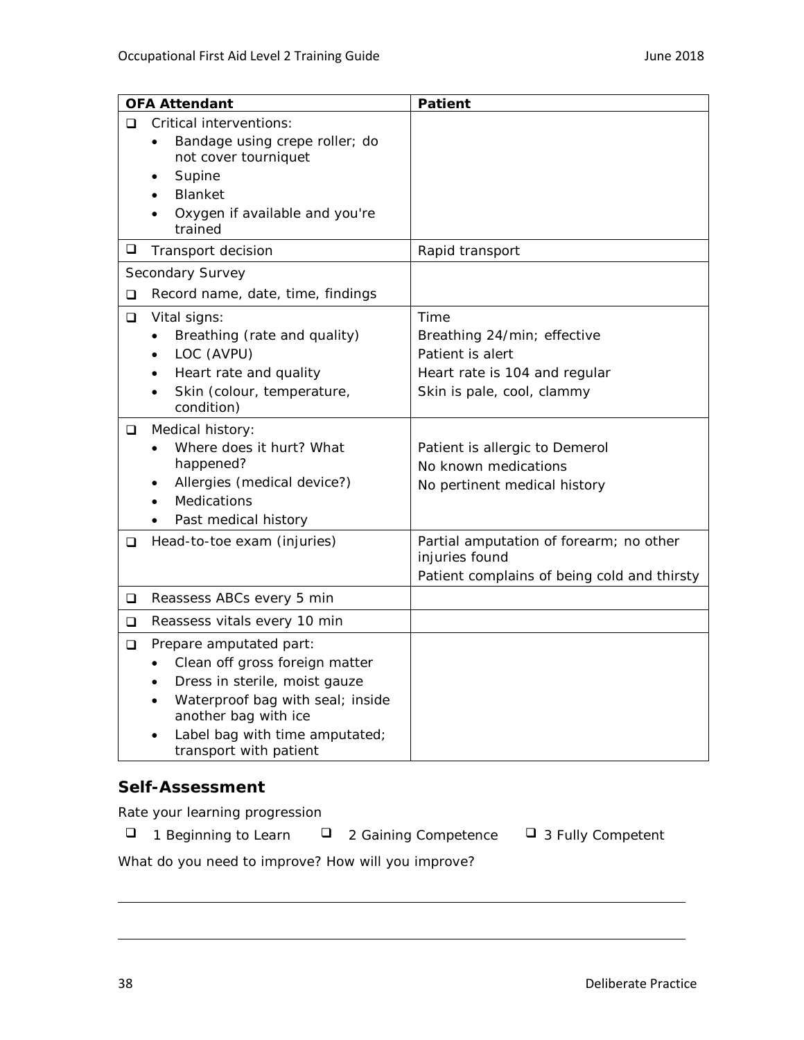| OFA Attendant | Patient |
|---|---|
| ❑ Critical interventions:<br>• Bandage using crepe roller; do not cover tourniquet<br>• Supine<br>• Blanket<br>• Oxygen if available and you're trained | |
| ❑ Transport decision | Rapid transport |
| Secondary Survey<br>❑ Record name, date, time, findings | |
| ❑ Vital signs:<br>• Breathing (rate and quality)<br>• LOC (AVPU)<br>• Heart rate and quality<br>• Skin (colour, temperature, condition) | Time<br>Breathing 24/min; effective<br>Patient is alert<br>Heart rate is 104 and regular<br>Skin is pale, cool, clammy |
| ❑ Medical history:<br>• Where does it hurt? What happened?<br>• Allergies (medical device?)<br>• Medications<br>• Past medical history | Patient is allergic to Demerol<br>No known medications<br>No pertinent medical history |
| ❑ Head-to-toe exam (injuries) | Partial amputation of forearm; no other injuries found<br>Patient complains of being cold and thirsty |
| ❑ Reassess ABCs every 5 min | |
| ❑ Reassess vitals every 10 min | |
| ❑ Prepare amputated part:<br>• Clean off gross foreign matter<br>• Dress in sterile, moist gauze<br>• Waterproof bag with seal; inside another bag with ice<br>• Label bag with time amputated; transport with patient | |

## Self-Assessment

Rate your learning progression

❑ 1 Beginning to Learn ❑ 2 Gaining Competence ❑ 3 Fully Competent

What do you need to improve? How will you improve?

______________________________________________________________________

______________________________________________________________________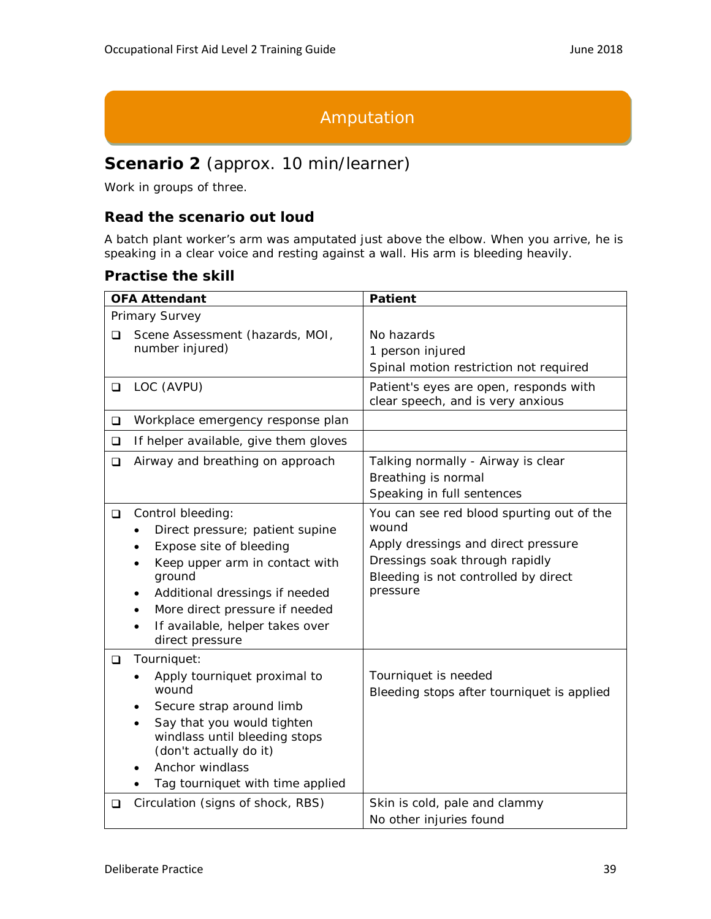# Amputation

## Scenario 2 (approx. 10 min/learner)

Work in groups of three.

### Read the scenario out loud

A batch plant worker's arm was amputated just above the elbow. When you arrive, he is speaking in a clear voice and resting against a wall. His arm is bleeding heavily.

### Practise the skill

| OFA Attendant | Patient |
|---|---|
| Primary Survey<br>❑ Scene Assessment (hazards, MOI, number injured) | No hazards<br>1 person injured<br>Spinal motion restriction not required |
| ❑ LOC (AVPU) | Patient's eyes are open, responds with clear speech, and is very anxious |
| ❑ Workplace emergency response plan | |
| ❑ If helper available, give them gloves | |
| ❑ Airway and breathing on approach | Talking normally - Airway is clear<br>Breathing is normal<br>Speaking in full sentences |
| ❑ Control bleeding:<br>• Direct pressure; patient supine<br>• Expose site of bleeding<br>• Keep upper arm in contact with ground<br>• Additional dressings if needed<br>• More direct pressure if needed<br>• If available, helper takes over direct pressure | You can see red blood spurting out of the wound<br>Apply dressings and direct pressure<br>Dressings soak through rapidly<br>Bleeding is not controlled by direct pressure |
| ❑ Tourniquet:<br>• Apply tourniquet proximal to wound<br>• Secure strap around limb<br>• Say that you would tighten windlass until bleeding stops (don't actually do it)<br>• Anchor windlass<br>• Tag tourniquet with time applied | Tourniquet is needed<br>Bleeding stops after tourniquet is applied |
| ❑ Circulation (signs of shock, RBS) | Skin is cold, pale and clammy<br>No other injuries found |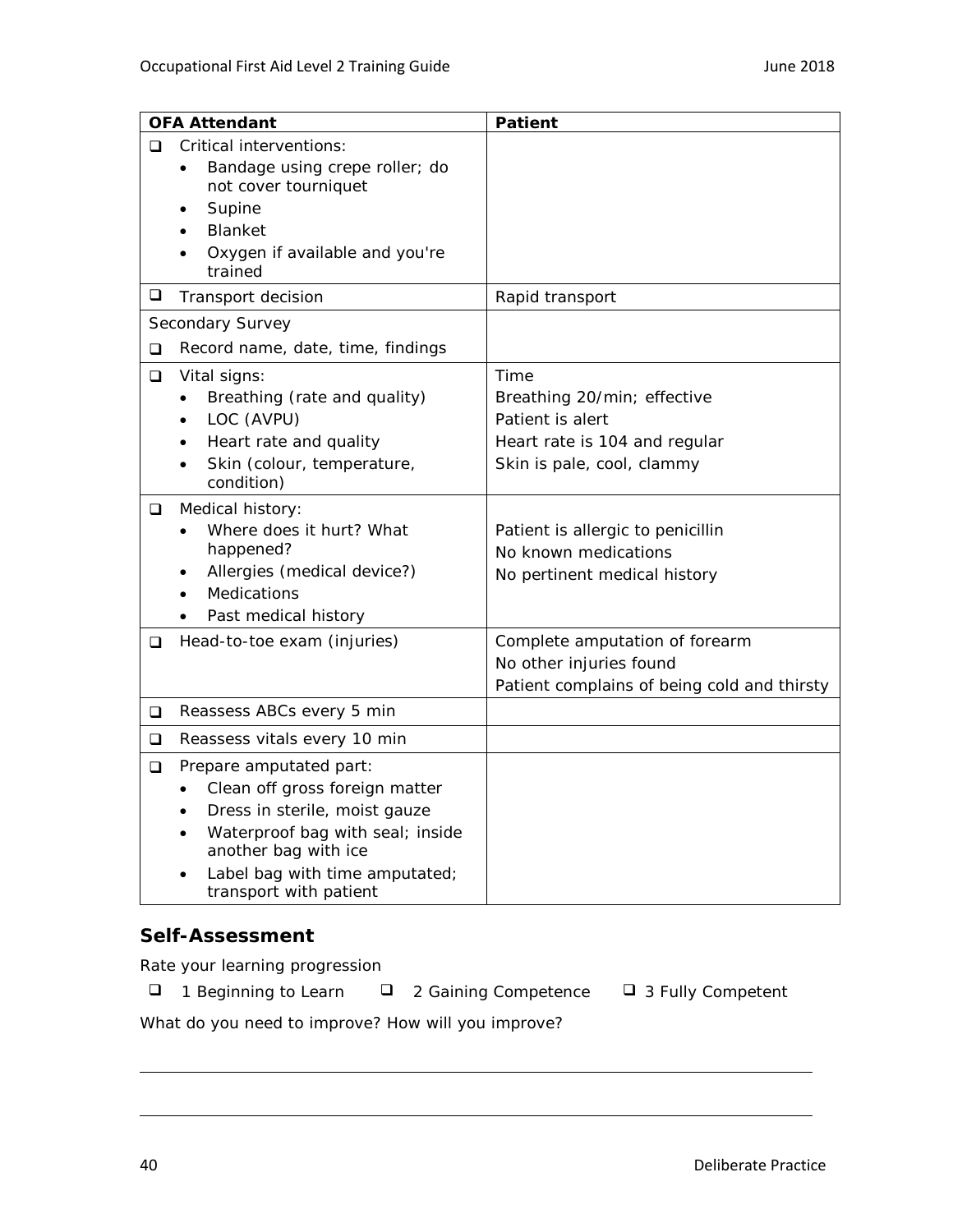| OFA Attendant | Patient |
|---|---|
| ❑ Critical interventions:<br>• Bandage using crepe roller; do not cover tourniquet<br>• Supine<br>• Blanket<br>• Oxygen if available and you're trained | |
| ❑ Transport decision | Rapid transport |
| Secondary Survey<br>❑ Record name, date, time, findings | |
| ❑ Vital signs:<br>• Breathing (rate and quality)<br>• LOC (AVPU)<br>• Heart rate and quality<br>• Skin (colour, temperature, condition) | Time<br>Breathing 20/min; effective<br>Patient is alert<br>Heart rate is 104 and regular<br>Skin is pale, cool, clammy |
| ❑ Medical history:<br>• Where does it hurt? What happened?<br>• Allergies (medical device?)<br>• Medications<br>• Past medical history | Patient is allergic to penicillin<br>No known medications<br>No pertinent medical history |
| ❑ Head-to-toe exam (injuries) | Complete amputation of forearm<br>No other injuries found<br>Patient complains of being cold and thirsty |
| ❑ Reassess ABCs every 5 min | |
| ❑ Reassess vitals every 10 min | |
| ❑ Prepare amputated part:<br>• Clean off gross foreign matter<br>• Dress in sterile, moist gauze<br>• Waterproof bag with seal; inside another bag with ice<br>• Label bag with time amputated; transport with patient | |

### Self-Assessment

Rate your learning progression

❑ 1 Beginning to Learn ❑ 2 Gaining Competence ❑ 3 Fully Competent

What do you need to improve? How will you improve?

______________________________________________________________________

______________________________________________________________________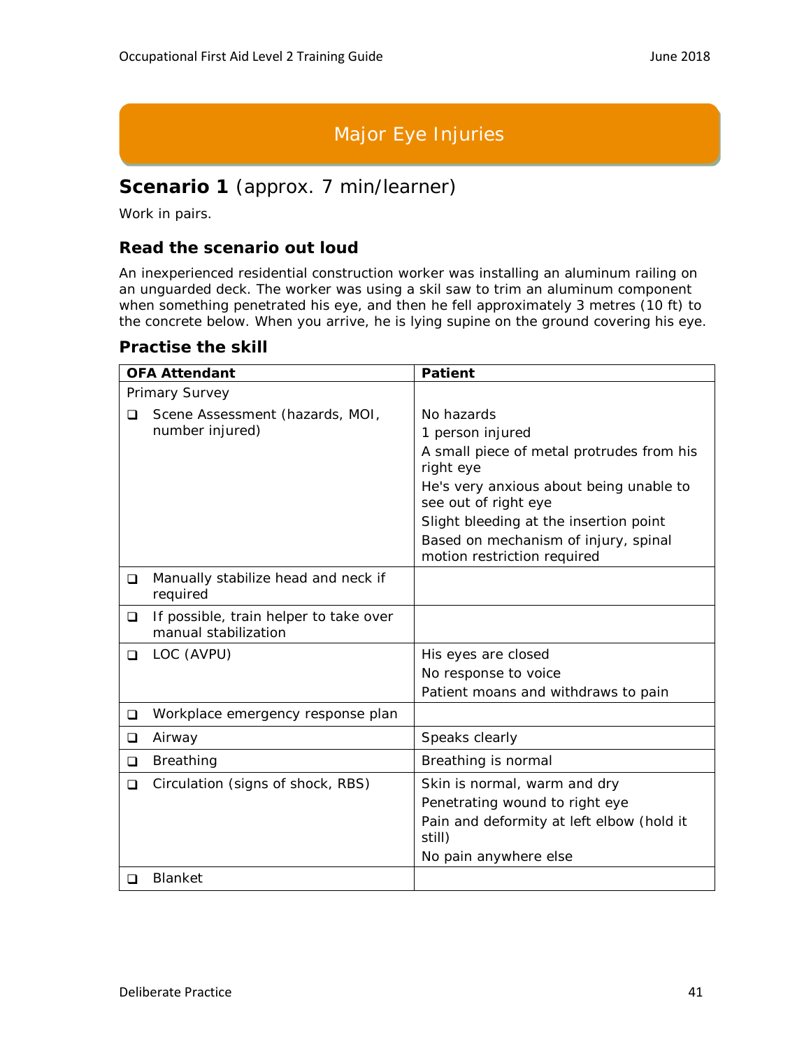# Major Eye Injuries

## Scenario 1 (approx. 7 min/learner)

Work in pairs.

### Read the scenario out loud

An inexperienced residential construction worker was installing an aluminum railing on an unguarded deck. The worker was using a skil saw to trim an aluminum component when something penetrated his eye, and then he fell approximately 3 metres (10 ft) to the concrete below. When you arrive, he is lying supine on the ground covering his eye.

### Practise the skill

| OFA Attendant | Patient |
|---|---|
| Primary Survey<br>❑ Scene Assessment (hazards, MOI, number injured) | No hazards<br>1 person injured<br>A small piece of metal protrudes from his right eye<br>He's very anxious about being unable to see out of right eye<br>Slight bleeding at the insertion point<br>Based on mechanism of injury, spinal motion restriction required |
| ❑ Manually stabilize head and neck if required | |
| ❑ If possible, train helper to take over manual stabilization | |
| ❑ LOC (AVPU) | His eyes are closed<br>No response to voice<br>Patient moans and withdraws to pain |
| ❑ Workplace emergency response plan | |
| ❑ Airway | Speaks clearly |
| ❑ Breathing | Breathing is normal |
| ❑ Circulation (signs of shock, RBS) | Skin is normal, warm and dry<br>Penetrating wound to right eye<br>Pain and deformity at left elbow (hold it still)<br>No pain anywhere else |
| ❑ Blanket | |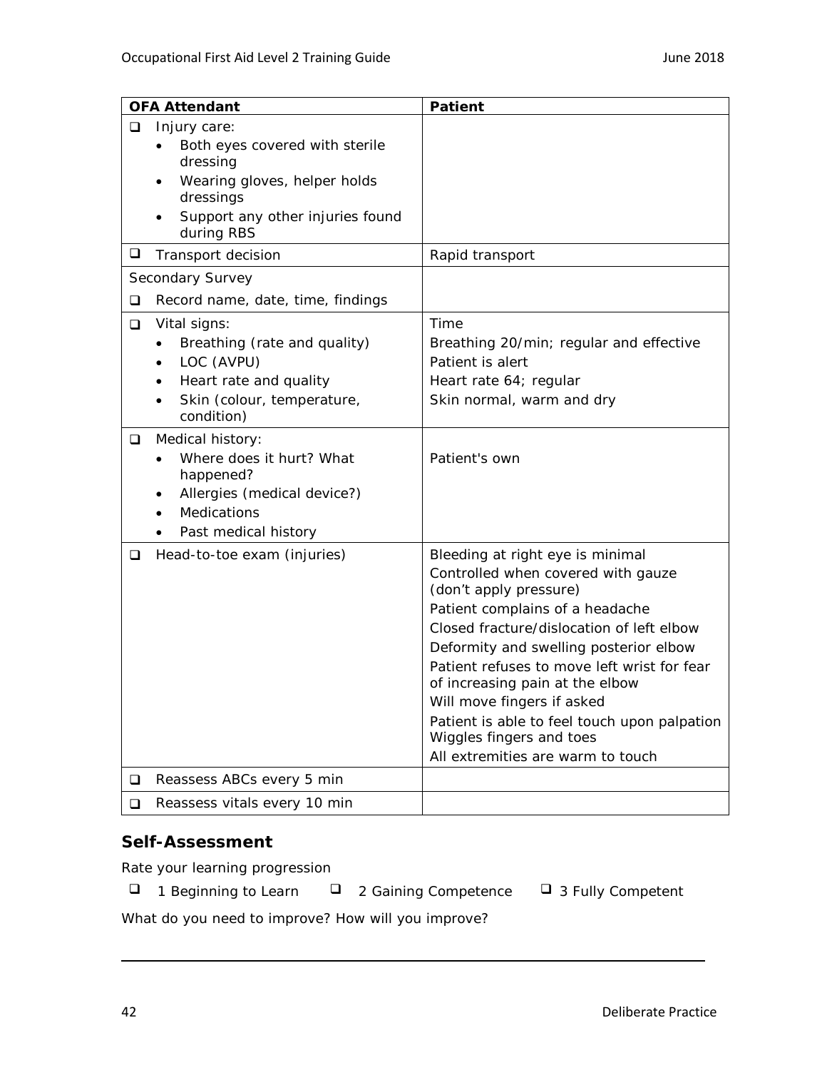| OFA Attendant | Patient |
|---|---|
| ❑ Injury care:<br>• Both eyes covered with sterile dressing<br>• Wearing gloves, helper holds dressings<br>• Support any other injuries found during RBS | |
| ❑ Transport decision | Rapid transport |
| Secondary Survey<br>❑ Record name, date, time, findings | |
| ❑ Vital signs:<br>• Breathing (rate and quality)<br>• LOC (AVPU)<br>• Heart rate and quality<br>• Skin (colour, temperature, condition) | Time<br>Breathing 20/min; regular and effective<br>Patient is alert<br>Heart rate 64; regular<br>Skin normal, warm and dry |
| ❑ Medical history:<br>• Where does it hurt? What happened?<br>• Allergies (medical device?)<br>• Medications<br>• Past medical history | Patient's own |
| ❑ Head-to-toe exam (injuries) | Bleeding at right eye is minimal<br>Controlled when covered with gauze (don't apply pressure)<br>Patient complains of a headache<br>Closed fracture/dislocation of left elbow<br>Deformity and swelling posterior elbow<br>Patient refuses to move left wrist for fear of increasing pain at the elbow<br>Will move fingers if asked<br>Patient is able to feel touch upon palpation<br>Wiggles fingers and toes<br>All extremities are warm to touch |
| ❑ Reassess ABCs every 5 min | |
| ❑ Reassess vitals every 10 min | |

## Self-Assessment

Rate your learning progression

❑ 1 Beginning to Learn ❑ 2 Gaining Competence ❑ 3 Fully Competent

What do you need to improve? How will you improve?

______________________________________________________________________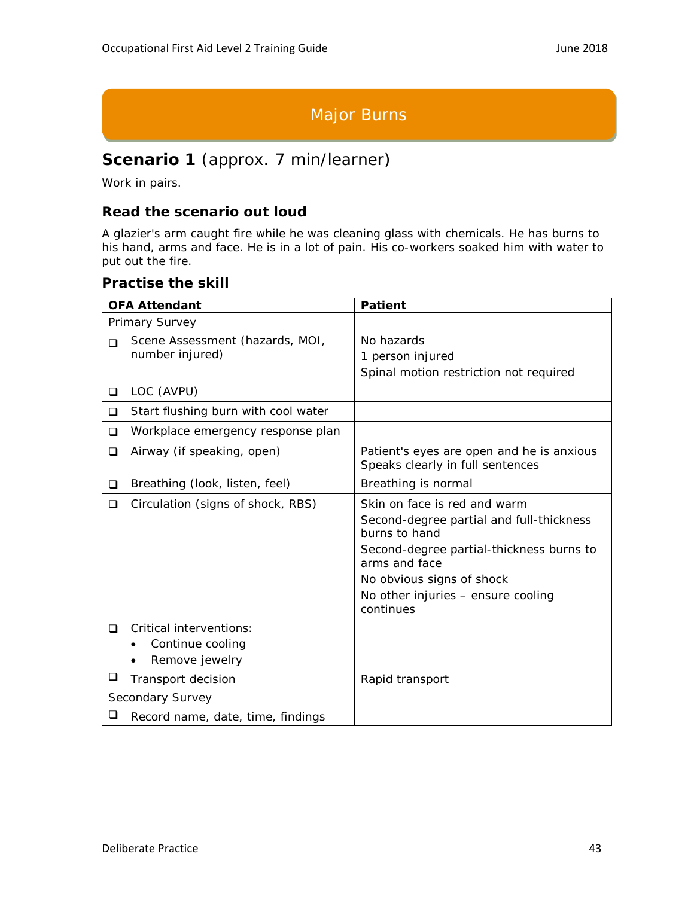# Major Burns

## Scenario 1 (approx. 7 min/learner)

Work in pairs.

### Read the scenario out loud

A glazier's arm caught fire while he was cleaning glass with chemicals. He has burns to his hand, arms and face. He is in a lot of pain. His co-workers soaked him with water to put out the fire.

### Practise the skill

| OFA Attendant | Patient |
|---|---|
| Primary Survey<br>❑ Scene Assessment (hazards, MOI, number injured) | No hazards<br>1 person injured<br>Spinal motion restriction not required |
| ❑ LOC (AVPU) | |
| ❑ Start flushing burn with cool water | |
| ❑ Workplace emergency response plan | |
| ❑ Airway (if speaking, open) | Patient's eyes are open and he is anxious<br>Speaks clearly in full sentences |
| ❑ Breathing (look, listen, feel) | Breathing is normal |
| ❑ Circulation (signs of shock, RBS) | Skin on face is red and warm<br>Second-degree partial and full-thickness burns to hand<br>Second-degree partial-thickness burns to arms and face<br>No obvious signs of shock<br>No other injuries – ensure cooling continues |
| ❑ Critical interventions:<br>• Continue cooling<br>• Remove jewelry | |
| ❑ Transport decision | Rapid transport |
| Secondary Survey<br>❑ Record name, date, time, findings | |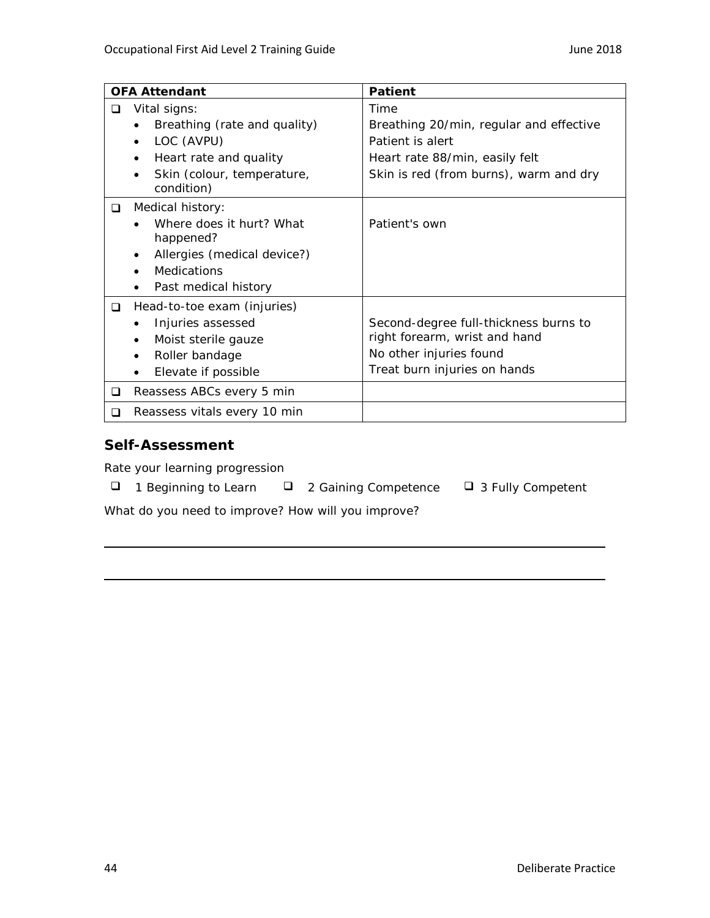| OFA Attendant | Patient |
|---|---|
| ❑ Vital signs:<br>• Breathing (rate and quality)<br>• LOC (AVPU)<br>• Heart rate and quality<br>• Skin (colour, temperature, condition) | Time<br>Breathing 20/min, regular and effective<br>Patient is alert<br>Heart rate 88/min, easily felt<br>Skin is red (from burns), warm and dry |
| ❑ Medical history:<br>• Where does it hurt? What happened?<br>• Allergies (medical device?)<br>• Medications<br>• Past medical history | Patient's own |
| ❑ Head-to-toe exam (injuries)<br>• Injuries assessed<br>• Moist sterile gauze<br>• Roller bandage<br>• Elevate if possible | Second-degree full-thickness burns to right forearm, wrist and hand<br>No other injuries found<br>Treat burn injuries on hands |
| ❑ Reassess ABCs every 5 min | |
| ❑ Reassess vitals every 10 min | |

### Self-Assessment

Rate your learning progression

❑ 1 Beginning to Learn ❑ 2 Gaining Competence ❑ 3 Fully Competent

What do you need to improve? How will you improve?

\_\_\_\_\_\_\_\_\_\_\_\_\_\_\_\_\_\_\_\_\_\_\_\_\_\_\_\_\_\_\_\_\_\_\_\_\_\_\_\_\_\_\_\_\_\_\_\_\_\_\_\_\_\_\_\_\_\_\_\_\_\_

\_\_\_\_\_\_\_\_\_\_\_\_\_\_\_\_\_\_\_\_\_\_\_\_\_\_\_\_\_\_\_\_\_\_\_\_\_\_\_\_\_\_\_\_\_\_\_\_\_\_\_\_\_\_\_\_\_\_\_\_\_\_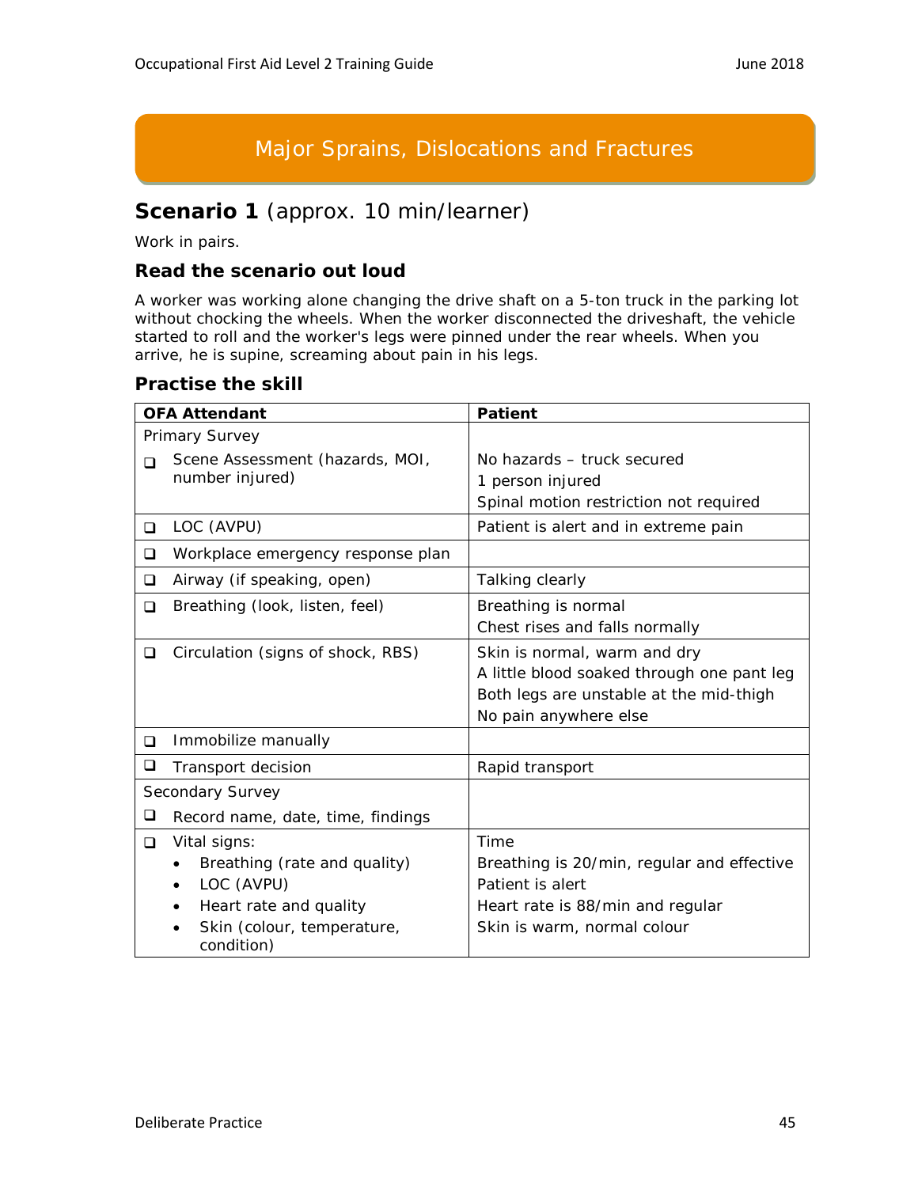# Major Sprains, Dislocations and Fractures

## Scenario 1 (approx. 10 min/learner)

Work in pairs.

### Read the scenario out loud

A worker was working alone changing the drive shaft on a 5-ton truck in the parking lot without chocking the wheels. When the worker disconnected the driveshaft, the vehicle started to roll and the worker's legs were pinned under the rear wheels. When you arrive, he is supine, screaming about pain in his legs.

### Practise the skill

| OFA Attendant | Patient |
|---|---|
| Primary Survey<br>❑ Scene Assessment (hazards, MOI, number injured) | No hazards – truck secured<br>1 person injured<br>Spinal motion restriction not required |
| ❑ LOC (AVPU) | Patient is alert and in extreme pain |
| ❑ Workplace emergency response plan | |
| ❑ Airway (if speaking, open) | Talking clearly |
| ❑ Breathing (look, listen, feel) | Breathing is normal<br>Chest rises and falls normally |
| ❑ Circulation (signs of shock, RBS) | Skin is normal, warm and dry<br>A little blood soaked through one pant leg<br>Both legs are unstable at the mid-thigh<br>No pain anywhere else |
| ❑ Immobilize manually | |
| ❑ Transport decision | Rapid transport |
| Secondary Survey<br>❑ Record name, date, time, findings | |
| ❑ Vital signs:<br>• Breathing (rate and quality)<br>• LOC (AVPU)<br>• Heart rate and quality<br>• Skin (colour, temperature, condition) | Time<br>Breathing is 20/min, regular and effective<br>Patient is alert<br>Heart rate is 88/min and regular<br>Skin is warm, normal colour |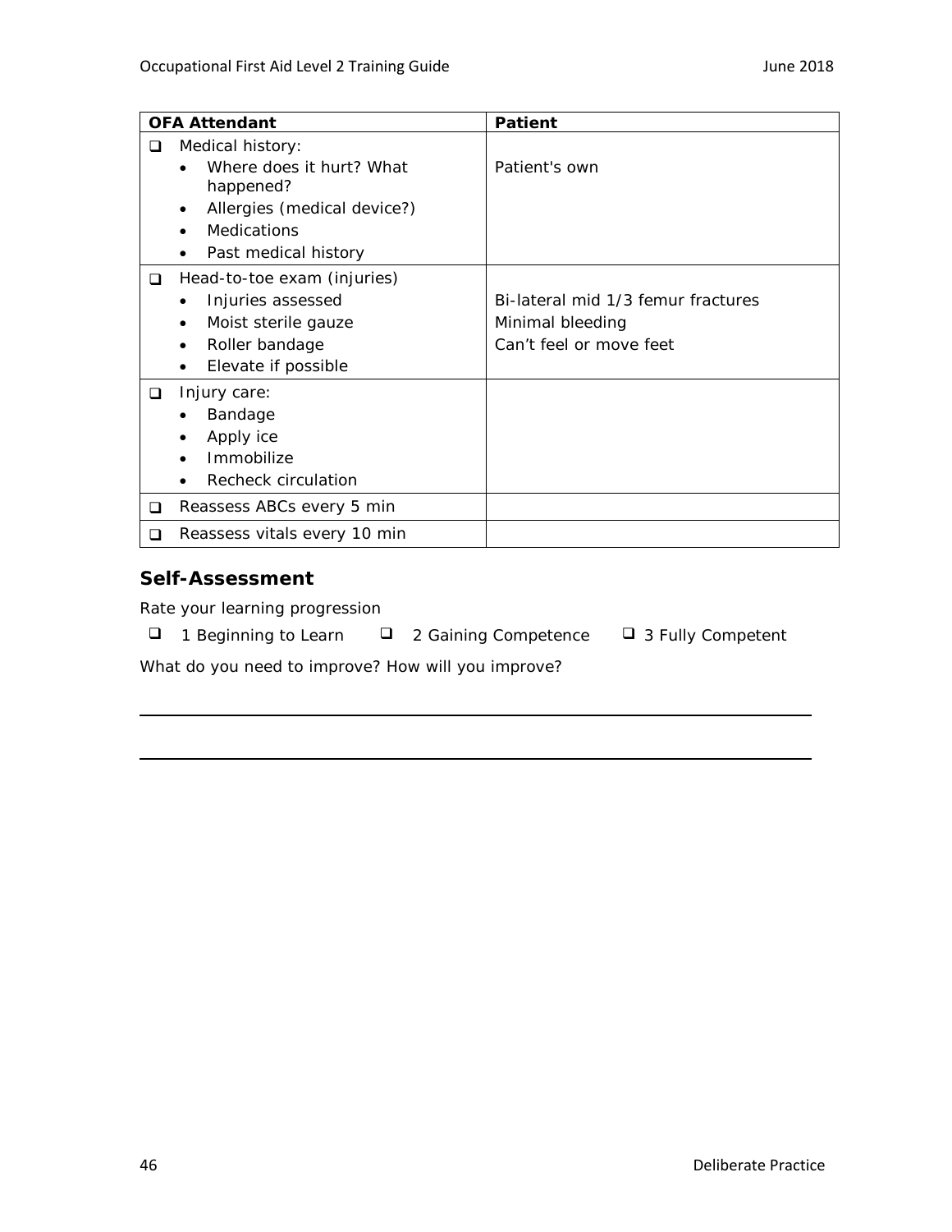| OFA Attendant | Patient |
| --- | --- |
| ❑ Medical history:<br>• Where does it hurt? What happened?<br>• Allergies (medical device?)<br>• Medications<br>• Past medical history | Patient's own |
| ❑ Head-to-toe exam (injuries)<br>• Injuries assessed<br>• Moist sterile gauze<br>• Roller bandage<br>• Elevate if possible | Bi-lateral mid 1/3 femur fractures<br>Minimal bleeding<br>Can't feel or move feet |
| ❑ Injury care:<br>• Bandage<br>• Apply ice<br>• Immobilize<br>• Recheck circulation | |
| ❑ Reassess ABCs every 5 min | |
| ❑ Reassess vitals every 10 min | |

## Self-Assessment

Rate your learning progression

❑ 1 Beginning to Learn ❑ 2 Gaining Competence ❑ 3 Fully Competent

What do you need to improve? How will you improve?

\_\_\_\_\_\_\_\_\_\_\_\_\_\_\_\_\_\_\_\_\_\_\_\_\_\_\_\_\_\_\_\_\_\_\_\_\_\_\_\_\_\_\_\_\_\_\_\_\_\_\_\_\_\_\_\_\_\_\_\_\_\_\_\_\_\_

\_\_\_\_\_\_\_\_\_\_\_\_\_\_\_\_\_\_\_\_\_\_\_\_\_\_\_\_\_\_\_\_\_\_\_\_\_\_\_\_\_\_\_\_\_\_\_\_\_\_\_\_\_\_\_\_\_\_\_\_\_\_\_\_\_\_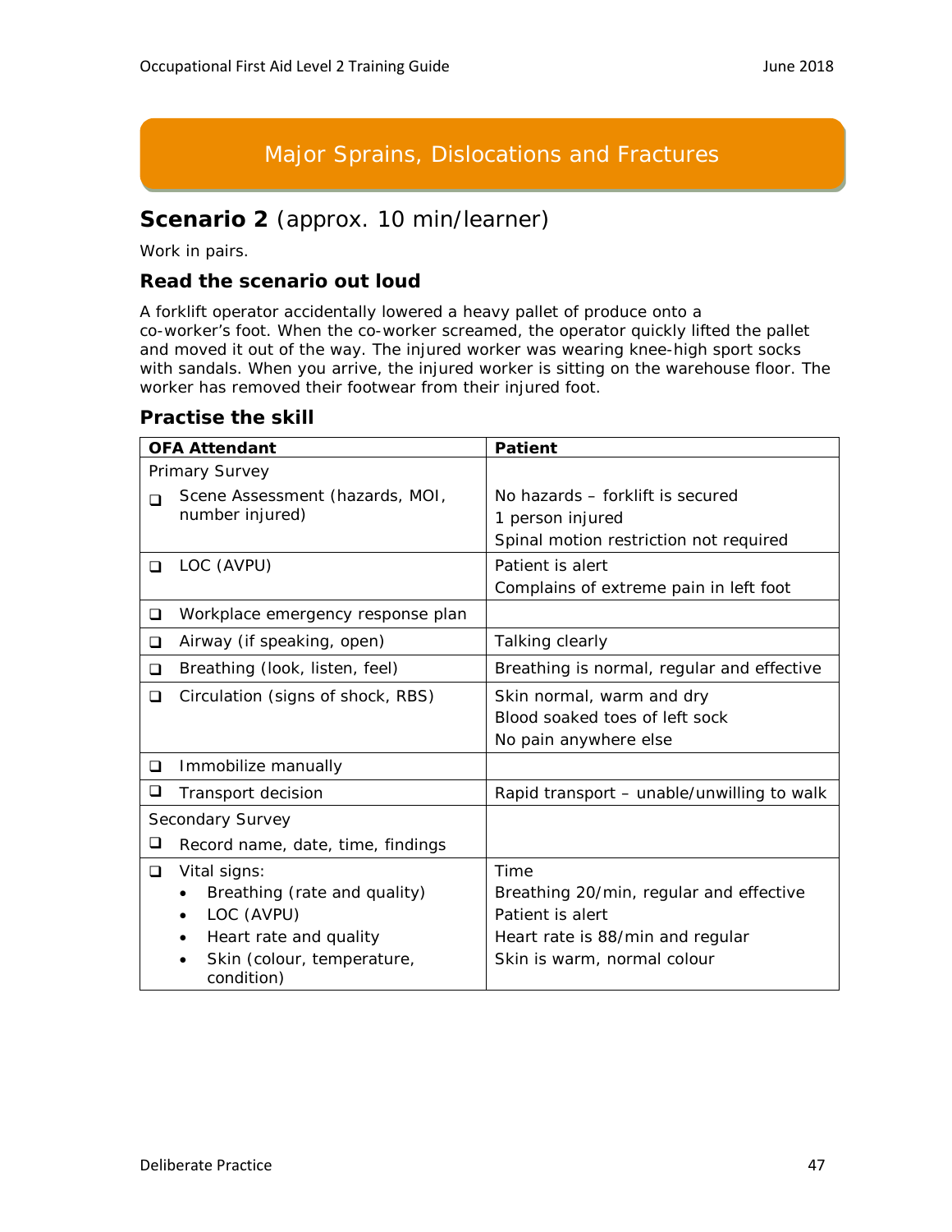# Major Sprains, Dislocations and Fractures

## Scenario 2 (approx. 10 min/learner)

Work in pairs.

### Read the scenario out loud

A forklift operator accidentally lowered a heavy pallet of produce onto a co-worker's foot. When the co-worker screamed, the operator quickly lifted the pallet and moved it out of the way. The injured worker was wearing knee-high sport socks with sandals. When you arrive, the injured worker is sitting on the warehouse floor. The worker has removed their footwear from their injured foot.

### Practise the skill

| OFA Attendant | Patient |
|---|---|
| Primary Survey<br>❑ Scene Assessment (hazards, MOI, number injured) | No hazards – forklift is secured<br>1 person injured<br>Spinal motion restriction not required |
| ❑ LOC (AVPU) | Patient is alert<br>Complains of extreme pain in left foot |
| ❑ Workplace emergency response plan | |
| ❑ Airway (if speaking, open) | Talking clearly |
| ❑ Breathing (look, listen, feel) | Breathing is normal, regular and effective |
| ❑ Circulation (signs of shock, RBS) | Skin normal, warm and dry<br>Blood soaked toes of left sock<br>No pain anywhere else |
| ❑ Immobilize manually | |
| ❑ Transport decision | Rapid transport – unable/unwilling to walk |
| Secondary Survey<br>❑ Record name, date, time, findings | |
| ❑ Vital signs:<br>• Breathing (rate and quality)<br>• LOC (AVPU)<br>• Heart rate and quality<br>• Skin (colour, temperature, condition) | Time<br>Breathing 20/min, regular and effective<br>Patient is alert<br>Heart rate is 88/min and regular<br>Skin is warm, normal colour |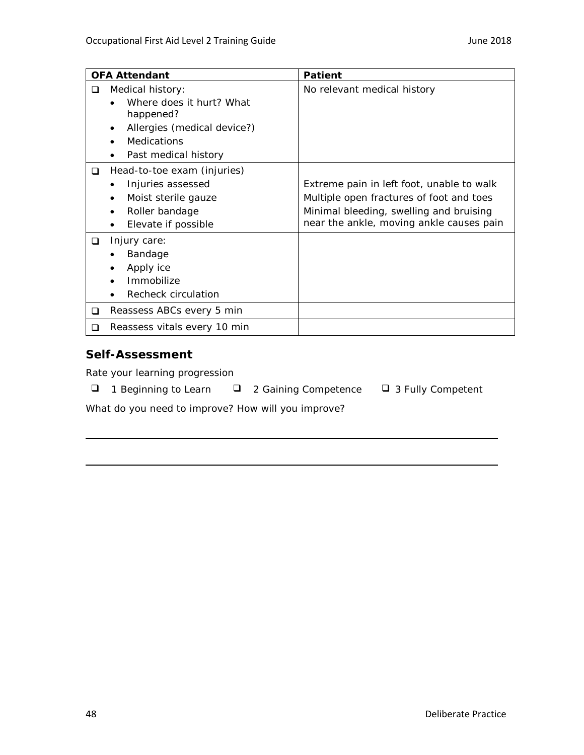| OFA Attendant | Patient |
|---|---|
| ❑ Medical history:<br>• Where does it hurt? What happened?<br>• Allergies (medical device?)<br>• Medications<br>• Past medical history | No relevant medical history |
| ❑ Head-to-toe exam (injuries)<br>• Injuries assessed<br>• Moist sterile gauze<br>• Roller bandage<br>• Elevate if possible | Extreme pain in left foot, unable to walk<br>Multiple open fractures of foot and toes<br>Minimal bleeding, swelling and bruising near the ankle, moving ankle causes pain |
| ❑ Injury care:<br>• Bandage<br>• Apply ice<br>• Immobilize<br>• Recheck circulation | |
| ❑ Reassess ABCs every 5 min | |
| ❑ Reassess vitals every 10 min | |

## Self-Assessment

Rate your learning progression

❑ 1 Beginning to Learn ❑ 2 Gaining Competence ❑ 3 Fully Competent

What do you need to improve? How will you improve?

______________________________________________________________________

______________________________________________________________________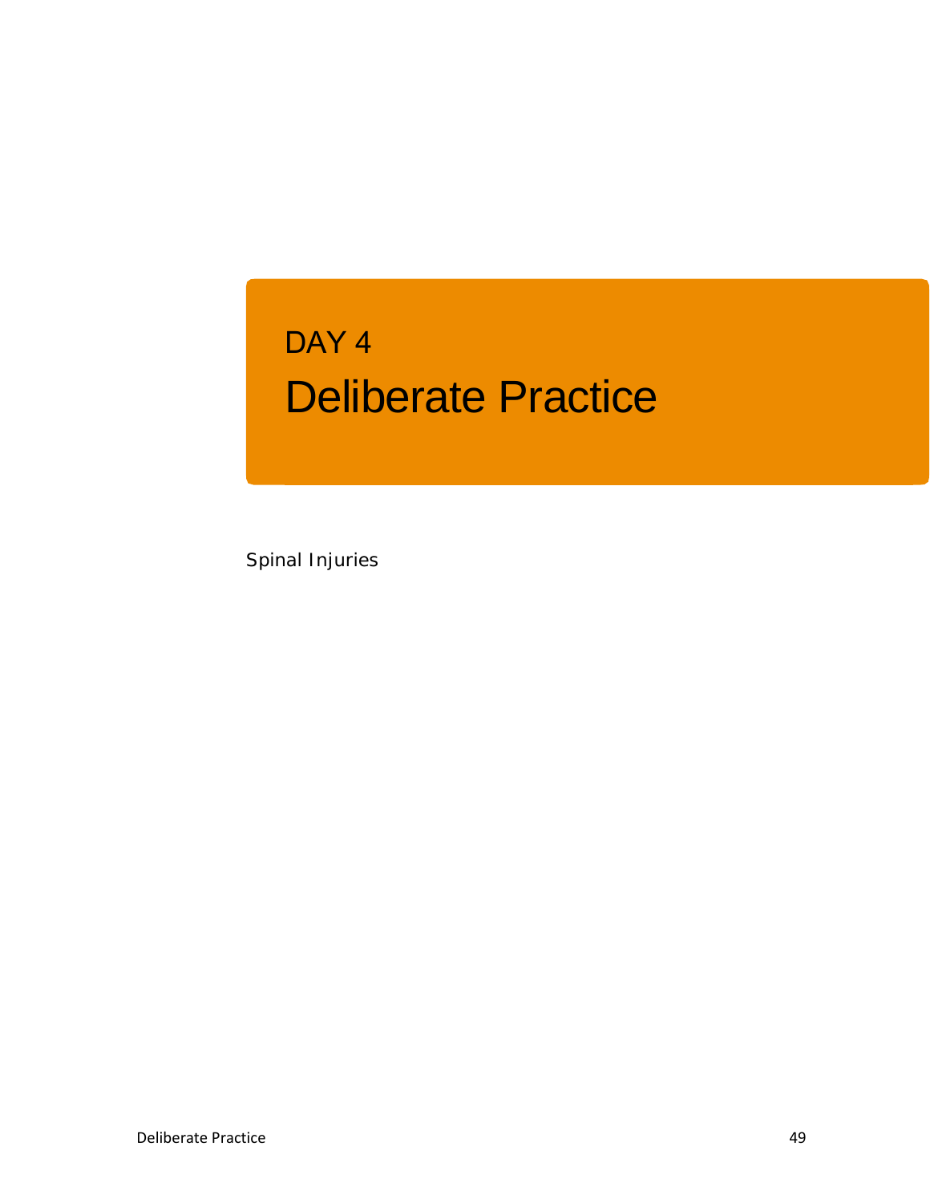# DAY 4

# Deliberate Practice

Spinal Injuries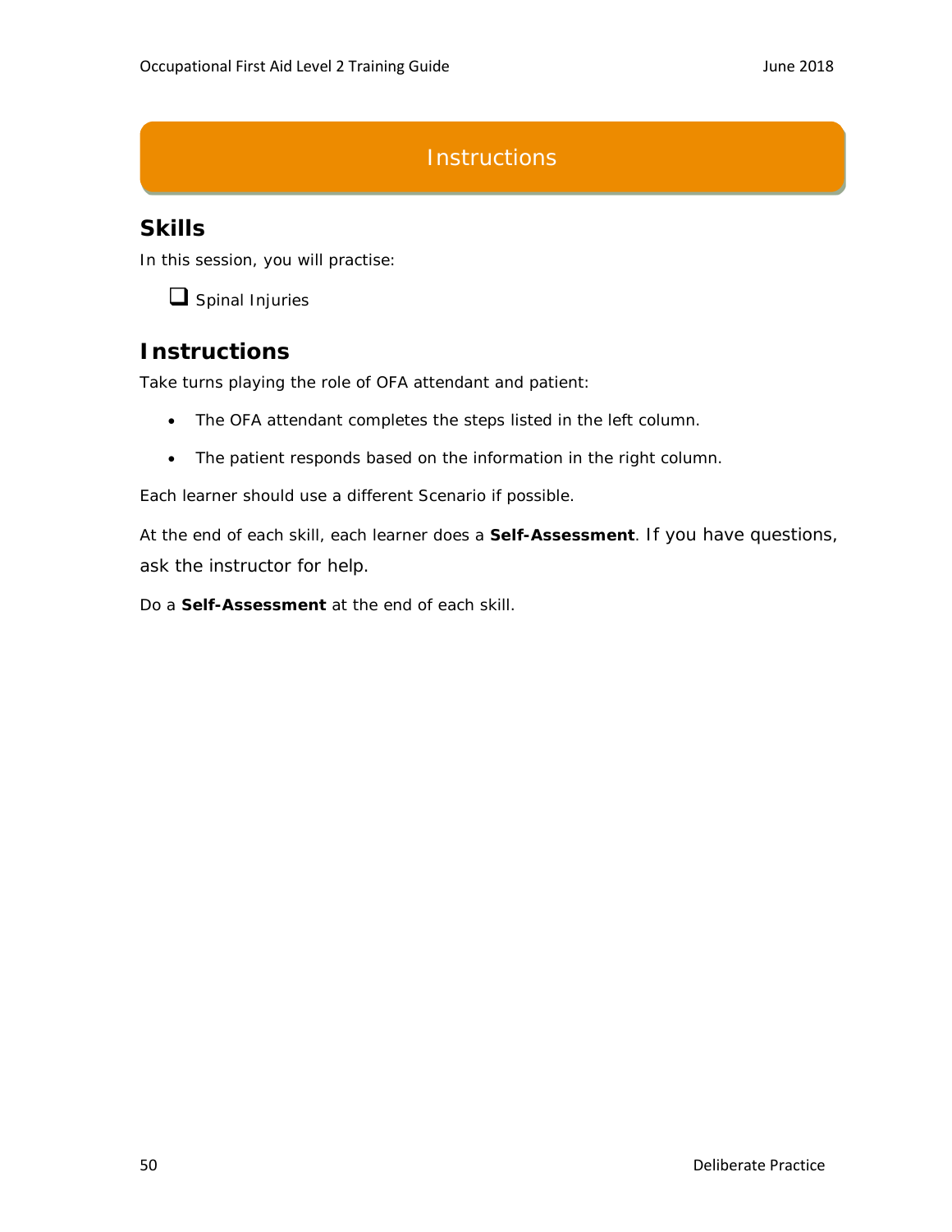# Instructions

## Skills

In this session, you will practise:

- [ ] Spinal Injuries

## Instructions

Take turns playing the role of OFA attendant and patient:

- The OFA attendant completes the steps listed in the left column.
- The patient responds based on the information in the right column.

Each learner should use a different Scenario if possible.

At the end of each skill, each learner does a **Self-Assessment**. If you have questions, ask the instructor for help.

Do a **Self-Assessment** at the end of each skill.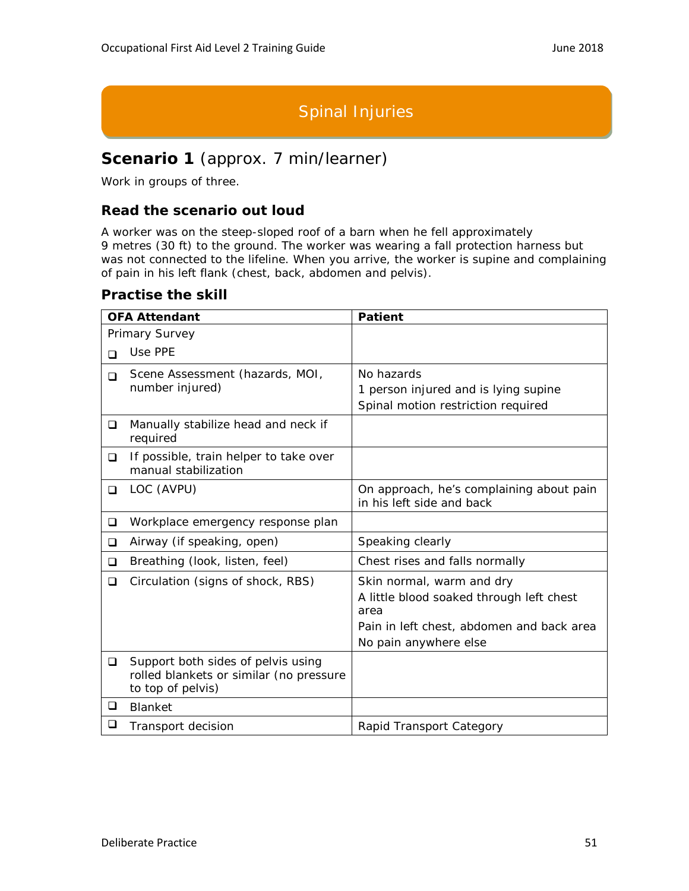# Spinal Injuries

## Scenario 1 (approx. 7 min/learner)

Work in groups of three.

### Read the scenario out loud

A worker was on the steep-sloped roof of a barn when he fell approximately 9 metres (30 ft) to the ground. The worker was wearing a fall protection harness but was not connected to the lifeline. When you arrive, the worker is supine and complaining of pain in his left flank (chest, back, abdomen and pelvis).

### Practise the skill

| OFA Attendant | Patient |
|---|---|
| Primary Survey<br>❑ Use PPE | |
| ❑ Scene Assessment (hazards, MOI, number injured) | No hazards<br>1 person injured and is lying supine<br>Spinal motion restriction required |
| ❑ Manually stabilize head and neck if required | |
| ❑ If possible, train helper to take over manual stabilization | |
| ❑ LOC (AVPU) | On approach, he's complaining about pain in his left side and back |
| ❑ Workplace emergency response plan | |
| ❑ Airway (if speaking, open) | Speaking clearly |
| ❑ Breathing (look, listen, feel) | Chest rises and falls normally |
| ❑ Circulation (signs of shock, RBS) | Skin normal, warm and dry<br>A little blood soaked through left chest area<br>Pain in left chest, abdomen and back area<br>No pain anywhere else |
| ❑ Support both sides of pelvis using rolled blankets or similar (no pressure to top of pelvis) | |
| ❑ Blanket | |
| ❑ Transport decision | Rapid Transport Category |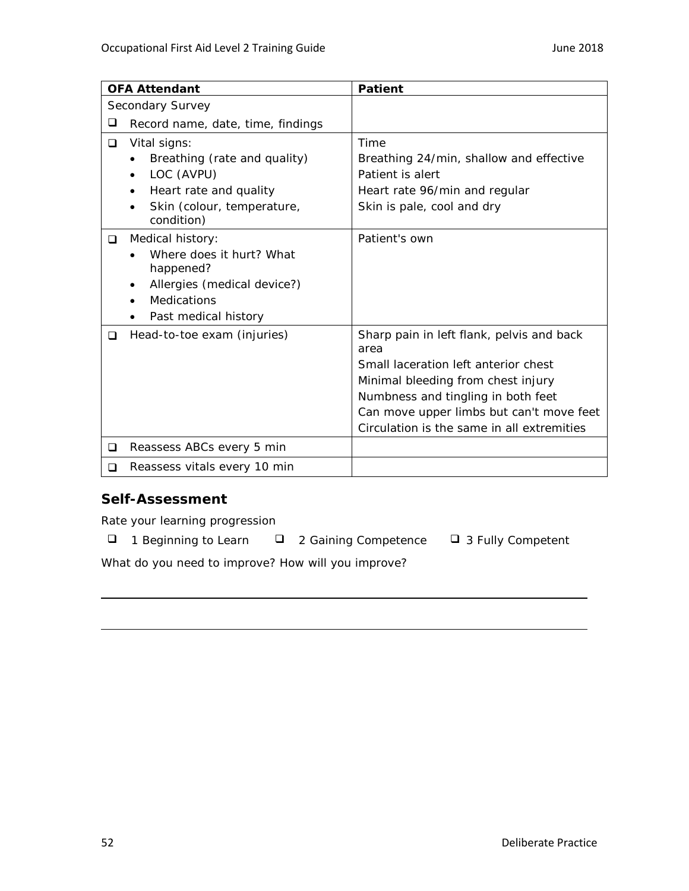| OFA Attendant | Patient |
|---|---|
| Secondary Survey<br>❑ Record name, date, time, findings | |
| ❑ Vital signs:<br>• Breathing (rate and quality)<br>• LOC (AVPU)<br>• Heart rate and quality<br>• Skin (colour, temperature, condition) | Time<br>Breathing 24/min, shallow and effective<br>Patient is alert<br>Heart rate 96/min and regular<br>Skin is pale, cool and dry |
| ❑ Medical history:<br>• Where does it hurt? What happened?<br>• Allergies (medical device?)<br>• Medications<br>• Past medical history | Patient's own |
| ❑ Head-to-toe exam (injuries) | Sharp pain in left flank, pelvis and back area<br>Small laceration left anterior chest<br>Minimal bleeding from chest injury<br>Numbness and tingling in both feet<br>Can move upper limbs but can't move feet<br>Circulation is the same in all extremities |
| ❑ Reassess ABCs every 5 min | |
| ❑ Reassess vitals every 10 min | |

## Self-Assessment

Rate your learning progression

❑ 1 Beginning to Learn ❑ 2 Gaining Competence ❑ 3 Fully Competent

What do you need to improve? How will you improve?

_______________________________________________

_______________________________________________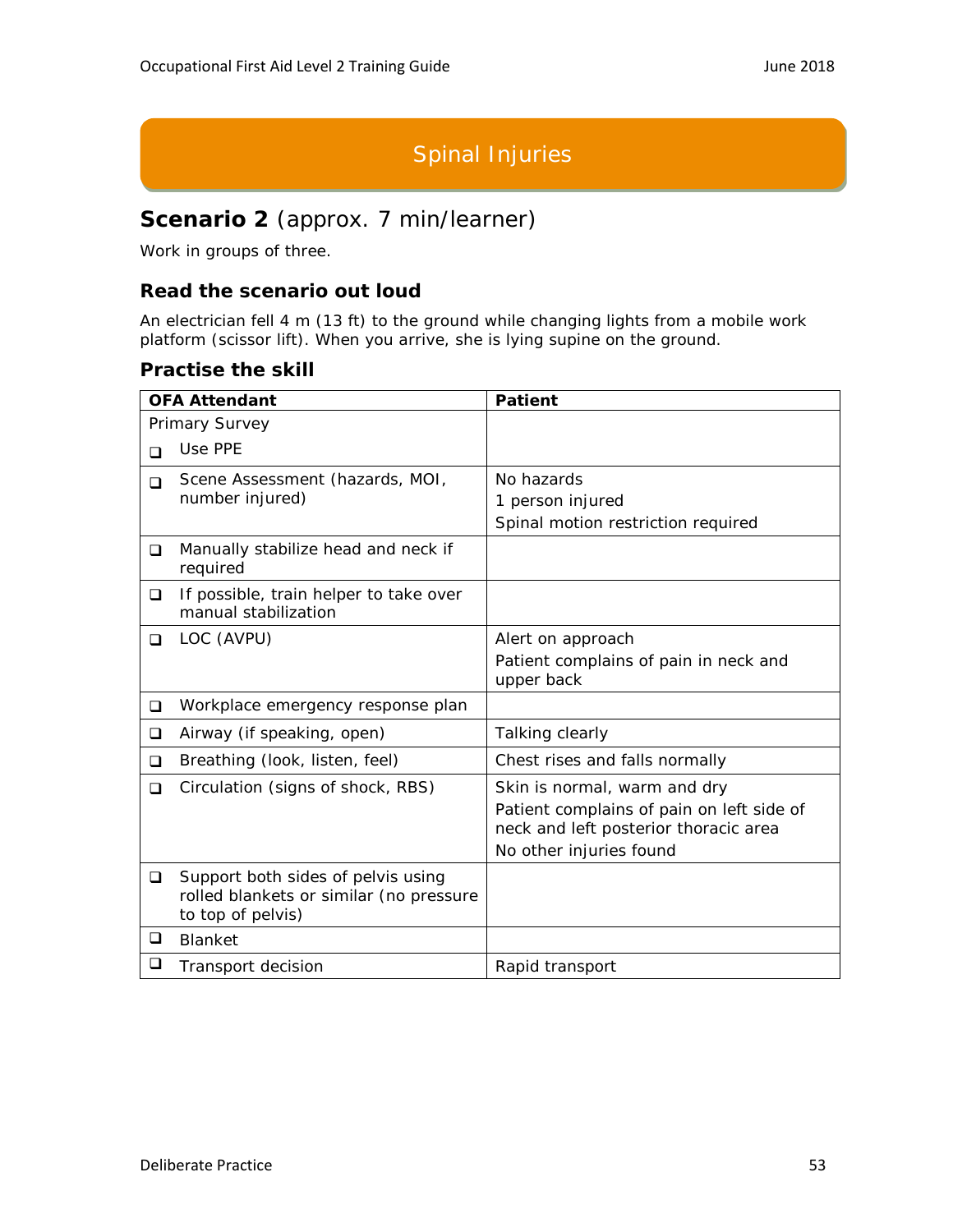# Spinal Injuries

## Scenario 2 (approx. 7 min/learner)

Work in groups of three.

### Read the scenario out loud

An electrician fell 4 m (13 ft) to the ground while changing lights from a mobile work platform (scissor lift). When you arrive, she is lying supine on the ground.

### Practise the skill

| OFA Attendant | Patient |
|---|---|
| Primary Survey<br>❑ Use PPE | |
| ❑ Scene Assessment (hazards, MOI, number injured) | No hazards<br>1 person injured<br>Spinal motion restriction required |
| ❑ Manually stabilize head and neck if required | |
| ❑ If possible, train helper to take over manual stabilization | |
| ❑ LOC (AVPU) | Alert on approach<br>Patient complains of pain in neck and upper back |
| ❑ Workplace emergency response plan | |
| ❑ Airway (if speaking, open) | Talking clearly |
| ❑ Breathing (look, listen, feel) | Chest rises and falls normally |
| ❑ Circulation (signs of shock, RBS) | Skin is normal, warm and dry<br>Patient complains of pain on left side of neck and left posterior thoracic area<br>No other injuries found |
| ❑ Support both sides of pelvis using rolled blankets or similar (no pressure to top of pelvis) | |
| ❑ Blanket | |
| ❑ Transport decision | Rapid transport |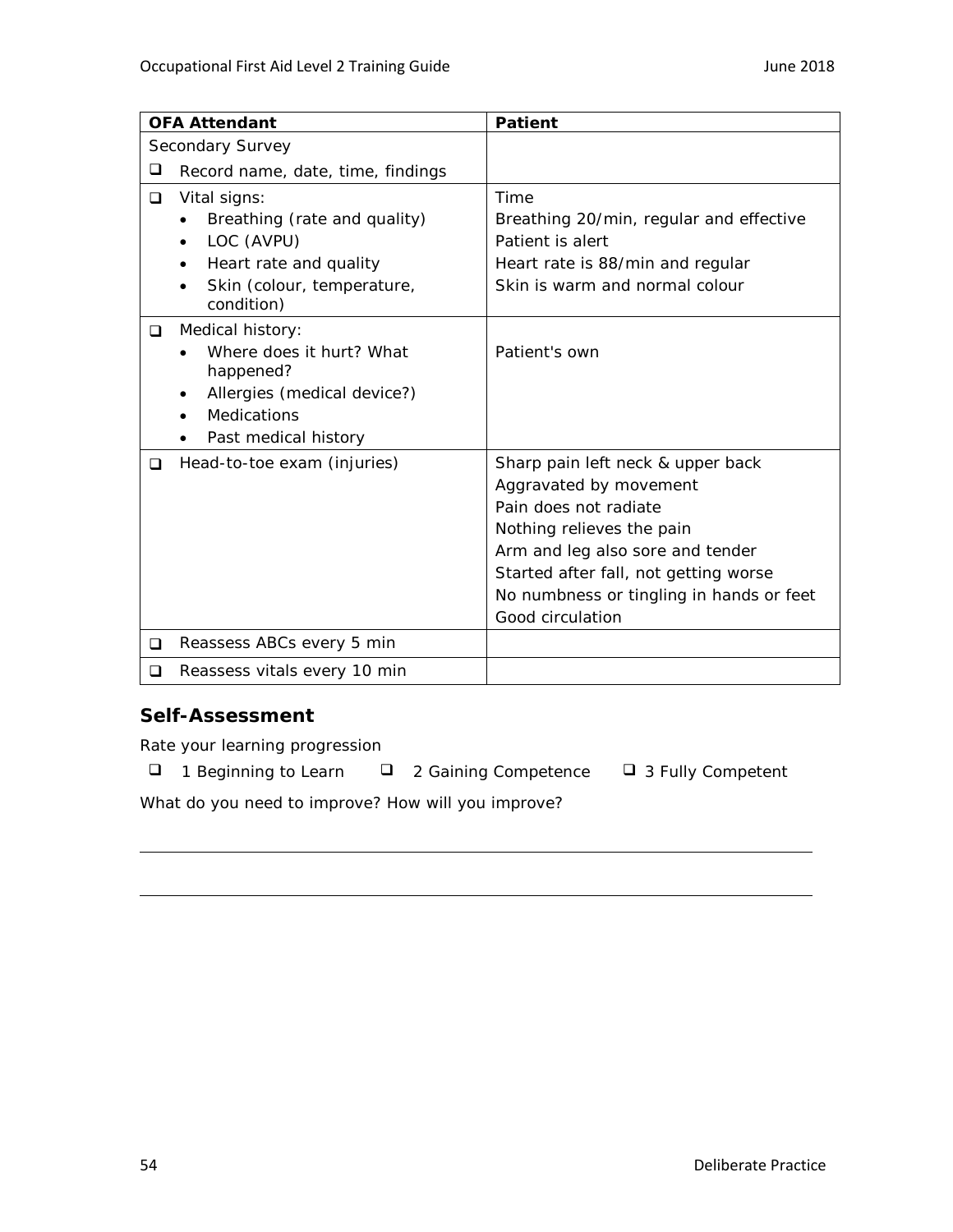| OFA Attendant | Patient |
|---|---|
| Secondary Survey<br>❑ Record name, date, time, findings | |
| ❑ Vital signs:<br>• Breathing (rate and quality)<br>• LOC (AVPU)<br>• Heart rate and quality<br>• Skin (colour, temperature, condition) | Time<br>Breathing 20/min, regular and effective<br>Patient is alert<br>Heart rate is 88/min and regular<br>Skin is warm and normal colour |
| ❑ Medical history:<br>• Where does it hurt? What happened?<br>• Allergies (medical device?)<br>• Medications<br>• Past medical history | Patient's own |
| ❑ Head-to-toe exam (injuries) | Sharp pain left neck & upper back<br>Aggravated by movement<br>Pain does not radiate<br>Nothing relieves the pain<br>Arm and leg also sore and tender<br>Started after fall, not getting worse<br>No numbness or tingling in hands or feet<br>Good circulation |
| ❑ Reassess ABCs every 5 min | |
| ❑ Reassess vitals every 10 min | |

## Self-Assessment

Rate your learning progression

❑ 1 Beginning to Learn ❑ 2 Gaining Competence ❑ 3 Fully Competent

What do you need to improve? How will you improve?

---

---